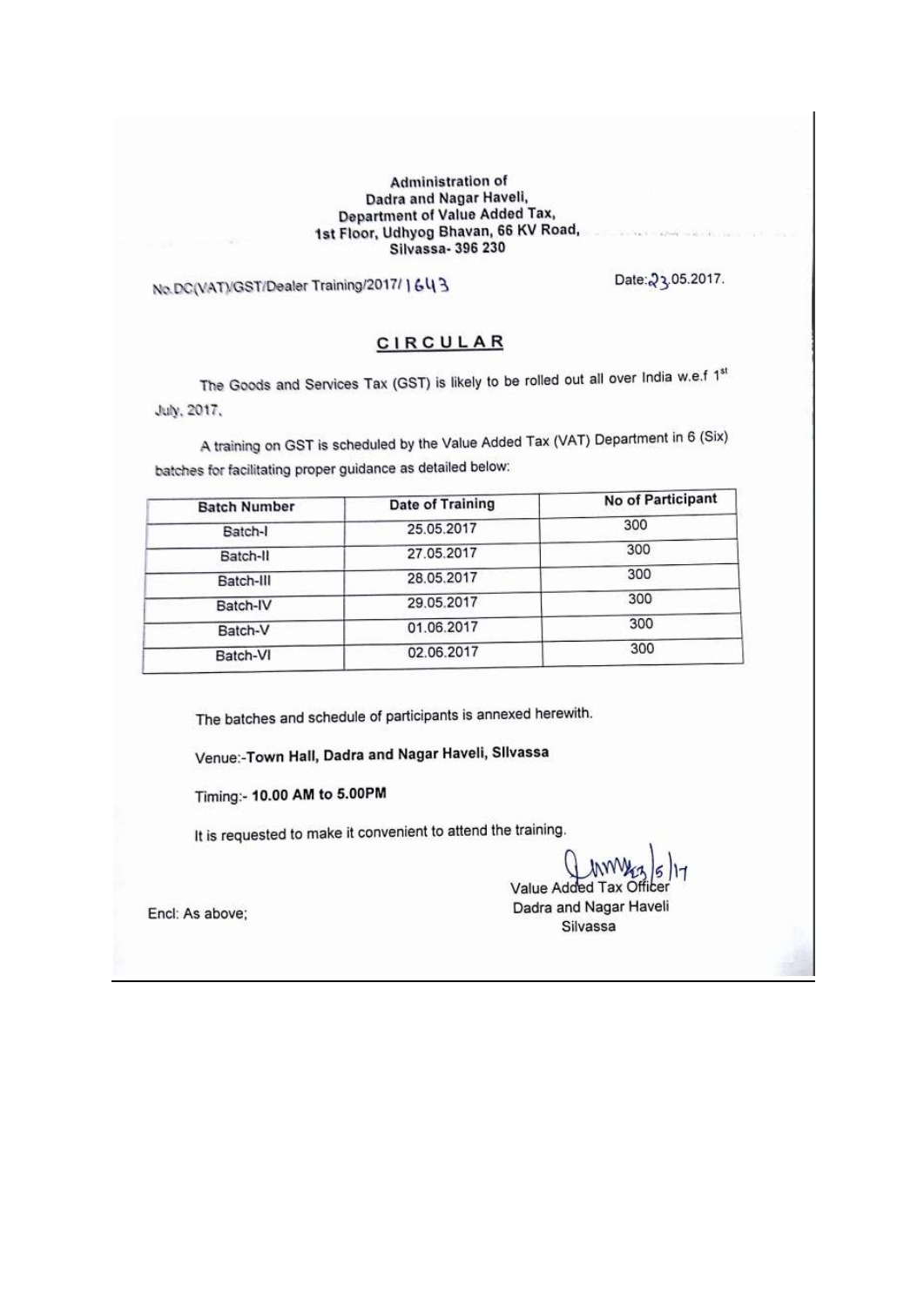**Administration of**
**Dadra and Nagar Haveli,**
**Department of Value Added Tax,**
**1st Floor, Udhyog Bhavan, 66 KV Road,**
**Silvassa- 396 230**

No.DC(VAT)/GST/Dealer Training/2017/1643

Date: 23.05.2017.

# CIRCULAR

The Goods and Services Tax (GST) is likely to be rolled out all over India w.e.f 1st July, 2017.

A training on GST is scheduled by the Value Added Tax (VAT) Department in 6 (Six) batches for facilitating proper guidance as detailed below:

| Batch Number | Date of Training | No of Participant |
| --- | --- | --- |
| Batch-I | 25.05.2017 | 300 |
| Batch-II | 27.05.2017 | 300 |
| Batch-III | 28.05.2017 | 300 |
| Batch-IV | 29.05.2017 | 300 |
| Batch-V | 01.06.2017 | 300 |
| Batch-VI | 02.06.2017 | 300 |

The batches and schedule of participants is annexed herewith.

Venue:-**Town Hall, Dadra and Nagar Haveli, Silvassa**

Timing:- **10.00 AM to 5.00PM**

It is requested to make it convenient to attend the training.

23/5/17

Value Added Tax Officer
Dadra and Nagar Haveli
Silvassa

Encl: As above;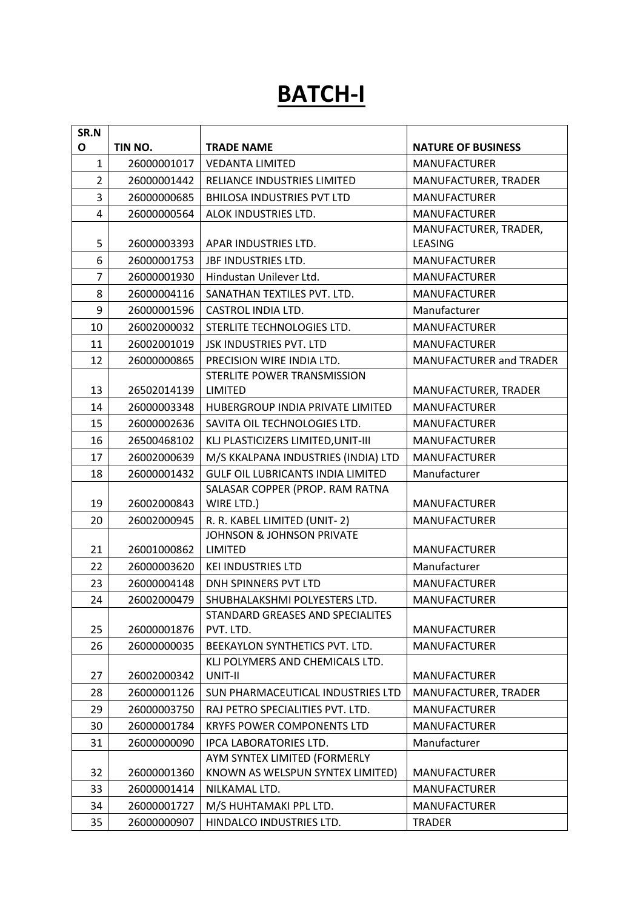# BATCH-I

| SR.NO | TIN NO. | TRADE NAME | NATURE OF BUSINESS |
|---|---|---|---|
| 1 | 26000001017 | VEDANTA LIMITED | MANUFACTURER |
| 2 | 26000001442 | RELIANCE INDUSTRIES LIMITED | MANUFACTURER, TRADER |
| 3 | 26000000685 | BHILOSA INDUSTRIES PVT LTD | MANUFACTURER |
| 4 | 26000000564 | ALOK INDUSTRIES LTD. | MANUFACTURER |
| 5 | 26000003393 | APAR INDUSTRIES LTD. | MANUFACTURER, TRADER, LEASING |
| 6 | 26000001753 | JBF INDUSTRIES LTD. | MANUFACTURER |
| 7 | 26000001930 | Hindustan Unilever Ltd. | MANUFACTURER |
| 8 | 26000004116 | SANATHAN TEXTILES PVT. LTD. | MANUFACTURER |
| 9 | 26000001596 | CASTROL INDIA LTD. | Manufacturer |
| 10 | 26002000032 | STERLITE TECHNOLOGIES LTD. | MANUFACTURER |
| 11 | 26002001019 | JSK INDUSTRIES PVT. LTD | MANUFACTURER |
| 12 | 26000000865 | PRECISION WIRE INDIA LTD. | MANUFACTURER and TRADER |
| 13 | 26502014139 | STERLITE POWER TRANSMISSION LIMITED | MANUFACTURER, TRADER |
| 14 | 26000003348 | HUBERGROUP INDIA PRIVATE LIMITED | MANUFACTURER |
| 15 | 26000002636 | SAVITA OIL TECHNOLOGIES LTD. | MANUFACTURER |
| 16 | 26500468102 | KLJ PLASTICIZERS LIMITED,UNIT-III | MANUFACTURER |
| 17 | 26002000639 | M/S KKALPANA INDUSTRIES (INDIA) LTD | MANUFACTURER |
| 18 | 26000001432 | GULF OIL LUBRICANTS INDIA LIMITED | Manufacturer |
| 19 | 26002000843 | SALASAR COPPER (PROP. RAM RATNA WIRE LTD.) | MANUFACTURER |
| 20 | 26002000945 | R. R. KABEL LIMITED (UNIT- 2) | MANUFACTURER |
| 21 | 26001000862 | JOHNSON & JOHNSON PRIVATE LIMITED | MANUFACTURER |
| 22 | 26000003620 | KEI INDUSTRIES LTD | Manufacturer |
| 23 | 26000004148 | DNH SPINNERS PVT LTD | MANUFACTURER |
| 24 | 26002000479 | SHUBHALAKSHMI POLYESTERS LTD. | MANUFACTURER |
| 25 | 26000001876 | STANDARD GREASES AND SPECIALITES PVT. LTD. | MANUFACTURER |
| 26 | 26000000035 | BEEKAYLON SYNTHETICS PVT. LTD. | MANUFACTURER |
| 27 | 26002000342 | KLJ POLYMERS AND CHEMICALS LTD. UNIT-II | MANUFACTURER |
| 28 | 26000001126 | SUN PHARMACEUTICAL INDUSTRIES LTD | MANUFACTURER, TRADER |
| 29 | 26000003750 | RAJ PETRO SPECIALITIES PVT. LTD. | MANUFACTURER |
| 30 | 26000001784 | KRYFS POWER COMPONENTS LTD | MANUFACTURER |
| 31 | 26000000090 | IPCA LABORATORIES LTD. | Manufacturer |
| 32 | 26000001360 | AYM SYNTEX LIMITED (FORMERLY KNOWN AS WELSPUN SYNTEX LIMITED) | MANUFACTURER |
| 33 | 26000001414 | NILKAMAL LTD. | MANUFACTURER |
| 34 | 26000001727 | M/S HUHTAMAKI PPL LTD. | MANUFACTURER |
| 35 | 26000000907 | HINDALCO INDUSTRIES LTD. | TRADER |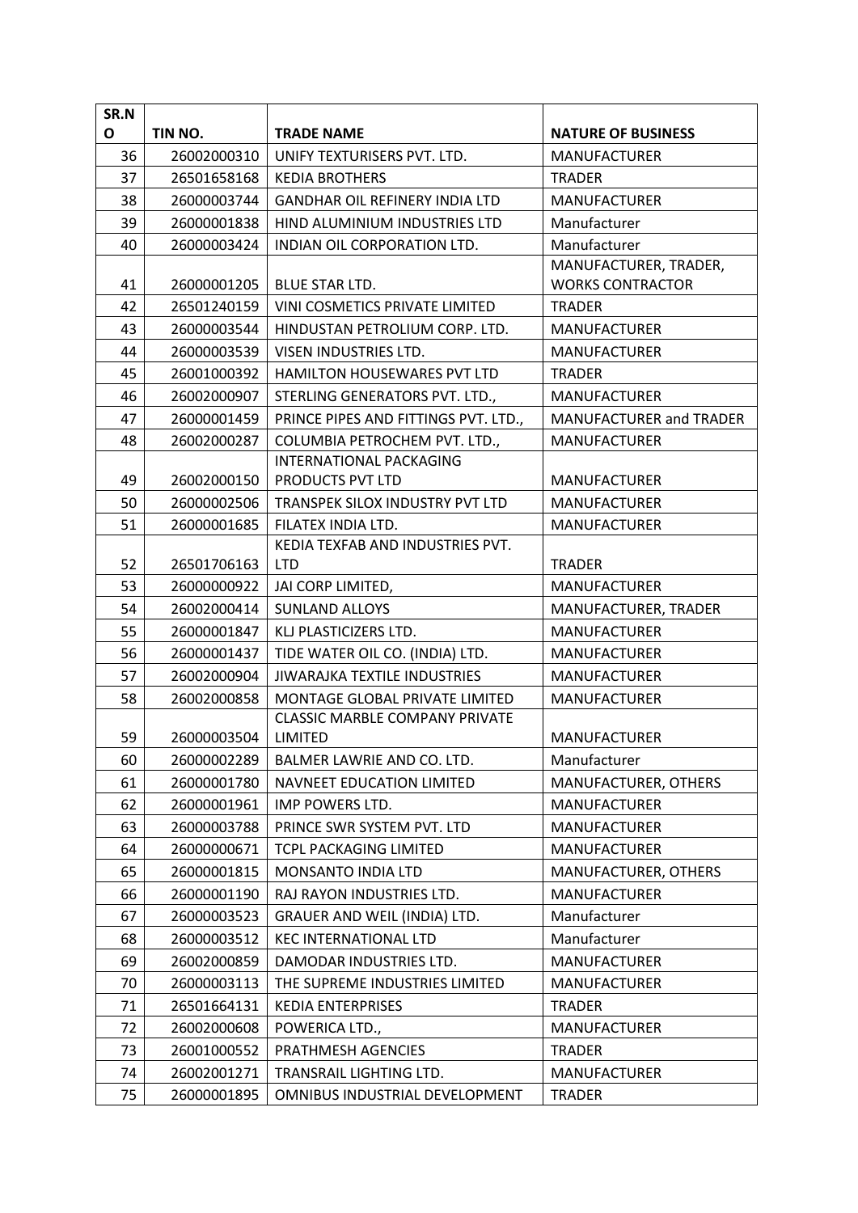| SR.NO | TIN NO. | TRADE NAME | NATURE OF BUSINESS |
|---|---|---|---|
| 36 | 26002000310 | UNIFY TEXTURISERS PVT. LTD. | MANUFACTURER |
| 37 | 26501658168 | KEDIA BROTHERS | TRADER |
| 38 | 26000003744 | GANDHAR OIL REFINERY INDIA LTD | MANUFACTURER |
| 39 | 26000001838 | HIND ALUMINIUM INDUSTRIES LTD | Manufacturer |
| 40 | 26000003424 | INDIAN OIL CORPORATION LTD. | Manufacturer |
| 41 | 26000001205 | BLUE STAR LTD. | MANUFACTURER, TRADER, WORKS CONTRACTOR |
| 42 | 26501240159 | VINI COSMETICS PRIVATE LIMITED | TRADER |
| 43 | 26000003544 | HINDUSTAN PETROLIUM CORP. LTD. | MANUFACTURER |
| 44 | 26000003539 | VISEN INDUSTRIES LTD. | MANUFACTURER |
| 45 | 26001000392 | HAMILTON HOUSEWARES PVT LTD | TRADER |
| 46 | 26002000907 | STERLING GENERATORS PVT. LTD., | MANUFACTURER |
| 47 | 26000001459 | PRINCE PIPES AND FITTINGS PVT. LTD., | MANUFACTURER and TRADER |
| 48 | 26002000287 | COLUMBIA PETROCHEM PVT. LTD., | MANUFACTURER |
| 49 | 26002000150 | INTERNATIONAL PACKAGING PRODUCTS PVT LTD | MANUFACTURER |
| 50 | 26000002506 | TRANSPEK SILOX INDUSTRY PVT LTD | MANUFACTURER |
| 51 | 26000001685 | FILATEX INDIA LTD. | MANUFACTURER |
| 52 | 26501706163 | KEDIA TEXFAB AND INDUSTRIES PVT. LTD | TRADER |
| 53 | 26000000922 | JAI CORP LIMITED, | MANUFACTURER |
| 54 | 26002000414 | SUNLAND ALLOYS | MANUFACTURER, TRADER |
| 55 | 26000001847 | KLJ PLASTICIZERS LTD. | MANUFACTURER |
| 56 | 26000001437 | TIDE WATER OIL CO. (INDIA) LTD. | MANUFACTURER |
| 57 | 26002000904 | JIWARAJKA TEXTILE INDUSTRIES | MANUFACTURER |
| 58 | 26002000858 | MONTAGE GLOBAL PRIVATE LIMITED | MANUFACTURER |
| 59 | 26000003504 | CLASSIC MARBLE COMPANY PRIVATE LIMITED | MANUFACTURER |
| 60 | 26000002289 | BALMER LAWRIE AND CO. LTD. | Manufacturer |
| 61 | 26000001780 | NAVNEET EDUCATION LIMITED | MANUFACTURER, OTHERS |
| 62 | 26000001961 | IMP POWERS LTD. | MANUFACTURER |
| 63 | 26000003788 | PRINCE SWR SYSTEM PVT. LTD | MANUFACTURER |
| 64 | 26000000671 | TCPL PACKAGING LIMITED | MANUFACTURER |
| 65 | 26000001815 | MONSANTO INDIA LTD | MANUFACTURER, OTHERS |
| 66 | 26000001190 | RAJ RAYON INDUSTRIES LTD. | MANUFACTURER |
| 67 | 26000003523 | GRAUER AND WEIL (INDIA) LTD. | Manufacturer |
| 68 | 26000003512 | KEC INTERNATIONAL LTD | Manufacturer |
| 69 | 26002000859 | DAMODAR INDUSTRIES LTD. | MANUFACTURER |
| 70 | 26000003113 | THE SUPREME INDUSTRIES LIMITED | MANUFACTURER |
| 71 | 26501664131 | KEDIA ENTERPRISES | TRADER |
| 72 | 26002000608 | POWERICA LTD., | MANUFACTURER |
| 73 | 26001000552 | PRATHMESH AGENCIES | TRADER |
| 74 | 26002001271 | TRANSRAIL LIGHTING LTD. | MANUFACTURER |
| 75 | 26000001895 | OMNIBUS INDUSTRIAL DEVELOPMENT | TRADER |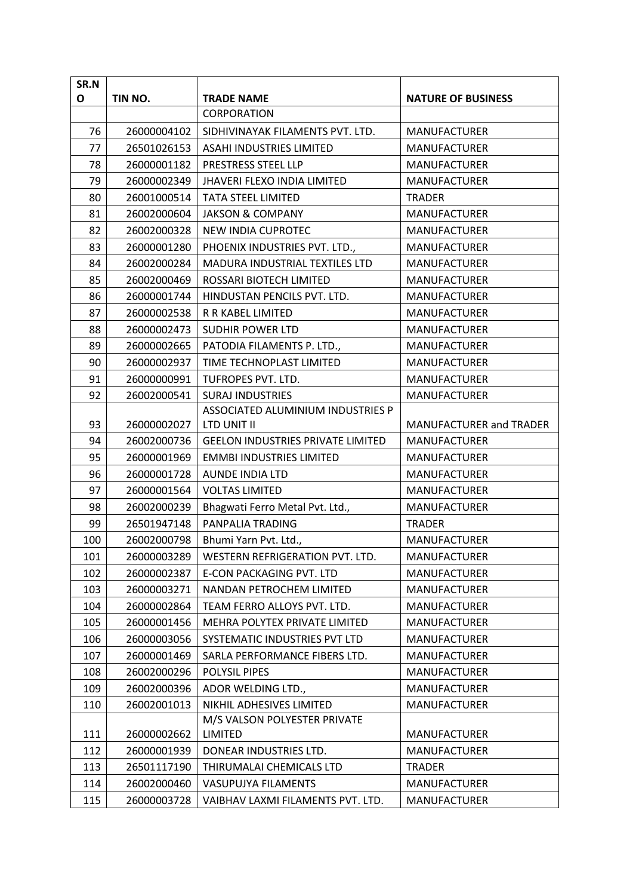| SR.NO | TIN NO. | TRADE NAME | NATURE OF BUSINESS |
|---|---|---|---|
| | | CORPORATION | |
| 76 | 26000004102 | SIDHIVINAYAK FILAMENTS PVT. LTD. | MANUFACTURER |
| 77 | 26501026153 | ASAHI INDUSTRIES LIMITED | MANUFACTURER |
| 78 | 26000001182 | PRESTRESS STEEL LLP | MANUFACTURER |
| 79 | 26000002349 | JHAVERI FLEXO INDIA LIMITED | MANUFACTURER |
| 80 | 26001000514 | TATA STEEL LIMITED | TRADER |
| 81 | 26002000604 | JAKSON & COMPANY | MANUFACTURER |
| 82 | 26002000328 | NEW INDIA CUPROTEC | MANUFACTURER |
| 83 | 26000001280 | PHOENIX INDUSTRIES PVT. LTD., | MANUFACTURER |
| 84 | 26002000284 | MADURA INDUSTRIAL TEXTILES LTD | MANUFACTURER |
| 85 | 26002000469 | ROSSARI BIOTECH LIMITED | MANUFACTURER |
| 86 | 26000001744 | HINDUSTAN PENCILS PVT. LTD. | MANUFACTURER |
| 87 | 26000002538 | R R KABEL LIMITED | MANUFACTURER |
| 88 | 26000002473 | SUDHIR POWER LTD | MANUFACTURER |
| 89 | 26000002665 | PATODIA FILAMENTS P. LTD., | MANUFACTURER |
| 90 | 26000002937 | TIME TECHNOPLAST LIMITED | MANUFACTURER |
| 91 | 26000000991 | TUFROPES PVT. LTD. | MANUFACTURER |
| 92 | 26002000541 | SURAJ INDUSTRIES | MANUFACTURER |
| 93 | 26000002027 | ASSOCIATED ALUMINIUM INDUSTRIES P LTD UNIT II | MANUFACTURER and TRADER |
| 94 | 26002000736 | GEELON INDUSTRIES PRIVATE LIMITED | MANUFACTURER |
| 95 | 26000001969 | EMMBI INDUSTRIES LIMITED | MANUFACTURER |
| 96 | 26000001728 | AUNDE INDIA LTD | MANUFACTURER |
| 97 | 26000001564 | VOLTAS LIMITED | MANUFACTURER |
| 98 | 26002000239 | Bhagwati Ferro Metal Pvt. Ltd., | MANUFACTURER |
| 99 | 26501947148 | PANPALIA TRADING | TRADER |
| 100 | 26002000798 | Bhumi Yarn Pvt. Ltd., | MANUFACTURER |
| 101 | 26000003289 | WESTERN REFRIGERATION PVT. LTD. | MANUFACTURER |
| 102 | 26000002387 | E-CON PACKAGING PVT. LTD | MANUFACTURER |
| 103 | 26000003271 | NANDAN PETROCHEM LIMITED | MANUFACTURER |
| 104 | 26000002864 | TEAM FERRO ALLOYS PVT. LTD. | MANUFACTURER |
| 105 | 26000001456 | MEHRA POLYTEX PRIVATE LIMITED | MANUFACTURER |
| 106 | 26000003056 | SYSTEMATIC INDUSTRIES PVT LTD | MANUFACTURER |
| 107 | 26000001469 | SARLA PERFORMANCE FIBERS LTD. | MANUFACTURER |
| 108 | 26002000296 | POLYSIL PIPES | MANUFACTURER |
| 109 | 26002000396 | ADOR WELDING LTD., | MANUFACTURER |
| 110 | 26002001013 | NIKHIL ADHESIVES LIMITED | MANUFACTURER |
| 111 | 26000002662 | M/S VALSON POLYESTER PRIVATE LIMITED | MANUFACTURER |
| 112 | 26000001939 | DONEAR INDUSTRIES LTD. | MANUFACTURER |
| 113 | 26501117190 | THIRUMALAI CHEMICALS LTD | TRADER |
| 114 | 26002000460 | VASUPUJYA FILAMENTS | MANUFACTURER |
| 115 | 26000003728 | VAIBHAV LAXMI FILAMENTS PVT. LTD. | MANUFACTURER |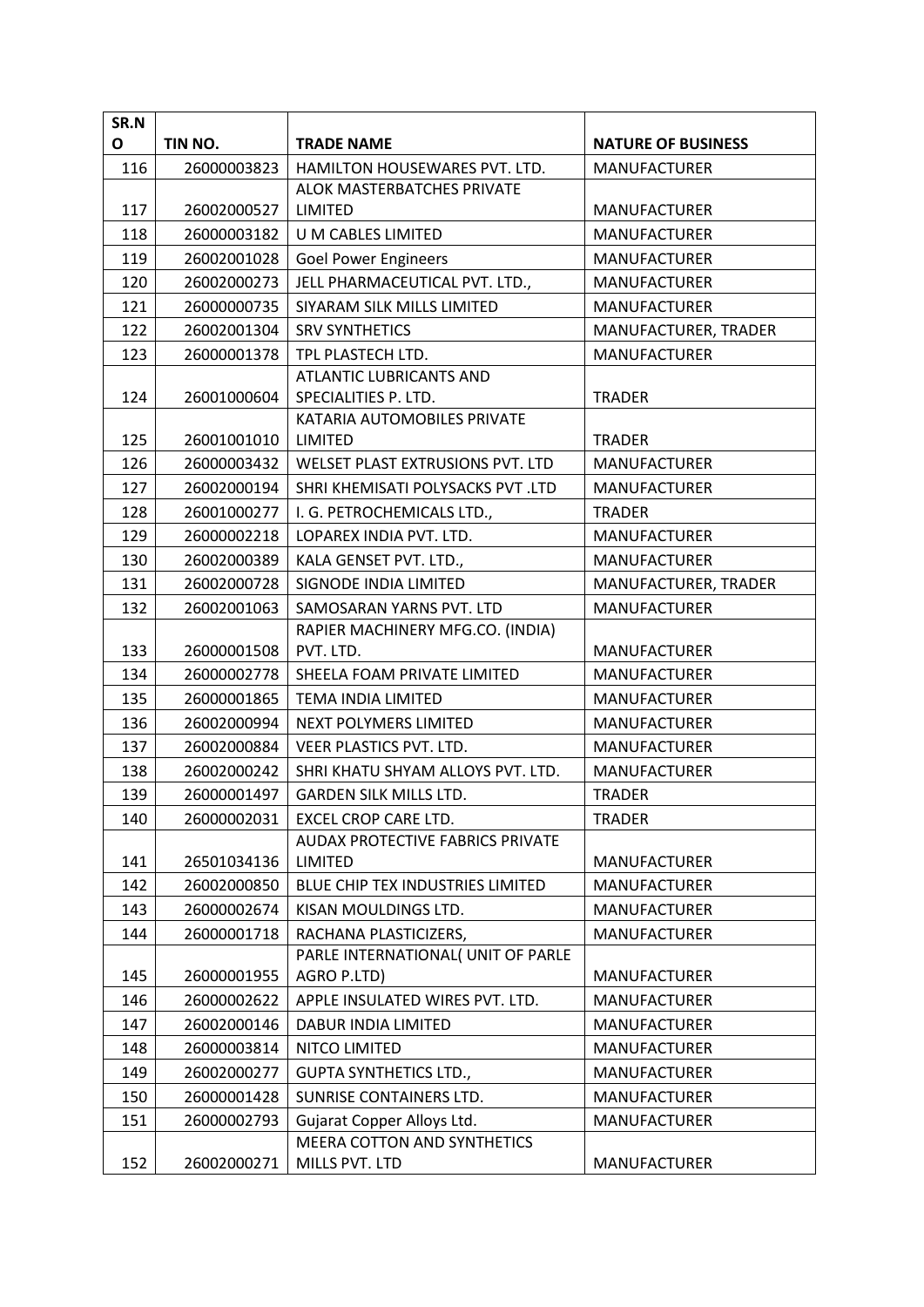| SR.NO | TIN NO. | TRADE NAME | NATURE OF BUSINESS |
|---|---|---|---|
| 116 | 26000003823 | HAMILTON HOUSEWARES PVT. LTD. | MANUFACTURER |
| 117 | 26002000527 | ALOK MASTERBATCHES PRIVATE LIMITED | MANUFACTURER |
| 118 | 26000003182 | U M CABLES LIMITED | MANUFACTURER |
| 119 | 26002001028 | Goel Power Engineers | MANUFACTURER |
| 120 | 26002000273 | JELL PHARMACEUTICAL PVT. LTD., | MANUFACTURER |
| 121 | 26000000735 | SIYARAM SILK MILLS LIMITED | MANUFACTURER |
| 122 | 26002001304 | SRV SYNTHETICS | MANUFACTURER, TRADER |
| 123 | 26000001378 | TPL PLASTECH LTD. | MANUFACTURER |
| 124 | 26001000604 | ATLANTIC LUBRICANTS AND SPECIALITIES P. LTD. | TRADER |
| 125 | 26001001010 | KATARIA AUTOMOBILES PRIVATE LIMITED | TRADER |
| 126 | 26000003432 | WELSET PLAST EXTRUSIONS PVT. LTD | MANUFACTURER |
| 127 | 26002000194 | SHRI KHEMISATI POLYSACKS PVT .LTD | MANUFACTURER |
| 128 | 26001000277 | I. G. PETROCHEMICALS LTD., | TRADER |
| 129 | 26000002218 | LOPAREX INDIA PVT. LTD. | MANUFACTURER |
| 130 | 26002000389 | KALA GENSET PVT. LTD., | MANUFACTURER |
| 131 | 26002000728 | SIGNODE INDIA LIMITED | MANUFACTURER, TRADER |
| 132 | 26002001063 | SAMOSARAN YARNS PVT. LTD | MANUFACTURER |
| 133 | 26000001508 | RAPIER MACHINERY MFG.CO. (INDIA) PVT. LTD. | MANUFACTURER |
| 134 | 26000002778 | SHEELA FOAM PRIVATE LIMITED | MANUFACTURER |
| 135 | 26000001865 | TEMA INDIA LIMITED | MANUFACTURER |
| 136 | 26002000994 | NEXT POLYMERS LIMITED | MANUFACTURER |
| 137 | 26002000884 | VEER PLASTICS PVT. LTD. | MANUFACTURER |
| 138 | 26002000242 | SHRI KHATU SHYAM ALLOYS PVT. LTD. | MANUFACTURER |
| 139 | 26000001497 | GARDEN SILK MILLS LTD. | TRADER |
| 140 | 26000002031 | EXCEL CROP CARE LTD. | TRADER |
| 141 | 26501034136 | AUDAX PROTECTIVE FABRICS PRIVATE LIMITED | MANUFACTURER |
| 142 | 26002000850 | BLUE CHIP TEX INDUSTRIES LIMITED | MANUFACTURER |
| 143 | 26000002674 | KISAN MOULDINGS LTD. | MANUFACTURER |
| 144 | 26000001718 | RACHANA PLASTICIZERS, | MANUFACTURER |
| 145 | 26000001955 | PARLE INTERNATIONAL( UNIT OF PARLE AGRO P.LTD) | MANUFACTURER |
| 146 | 26000002622 | APPLE INSULATED WIRES PVT. LTD. | MANUFACTURER |
| 147 | 26002000146 | DABUR INDIA LIMITED | MANUFACTURER |
| 148 | 26000003814 | NITCO LIMITED | MANUFACTURER |
| 149 | 26002000277 | GUPTA SYNTHETICS LTD., | MANUFACTURER |
| 150 | 26000001428 | SUNRISE CONTAINERS LTD. | MANUFACTURER |
| 151 | 26000002793 | Gujarat Copper Alloys Ltd. | MANUFACTURER |
| 152 | 26002000271 | MEERA COTTON AND SYNTHETICS MILLS PVT. LTD | MANUFACTURER |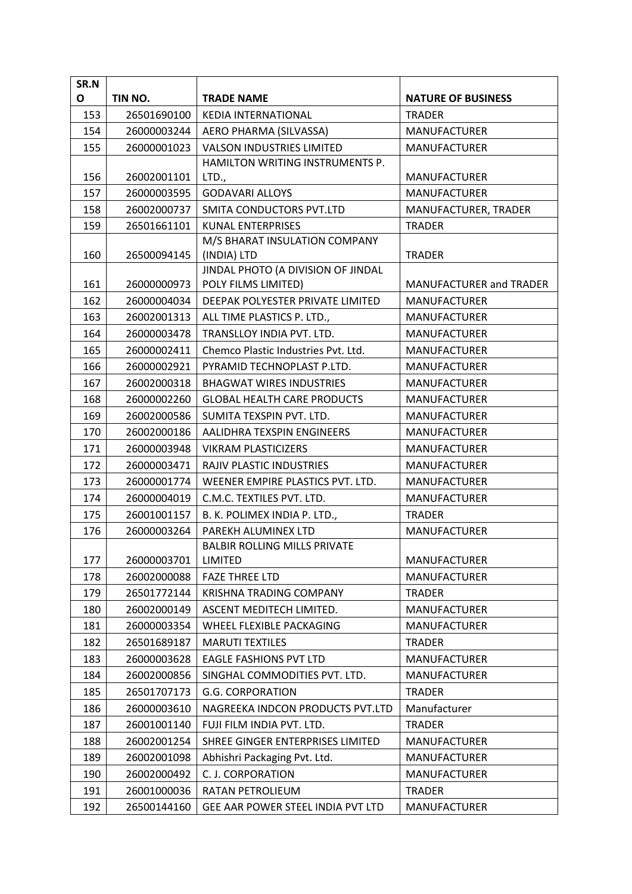| SR.NO | TIN NO. | TRADE NAME | NATURE OF BUSINESS |
|---|---|---|---|
| 153 | 26501690100 | KEDIA INTERNATIONAL | TRADER |
| 154 | 26000003244 | AERO PHARMA (SILVASSA) | MANUFACTURER |
| 155 | 26000001023 | VALSON INDUSTRIES LIMITED | MANUFACTURER |
| 156 | 26002001101 | HAMILTON WRITING INSTRUMENTS P. LTD., | MANUFACTURER |
| 157 | 26000003595 | GODAVARI ALLOYS | MANUFACTURER |
| 158 | 26002000737 | SMITA CONDUCTORS PVT.LTD | MANUFACTURER, TRADER |
| 159 | 26501661101 | KUNAL ENTERPRISES | TRADER |
| 160 | 26500094145 | M/S BHARAT INSULATION COMPANY (INDIA) LTD | TRADER |
| 161 | 26000000973 | JINDAL PHOTO (A DIVISION OF JINDAL POLY FILMS LIMITED) | MANUFACTURER and TRADER |
| 162 | 26000004034 | DEEPAK POLYESTER PRIVATE LIMITED | MANUFACTURER |
| 163 | 26002001313 | ALL TIME PLASTICS P. LTD., | MANUFACTURER |
| 164 | 26000003478 | TRANSLLOY INDIA PVT. LTD. | MANUFACTURER |
| 165 | 26000002411 | Chemco Plastic Industries Pvt. Ltd. | MANUFACTURER |
| 166 | 26000002921 | PYRAMID TECHNOPLAST P.LTD. | MANUFACTURER |
| 167 | 26002000318 | BHAGWAT WIRES INDUSTRIES | MANUFACTURER |
| 168 | 26000002260 | GLOBAL HEALTH CARE PRODUCTS | MANUFACTURER |
| 169 | 26002000586 | SUMITA TEXSPIN PVT. LTD. | MANUFACTURER |
| 170 | 26002000186 | AALIDHRA TEXSPIN ENGINEERS | MANUFACTURER |
| 171 | 26000003948 | VIKRAM PLASTICIZERS | MANUFACTURER |
| 172 | 26000003471 | RAJIV PLASTIC INDUSTRIES | MANUFACTURER |
| 173 | 26000001774 | WEENER EMPIRE PLASTICS PVT. LTD. | MANUFACTURER |
| 174 | 26000004019 | C.M.C. TEXTILES PVT. LTD. | MANUFACTURER |
| 175 | 26001001157 | B. K. POLIMEX INDIA P. LTD., | TRADER |
| 176 | 26000003264 | PAREKH ALUMINEX LTD | MANUFACTURER |
| 177 | 26000003701 | BALBIR ROLLING MILLS PRIVATE LIMITED | MANUFACTURER |
| 178 | 26002000088 | FAZE THREE LTD | MANUFACTURER |
| 179 | 26501772144 | KRISHNA TRADING COMPANY | TRADER |
| 180 | 26002000149 | ASCENT MEDITECH LIMITED. | MANUFACTURER |
| 181 | 26000003354 | WHEEL FLEXIBLE PACKAGING | MANUFACTURER |
| 182 | 26501689187 | MARUTI TEXTILES | TRADER |
| 183 | 26000003628 | EAGLE FASHIONS PVT LTD | MANUFACTURER |
| 184 | 26002000856 | SINGHAL COMMODITIES PVT. LTD. | MANUFACTURER |
| 185 | 26501707173 | G.G. CORPORATION | TRADER |
| 186 | 26000003610 | NAGREEKA INDCON PRODUCTS PVT.LTD | Manufacturer |
| 187 | 26001001140 | FUJI FILM INDIA PVT. LTD. | TRADER |
| 188 | 26002001254 | SHREE GINGER ENTERPRISES LIMITED | MANUFACTURER |
| 189 | 26002001098 | Abhishri Packaging Pvt. Ltd. | MANUFACTURER |
| 190 | 26002000492 | C. J. CORPORATION | MANUFACTURER |
| 191 | 26001000036 | RATAN PETROLIEUM | TRADER |
| 192 | 26500144160 | GEE AAR POWER STEEL INDIA PVT LTD | MANUFACTURER |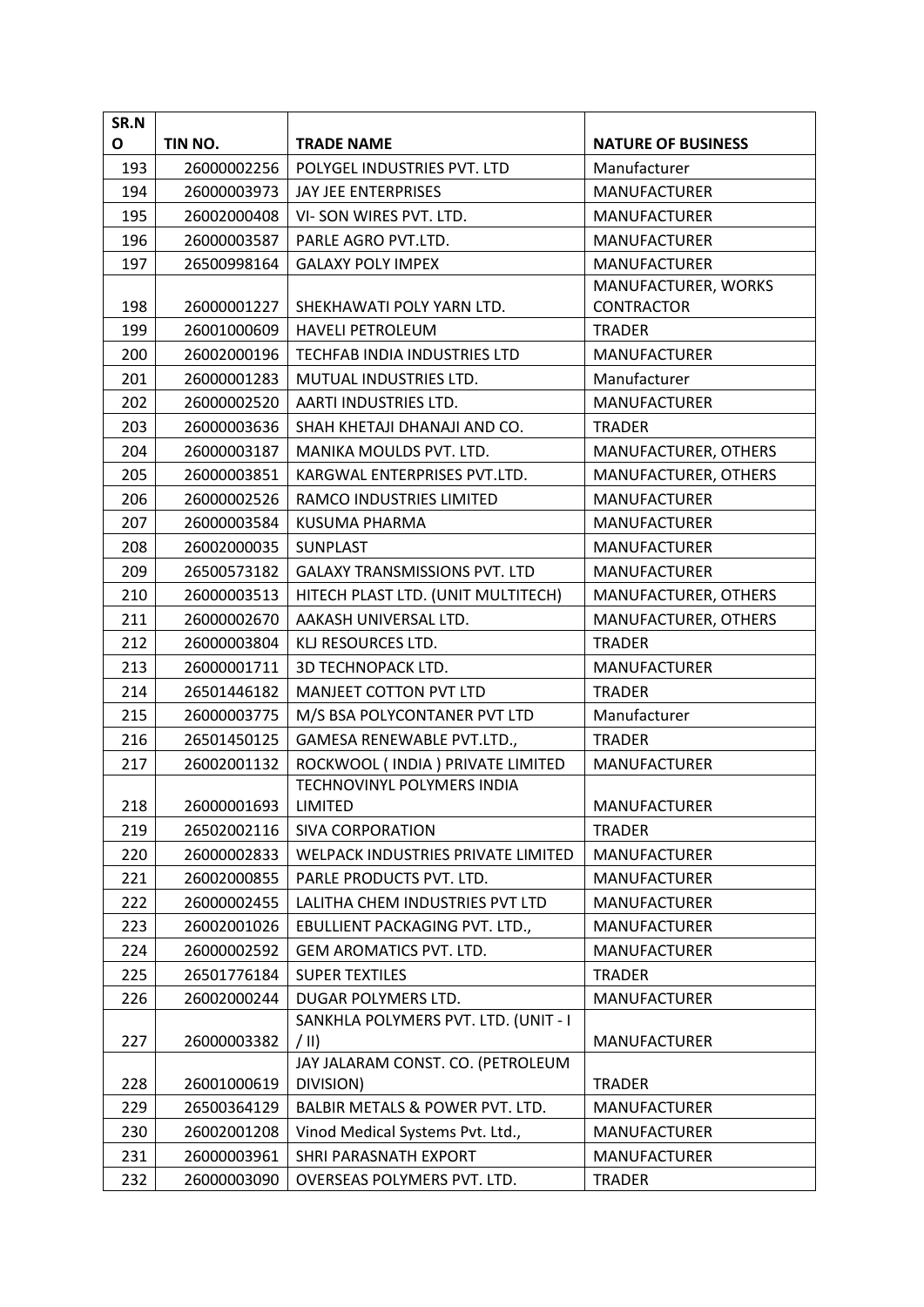| SR.NO | TIN NO. | TRADE NAME | NATURE OF BUSINESS |
|---|---|---|---|
| 193 | 26000002256 | POLYGEL INDUSTRIES PVT. LTD | Manufacturer |
| 194 | 26000003973 | JAY JEE ENTERPRISES | MANUFACTURER |
| 195 | 26002000408 | VI- SON WIRES PVT. LTD. | MANUFACTURER |
| 196 | 26000003587 | PARLE AGRO PVT.LTD. | MANUFACTURER |
| 197 | 26500998164 | GALAXY POLY IMPEX | MANUFACTURER |
| 198 | 26000001227 | SHEKHAWATI POLY YARN LTD. | MANUFACTURER, WORKS CONTRACTOR |
| 199 | 26001000609 | HAVELI PETROLEUM | TRADER |
| 200 | 26002000196 | TECHFAB INDIA INDUSTRIES LTD | MANUFACTURER |
| 201 | 26000001283 | MUTUAL INDUSTRIES LTD. | Manufacturer |
| 202 | 26000002520 | AARTI INDUSTRIES LTD. | MANUFACTURER |
| 203 | 26000003636 | SHAH KHETAJI DHANAJI AND CO. | TRADER |
| 204 | 26000003187 | MANIKA MOULDS PVT. LTD. | MANUFACTURER, OTHERS |
| 205 | 26000003851 | KARGWAL ENTERPRISES PVT.LTD. | MANUFACTURER, OTHERS |
| 206 | 26000002526 | RAMCO INDUSTRIES LIMITED | MANUFACTURER |
| 207 | 26000003584 | KUSUMA PHARMA | MANUFACTURER |
| 208 | 26002000035 | SUNPLAST | MANUFACTURER |
| 209 | 26500573182 | GALAXY TRANSMISSIONS PVT. LTD | MANUFACTURER |
| 210 | 26000003513 | HITECH PLAST LTD. (UNIT MULTITECH) | MANUFACTURER, OTHERS |
| 211 | 26000002670 | AAKASH UNIVERSAL LTD. | MANUFACTURER, OTHERS |
| 212 | 26000003804 | KLJ RESOURCES LTD. | TRADER |
| 213 | 26000001711 | 3D TECHNOPACK LTD. | MANUFACTURER |
| 214 | 26501446182 | MANJEET COTTON PVT LTD | TRADER |
| 215 | 26000003775 | M/S BSA POLYCONTANER PVT LTD | Manufacturer |
| 216 | 26501450125 | GAMESA RENEWABLE PVT.LTD., | TRADER |
| 217 | 26002001132 | ROCKWOOL ( INDIA ) PRIVATE LIMITED | MANUFACTURER |
| 218 | 26000001693 | TECHNOVINYL POLYMERS INDIA LIMITED | MANUFACTURER |
| 219 | 26502002116 | SIVA CORPORATION | TRADER |
| 220 | 26000002833 | WELPACK INDUSTRIES PRIVATE LIMITED | MANUFACTURER |
| 221 | 26002000855 | PARLE PRODUCTS PVT. LTD. | MANUFACTURER |
| 222 | 26000002455 | LALITHA CHEM INDUSTRIES PVT LTD | MANUFACTURER |
| 223 | 26002001026 | EBULLIENT PACKAGING PVT. LTD., | MANUFACTURER |
| 224 | 26000002592 | GEM AROMATICS PVT. LTD. | MANUFACTURER |
| 225 | 26501776184 | SUPER TEXTILES | TRADER |
| 226 | 26002000244 | DUGAR POLYMERS LTD. | MANUFACTURER |
| 227 | 26000003382 | SANKHLA POLYMERS PVT. LTD. (UNIT - I / II) | MANUFACTURER |
| 228 | 26001000619 | JAY JALARAM CONST. CO. (PETROLEUM DIVISION) | TRADER |
| 229 | 26500364129 | BALBIR METALS & POWER PVT. LTD. | MANUFACTURER |
| 230 | 26002001208 | Vinod Medical Systems Pvt. Ltd., | MANUFACTURER |
| 231 | 26000003961 | SHRI PARASNATH EXPORT | MANUFACTURER |
| 232 | 26000003090 | OVERSEAS POLYMERS PVT. LTD. | TRADER |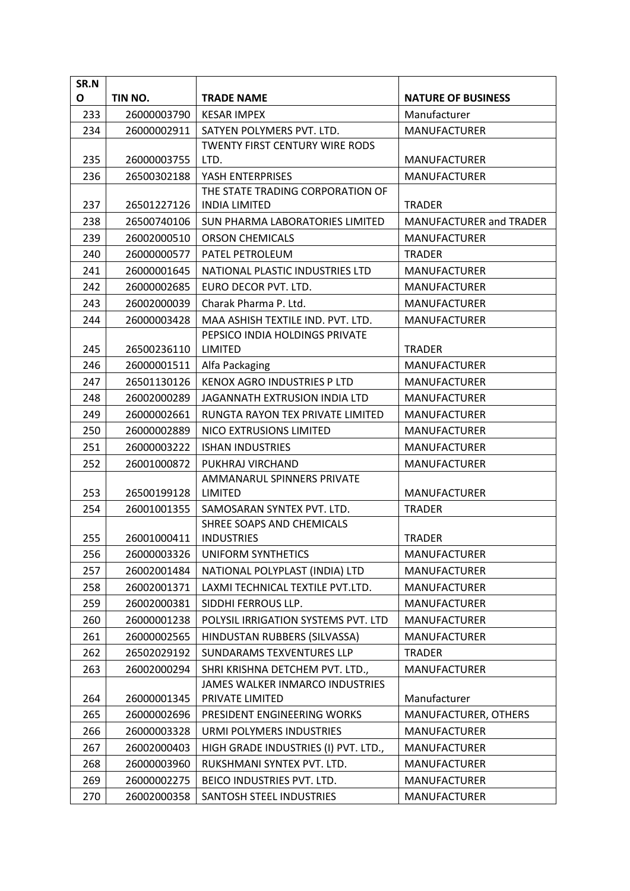| SR.NO | TIN NO. | TRADE NAME | NATURE OF BUSINESS |
|---|---|---|---|
| 233 | 26000003790 | KESAR IMPEX | Manufacturer |
| 234 | 26000002911 | SATYEN POLYMERS PVT. LTD. | MANUFACTURER |
| 235 | 26000003755 | TWENTY FIRST CENTURY WIRE RODS LTD. | MANUFACTURER |
| 236 | 26500302188 | YASH ENTERPRISES | MANUFACTURER |
| 237 | 26501227126 | THE STATE TRADING CORPORATION OF INDIA LIMITED | TRADER |
| 238 | 26500740106 | SUN PHARMA LABORATORIES LIMITED | MANUFACTURER and TRADER |
| 239 | 26002000510 | ORSON CHEMICALS | MANUFACTURER |
| 240 | 26000000577 | PATEL PETROLEUM | TRADER |
| 241 | 26000001645 | NATIONAL PLASTIC INDUSTRIES LTD | MANUFACTURER |
| 242 | 26000002685 | EURO DECOR PVT. LTD. | MANUFACTURER |
| 243 | 26002000039 | Charak Pharma P. Ltd. | MANUFACTURER |
| 244 | 26000003428 | MAA ASHISH TEXTILE IND. PVT. LTD. | MANUFACTURER |
| 245 | 26500236110 | PEPSICO INDIA HOLDINGS PRIVATE LIMITED | TRADER |
| 246 | 26000001511 | Alfa Packaging | MANUFACTURER |
| 247 | 26501130126 | KENOX AGRO INDUSTRIES P LTD | MANUFACTURER |
| 248 | 26002000289 | JAGANNATH EXTRUSION INDIA LTD | MANUFACTURER |
| 249 | 26000002661 | RUNGTA RAYON TEX PRIVATE LIMITED | MANUFACTURER |
| 250 | 26000002889 | NICO EXTRUSIONS LIMITED | MANUFACTURER |
| 251 | 26000003222 | ISHAN INDUSTRIES | MANUFACTURER |
| 252 | 26001000872 | PUKHRAJ VIRCHAND | MANUFACTURER |
| 253 | 26500199128 | AMMANARUL SPINNERS PRIVATE LIMITED | MANUFACTURER |
| 254 | 26001001355 | SAMOSARAN SYNTEX PVT. LTD. | TRADER |
| 255 | 26001000411 | SHREE SOAPS AND CHEMICALS INDUSTRIES | TRADER |
| 256 | 26000003326 | UNIFORM SYNTHETICS | MANUFACTURER |
| 257 | 26002001484 | NATIONAL POLYPLAST (INDIA) LTD | MANUFACTURER |
| 258 | 26002001371 | LAXMI TECHNICAL TEXTILE PVT.LTD. | MANUFACTURER |
| 259 | 26002000381 | SIDDHI FERROUS LLP. | MANUFACTURER |
| 260 | 26000001238 | POLYSIL IRRIGATION SYSTEMS PVT. LTD | MANUFACTURER |
| 261 | 26000002565 | HINDUSTAN RUBBERS (SILVASSA) | MANUFACTURER |
| 262 | 26502029192 | SUNDARAMS TEXVENTURES LLP | TRADER |
| 263 | 26002000294 | SHRI KRISHNA DETCHEM PVT. LTD., | MANUFACTURER |
| 264 | 26000001345 | JAMES WALKER INMARCO INDUSTRIES PRIVATE LIMITED | Manufacturer |
| 265 | 26000002696 | PRESIDENT ENGINEERING WORKS | MANUFACTURER, OTHERS |
| 266 | 26000003328 | URMI POLYMERS INDUSTRIES | MANUFACTURER |
| 267 | 26002000403 | HIGH GRADE INDUSTRIES (I) PVT. LTD., | MANUFACTURER |
| 268 | 26000003960 | RUKSHMANI SYNTEX PVT. LTD. | MANUFACTURER |
| 269 | 26000002275 | BEICO INDUSTRIES PVT. LTD. | MANUFACTURER |
| 270 | 26002000358 | SANTOSH STEEL INDUSTRIES | MANUFACTURER |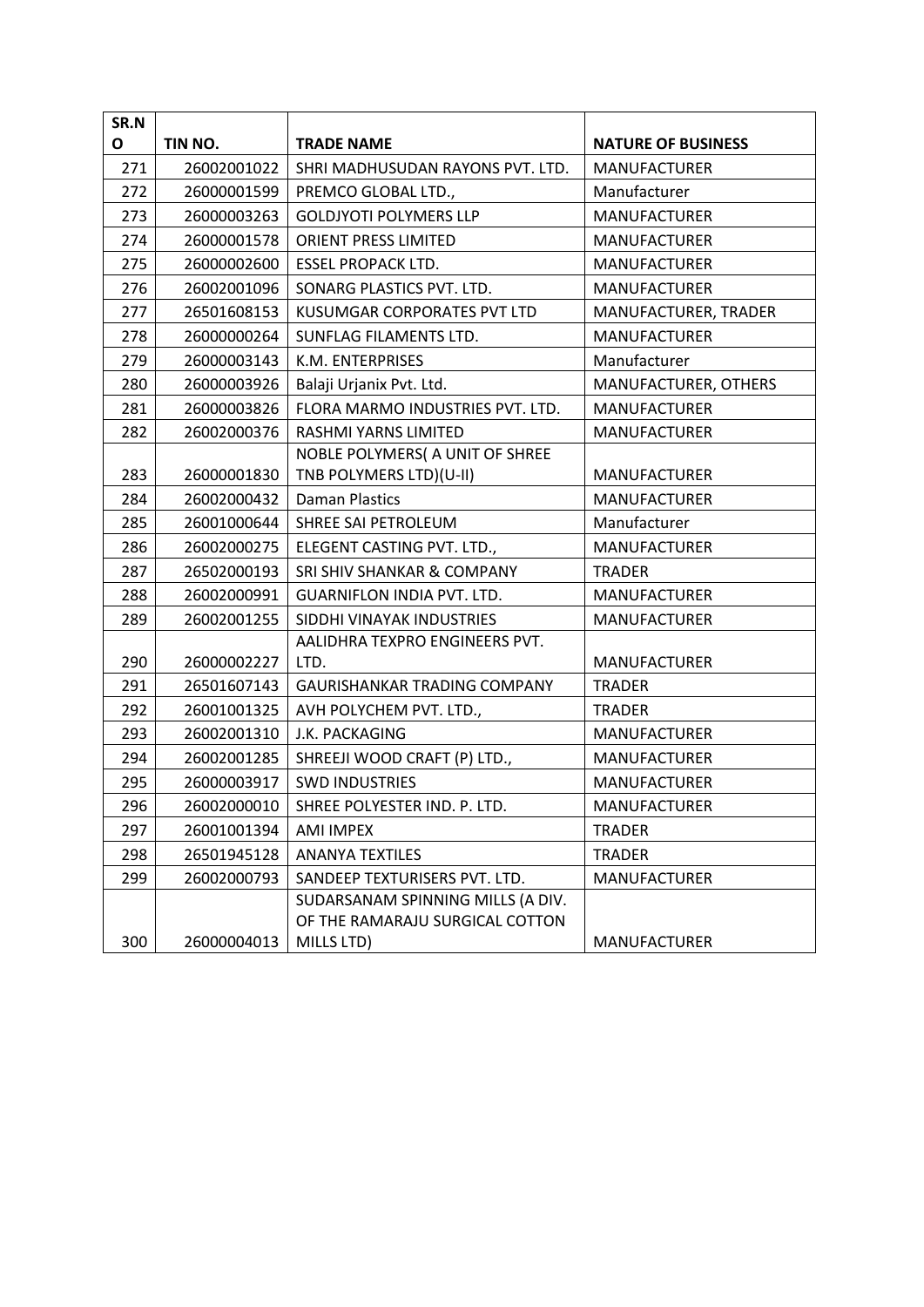| SR.NO | TIN NO. | TRADE NAME | NATURE OF BUSINESS |
|---|---|---|---|
| 271 | 26002001022 | SHRI MADHUSUDAN RAYONS PVT. LTD. | MANUFACTURER |
| 272 | 26000001599 | PREMCO GLOBAL LTD., | Manufacturer |
| 273 | 26000003263 | GOLDJYOTI POLYMERS LLP | MANUFACTURER |
| 274 | 26000001578 | ORIENT PRESS LIMITED | MANUFACTURER |
| 275 | 26000002600 | ESSEL PROPACK LTD. | MANUFACTURER |
| 276 | 26002001096 | SONARG PLASTICS PVT. LTD. | MANUFACTURER |
| 277 | 26501608153 | KUSUMGAR CORPORATES PVT LTD | MANUFACTURER, TRADER |
| 278 | 26000000264 | SUNFLAG FILAMENTS LTD. | MANUFACTURER |
| 279 | 26000003143 | K.M. ENTERPRISES | Manufacturer |
| 280 | 26000003926 | Balaji Urjanix Pvt. Ltd. | MANUFACTURER, OTHERS |
| 281 | 26000003826 | FLORA MARMO INDUSTRIES PVT. LTD. | MANUFACTURER |
| 282 | 26002000376 | RASHMI YARNS LIMITED | MANUFACTURER |
| 283 | 26000001830 | NOBLE POLYMERS( A UNIT OF SHREE TNB POLYMERS LTD)(U-II) | MANUFACTURER |
| 284 | 26002000432 | Daman Plastics | MANUFACTURER |
| 285 | 26001000644 | SHREE SAI PETROLEUM | Manufacturer |
| 286 | 26002000275 | ELEGENT CASTING PVT. LTD., | MANUFACTURER |
| 287 | 26502000193 | SRI SHIV SHANKAR & COMPANY | TRADER |
| 288 | 26002000991 | GUARNIFLON INDIA PVT. LTD. | MANUFACTURER |
| 289 | 26002001255 | SIDDHI VINAYAK INDUSTRIES | MANUFACTURER |
| 290 | 26000002227 | AALIDHRA TEXPRO ENGINEERS PVT. LTD. | MANUFACTURER |
| 291 | 26501607143 | GAURISHANKAR TRADING COMPANY | TRADER |
| 292 | 26001001325 | AVH POLYCHEM PVT. LTD., | TRADER |
| 293 | 26002001310 | J.K. PACKAGING | MANUFACTURER |
| 294 | 26002001285 | SHREEJI WOOD CRAFT (P) LTD., | MANUFACTURER |
| 295 | 26000003917 | SWD INDUSTRIES | MANUFACTURER |
| 296 | 26002000010 | SHREE POLYESTER IND. P. LTD. | MANUFACTURER |
| 297 | 26001001394 | AMI IMPEX | TRADER |
| 298 | 26501945128 | ANANYA TEXTILES | TRADER |
| 299 | 26002000793 | SANDEEP TEXTURISERS PVT. LTD. | MANUFACTURER |
| 300 | 26000004013 | SUDARSANAM SPINNING MILLS (A DIV. OF THE RAMARAJU SURGICAL COTTON MILLS LTD) | MANUFACTURER |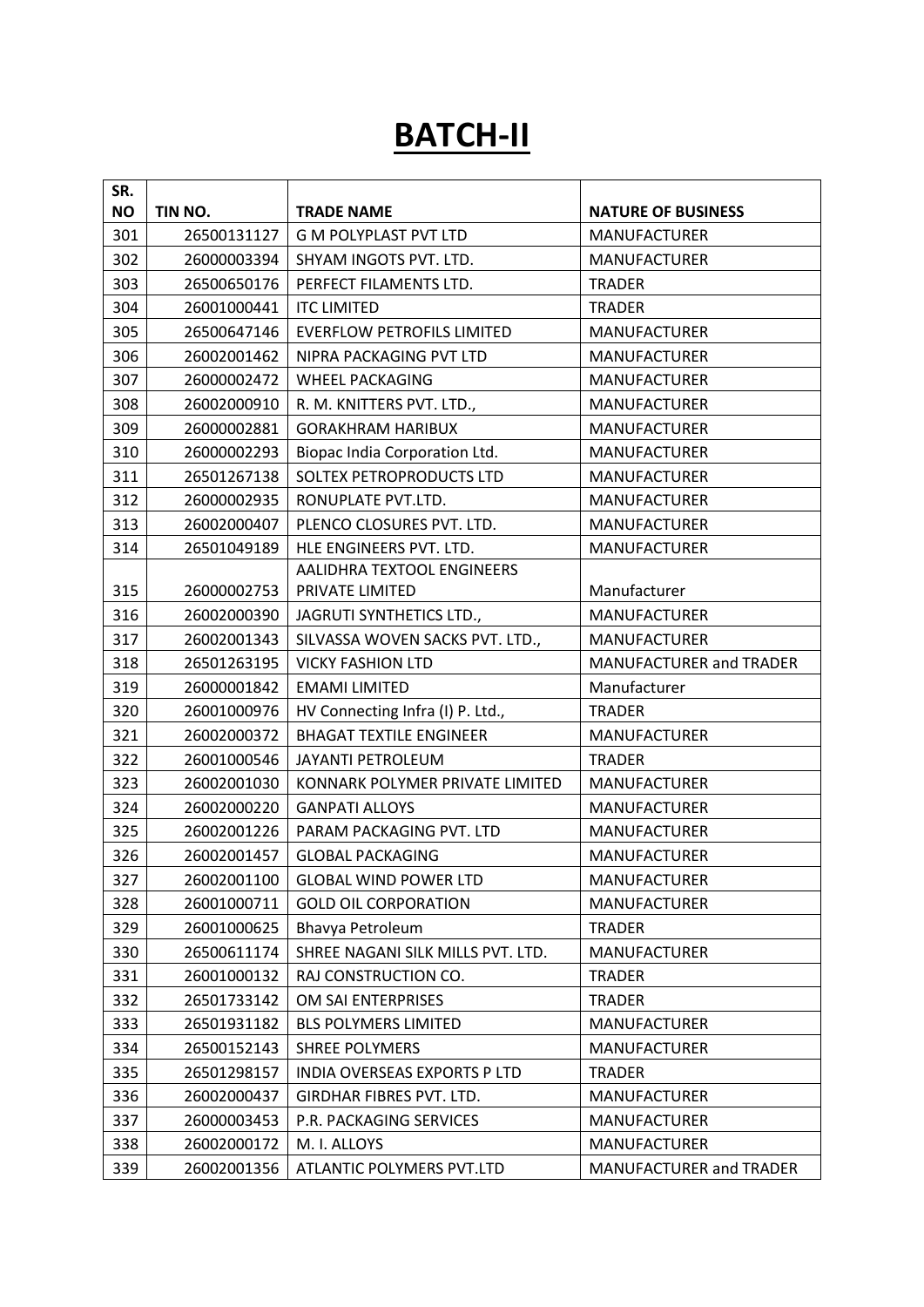# BATCH-II

| SR. NO | TIN NO. | TRADE NAME | NATURE OF BUSINESS |
|---|---|---|---|
| 301 | 26500131127 | G M POLYPLAST PVT LTD | MANUFACTURER |
| 302 | 26000003394 | SHYAM INGOTS PVT. LTD. | MANUFACTURER |
| 303 | 26500650176 | PERFECT FILAMENTS LTD. | TRADER |
| 304 | 26001000441 | ITC LIMITED | TRADER |
| 305 | 26500647146 | EVERFLOW PETROFILS LIMITED | MANUFACTURER |
| 306 | 26002001462 | NIPRA PACKAGING PVT LTD | MANUFACTURER |
| 307 | 26000002472 | WHEEL PACKAGING | MANUFACTURER |
| 308 | 26002000910 | R. M. KNITTERS PVT. LTD., | MANUFACTURER |
| 309 | 26000002881 | GORAKHRAM HARIBUX | MANUFACTURER |
| 310 | 26000002293 | Biopac India Corporation Ltd. | MANUFACTURER |
| 311 | 26501267138 | SOLTEX PETROPRODUCTS LTD | MANUFACTURER |
| 312 | 26000002935 | RONUPLATE PVT.LTD. | MANUFACTURER |
| 313 | 26002000407 | PLENCO CLOSURES PVT. LTD. | MANUFACTURER |
| 314 | 26501049189 | HLE ENGINEERS PVT. LTD. | MANUFACTURER |
| 315 | 26000002753 | AALIDHRA TEXTOOL ENGINEERS PRIVATE LIMITED | Manufacturer |
| 316 | 26002000390 | JAGRUTI SYNTHETICS LTD., | MANUFACTURER |
| 317 | 26002001343 | SILVASSA WOVEN SACKS PVT. LTD., | MANUFACTURER |
| 318 | 26501263195 | VICKY FASHION LTD | MANUFACTURER and TRADER |
| 319 | 26000001842 | EMAMI LIMITED | Manufacturer |
| 320 | 26001000976 | HV Connecting Infra (I) P. Ltd., | TRADER |
| 321 | 26002000372 | BHAGAT TEXTILE ENGINEER | MANUFACTURER |
| 322 | 26001000546 | JAYANTI PETROLEUM | TRADER |
| 323 | 26002001030 | KONNARK POLYMER PRIVATE LIMITED | MANUFACTURER |
| 324 | 26002000220 | GANPATI ALLOYS | MANUFACTURER |
| 325 | 26002001226 | PARAM PACKAGING PVT. LTD | MANUFACTURER |
| 326 | 26002001457 | GLOBAL PACKAGING | MANUFACTURER |
| 327 | 26002001100 | GLOBAL WIND POWER LTD | MANUFACTURER |
| 328 | 26001000711 | GOLD OIL CORPORATION | MANUFACTURER |
| 329 | 26001000625 | Bhavya Petroleum | TRADER |
| 330 | 26500611174 | SHREE NAGANI SILK MILLS PVT. LTD. | MANUFACTURER |
| 331 | 26001000132 | RAJ CONSTRUCTION CO. | TRADER |
| 332 | 26501733142 | OM SAI ENTERPRISES | TRADER |
| 333 | 26501931182 | BLS POLYMERS LIMITED | MANUFACTURER |
| 334 | 26500152143 | SHREE POLYMERS | MANUFACTURER |
| 335 | 26501298157 | INDIA OVERSEAS EXPORTS P LTD | TRADER |
| 336 | 26002000437 | GIRDHAR FIBRES PVT. LTD. | MANUFACTURER |
| 337 | 26000003453 | P.R. PACKAGING SERVICES | MANUFACTURER |
| 338 | 26002000172 | M. I. ALLOYS | MANUFACTURER |
| 339 | 26002001356 | ATLANTIC POLYMERS PVT.LTD | MANUFACTURER and TRADER |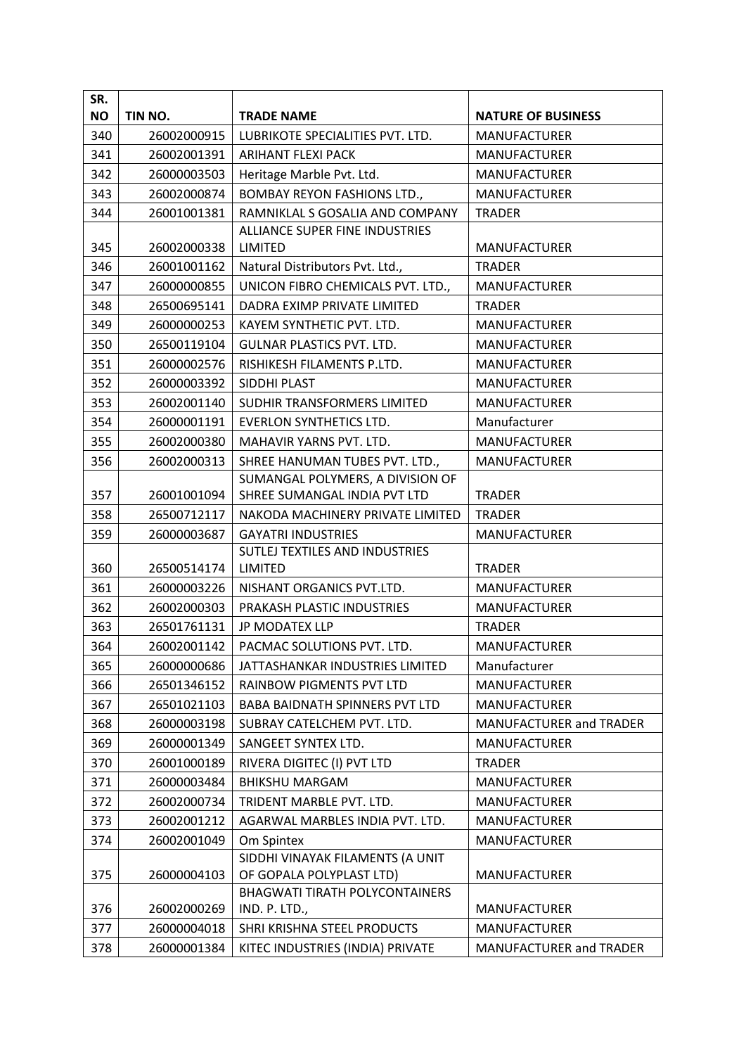| SR. NO | TIN NO. | TRADE NAME | NATURE OF BUSINESS |
|---|---|---|---|
| 340 | 26002000915 | LUBRIKOTE SPECIALITIES PVT. LTD. | MANUFACTURER |
| 341 | 26002001391 | ARIHANT FLEXI PACK | MANUFACTURER |
| 342 | 26000003503 | Heritage Marble Pvt. Ltd. | MANUFACTURER |
| 343 | 26002000874 | BOMBAY REYON FASHIONS LTD., | MANUFACTURER |
| 344 | 26001001381 | RAMNIKLAL S GOSALIA AND COMPANY | TRADER |
| 345 | 26002000338 | ALLIANCE SUPER FINE INDUSTRIES LIMITED | MANUFACTURER |
| 346 | 26001001162 | Natural Distributors Pvt. Ltd., | TRADER |
| 347 | 26000000855 | UNICON FIBRO CHEMICALS PVT. LTD., | MANUFACTURER |
| 348 | 26500695141 | DADRA EXIMP PRIVATE LIMITED | TRADER |
| 349 | 26000000253 | KAYEM SYNTHETIC PVT. LTD. | MANUFACTURER |
| 350 | 26500119104 | GULNAR PLASTICS PVT. LTD. | MANUFACTURER |
| 351 | 26000002576 | RISHIKESH FILAMENTS P.LTD. | MANUFACTURER |
| 352 | 26000003392 | SIDDHI PLAST | MANUFACTURER |
| 353 | 26002001140 | SUDHIR TRANSFORMERS LIMITED | MANUFACTURER |
| 354 | 26000001191 | EVERLON SYNTHETICS LTD. | Manufacturer |
| 355 | 26002000380 | MAHAVIR YARNS PVT. LTD. | MANUFACTURER |
| 356 | 26002000313 | SHREE HANUMAN TUBES PVT. LTD., | MANUFACTURER |
| 357 | 26001001094 | SUMANGAL POLYMERS, A DIVISION OF SHREE SUMANGAL INDIA PVT LTD | TRADER |
| 358 | 26500712117 | NAKODA MACHINERY PRIVATE LIMITED | TRADER |
| 359 | 26000003687 | GAYATRI INDUSTRIES | MANUFACTURER |
| 360 | 26500514174 | SUTLEJ TEXTILES AND INDUSTRIES LIMITED | TRADER |
| 361 | 26000003226 | NISHANT ORGANICS PVT.LTD. | MANUFACTURER |
| 362 | 26002000303 | PRAKASH PLASTIC INDUSTRIES | MANUFACTURER |
| 363 | 26501761131 | JP MODATEX LLP | TRADER |
| 364 | 26002001142 | PACMAC SOLUTIONS PVT. LTD. | MANUFACTURER |
| 365 | 26000000686 | JATTASHANKAR INDUSTRIES LIMITED | Manufacturer |
| 366 | 26501346152 | RAINBOW PIGMENTS PVT LTD | MANUFACTURER |
| 367 | 26501021103 | BABA BAIDNATH SPINNERS PVT LTD | MANUFACTURER |
| 368 | 26000003198 | SUBRAY CATELCHEM PVT. LTD. | MANUFACTURER and TRADER |
| 369 | 26000001349 | SANGEET SYNTEX LTD. | MANUFACTURER |
| 370 | 26001000189 | RIVERA DIGITEC (I) PVT LTD | TRADER |
| 371 | 26000003484 | BHIKSHU MARGAM | MANUFACTURER |
| 372 | 26002000734 | TRIDENT MARBLE PVT. LTD. | MANUFACTURER |
| 373 | 26002001212 | AGARWAL MARBLES INDIA PVT. LTD. | MANUFACTURER |
| 374 | 26002001049 | Om Spintex | MANUFACTURER |
| 375 | 26000004103 | SIDDHI VINAYAK FILAMENTS (A UNIT OF GOPALA POLYPLAST LTD) | MANUFACTURER |
| 376 | 26002000269 | BHAGWATI TIRATH POLYCONTAINERS IND. P. LTD., | MANUFACTURER |
| 377 | 26000004018 | SHRI KRISHNA STEEL PRODUCTS | MANUFACTURER |
| 378 | 26000001384 | KITEC INDUSTRIES (INDIA) PRIVATE | MANUFACTURER and TRADER |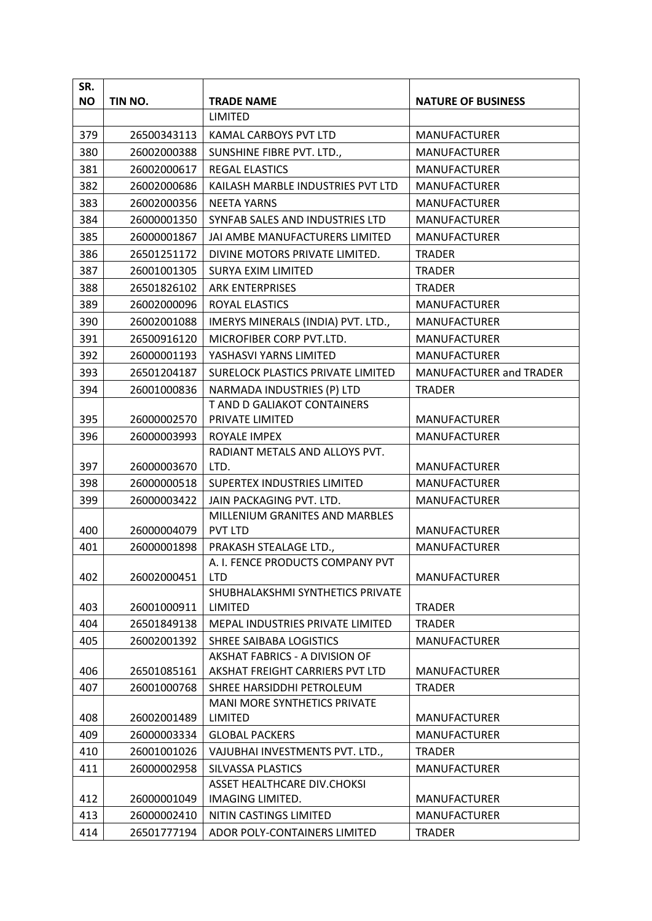| SR. NO | TIN NO. | TRADE NAME | NATURE OF BUSINESS |
|---|---|---|---|
| | | LIMITED | |
| 379 | 26500343113 | KAMAL CARBOYS PVT LTD | MANUFACTURER |
| 380 | 26002000388 | SUNSHINE FIBRE PVT. LTD., | MANUFACTURER |
| 381 | 26002000617 | REGAL ELASTICS | MANUFACTURER |
| 382 | 26002000686 | KAILASH MARBLE INDUSTRIES PVT LTD | MANUFACTURER |
| 383 | 26002000356 | NEETA YARNS | MANUFACTURER |
| 384 | 26000001350 | SYNFAB SALES AND INDUSTRIES LTD | MANUFACTURER |
| 385 | 26000001867 | JAI AMBE MANUFACTURERS LIMITED | MANUFACTURER |
| 386 | 26501251172 | DIVINE MOTORS PRIVATE LIMITED. | TRADER |
| 387 | 26001001305 | SURYA EXIM LIMITED | TRADER |
| 388 | 26501826102 | ARK ENTERPRISES | TRADER |
| 389 | 26002000096 | ROYAL ELASTICS | MANUFACTURER |
| 390 | 26002001088 | IMERYS MINERALS (INDIA) PVT. LTD., | MANUFACTURER |
| 391 | 26500916120 | MICROFIBER CORP PVT.LTD. | MANUFACTURER |
| 392 | 26000001193 | YASHASVI YARNS LIMITED | MANUFACTURER |
| 393 | 26501204187 | SURELOCK PLASTICS PRIVATE LIMITED | MANUFACTURER and TRADER |
| 394 | 26001000836 | NARMADA INDUSTRIES (P) LTD | TRADER |
| 395 | 26000002570 | T AND D GALIAKOT CONTAINERS PRIVATE LIMITED | MANUFACTURER |
| 396 | 26000003993 | ROYALE IMPEX | MANUFACTURER |
| 397 | 26000003670 | RADIANT METALS AND ALLOYS PVT. LTD. | MANUFACTURER |
| 398 | 26000000518 | SUPERTEX INDUSTRIES LIMITED | MANUFACTURER |
| 399 | 26000003422 | JAIN PACKAGING PVT. LTD. | MANUFACTURER |
| 400 | 26000004079 | MILLENIUM GRANITES AND MARBLES PVT LTD | MANUFACTURER |
| 401 | 26000001898 | PRAKASH STEALAGE LTD., | MANUFACTURER |
| 402 | 26002000451 | A. I. FENCE PRODUCTS COMPANY PVT LTD | MANUFACTURER |
| 403 | 26001000911 | SHUBHALAKSHMI SYNTHETICS PRIVATE LIMITED | TRADER |
| 404 | 26501849138 | MEPAL INDUSTRIES PRIVATE LIMITED | TRADER |
| 405 | 26002001392 | SHREE SAIBABA LOGISTICS | MANUFACTURER |
| 406 | 26501085161 | AKSHAT FABRICS - A DIVISION OF AKSHAT FREIGHT CARRIERS PVT LTD | MANUFACTURER |
| 407 | 26001000768 | SHREE HARSIDDHI PETROLEUM | TRADER |
| 408 | 26002001489 | MANI MORE SYNTHETICS PRIVATE LIMITED | MANUFACTURER |
| 409 | 26000003334 | GLOBAL PACKERS | MANUFACTURER |
| 410 | 26001001026 | VAJUBHAI INVESTMENTS PVT. LTD., | TRADER |
| 411 | 26000002958 | SILVASSA PLASTICS | MANUFACTURER |
| 412 | 26000001049 | ASSET HEALTHCARE DIV.CHOKSI IMAGING LIMITED. | MANUFACTURER |
| 413 | 26000002410 | NITIN CASTINGS LIMITED | MANUFACTURER |
| 414 | 26501777194 | ADOR POLY-CONTAINERS LIMITED | TRADER |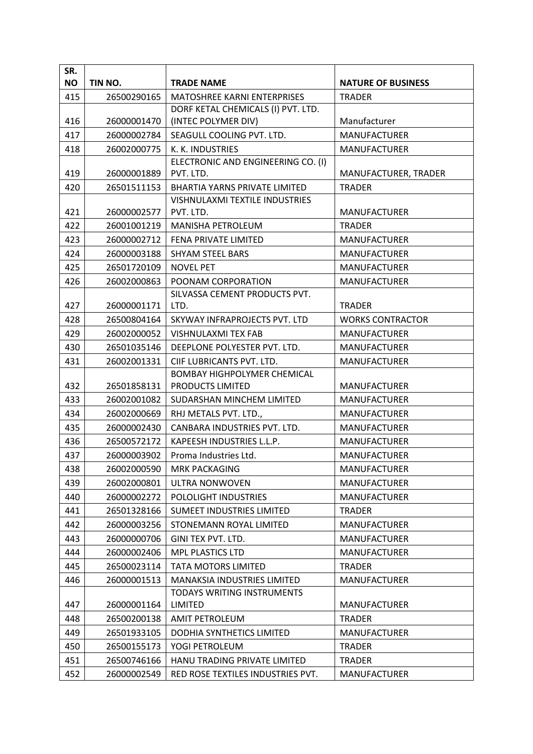| SR. NO | TIN NO. | TRADE NAME | NATURE OF BUSINESS |
|---|---|---|---|
| 415 | 26500290165 | MATOSHREE KARNI ENTERPRISES | TRADER |
| 416 | 26000001470 | DORF KETAL CHEMICALS (I) PVT. LTD. (INTEC POLYMER DIV) | Manufacturer |
| 417 | 26000002784 | SEAGULL COOLING PVT. LTD. | MANUFACTURER |
| 418 | 26002000775 | K. K. INDUSTRIES | MANUFACTURER |
| 419 | 26000001889 | ELECTRONIC AND ENGINEERING CO. (I) PVT. LTD. | MANUFACTURER, TRADER |
| 420 | 26501511153 | BHARTIA YARNS PRIVATE LIMITED | TRADER |
| 421 | 26000002577 | VISHNULAXMI TEXTILE INDUSTRIES PVT. LTD. | MANUFACTURER |
| 422 | 26001001219 | MANISHA PETROLEUM | TRADER |
| 423 | 26000002712 | FENA PRIVATE LIMITED | MANUFACTURER |
| 424 | 26000003188 | SHYAM STEEL BARS | MANUFACTURER |
| 425 | 26501720109 | NOVEL PET | MANUFACTURER |
| 426 | 26002000863 | POONAM CORPORATION | MANUFACTURER |
| 427 | 26000001171 | SILVASSA CEMENT PRODUCTS PVT. LTD. | TRADER |
| 428 | 26500804164 | SKYWAY INFRAPROJECTS PVT. LTD | WORKS CONTRACTOR |
| 429 | 26002000052 | VISHNULAXMI TEX FAB | MANUFACTURER |
| 430 | 26501035146 | DEEPLONE POLYESTER PVT. LTD. | MANUFACTURER |
| 431 | 26002001331 | CIIF LUBRICANTS PVT. LTD. | MANUFACTURER |
| 432 | 26501858131 | BOMBAY HIGHPOLYMER CHEMICAL PRODUCTS LIMITED | MANUFACTURER |
| 433 | 26002001082 | SUDARSHAN MINCHEM LIMITED | MANUFACTURER |
| 434 | 26002000669 | RHJ METALS PVT. LTD., | MANUFACTURER |
| 435 | 26000002430 | CANBARA INDUSTRIES PVT. LTD. | MANUFACTURER |
| 436 | 26500572172 | KAPEESH INDUSTRIES L.L.P. | MANUFACTURER |
| 437 | 26000003902 | Proma Industries Ltd. | MANUFACTURER |
| 438 | 26002000590 | MRK PACKAGING | MANUFACTURER |
| 439 | 26002000801 | ULTRA NONWOVEN | MANUFACTURER |
| 440 | 26000002272 | POLOLIGHT INDUSTRIES | MANUFACTURER |
| 441 | 26501328166 | SUMEET INDUSTRIES LIMITED | TRADER |
| 442 | 26000003256 | STONEMANN ROYAL LIMITED | MANUFACTURER |
| 443 | 26000000706 | GINI TEX PVT. LTD. | MANUFACTURER |
| 444 | 26000002406 | MPL PLASTICS LTD | MANUFACTURER |
| 445 | 26500023114 | TATA MOTORS LIMITED | TRADER |
| 446 | 26000001513 | MANAKSIA INDUSTRIES LIMITED | MANUFACTURER |
| 447 | 26000001164 | TODAYS WRITING INSTRUMENTS LIMITED | MANUFACTURER |
| 448 | 26500200138 | AMIT PETROLEUM | TRADER |
| 449 | 26501933105 | DODHIA SYNTHETICS LIMITED | MANUFACTURER |
| 450 | 26500155173 | YOGI PETROLEUM | TRADER |
| 451 | 26500746166 | HANU TRADING PRIVATE LIMITED | TRADER |
| 452 | 26000002549 | RED ROSE TEXTILES INDUSTRIES PVT. | MANUFACTURER |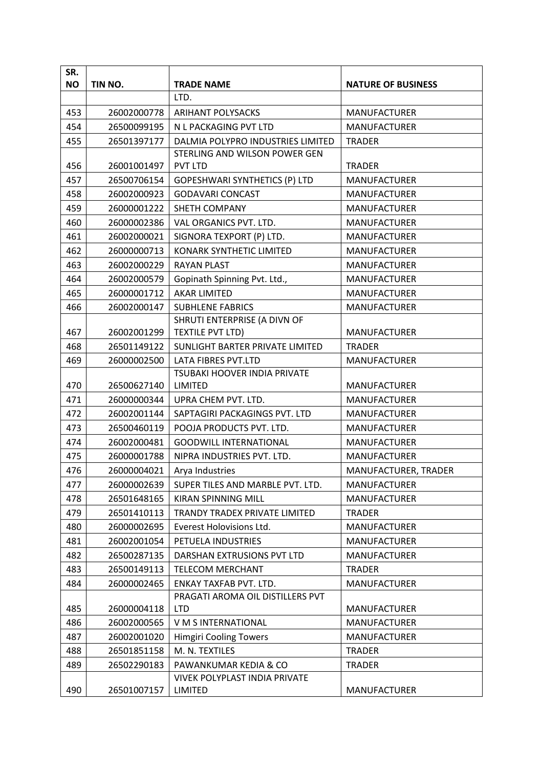| SR. NO | TIN NO. | TRADE NAME | NATURE OF BUSINESS |
|---|---|---|---|
| | | LTD. | |
| 453 | 26002000778 | ARIHANT POLYSACKS | MANUFACTURER |
| 454 | 26500099195 | N L PACKAGING PVT LTD | MANUFACTURER |
| 455 | 26501397177 | DALMIA POLYPRO INDUSTRIES LIMITED | TRADER |
| 456 | 26001001497 | STERLING AND WILSON POWER GEN PVT LTD | TRADER |
| 457 | 26500706154 | GOPESHWARI SYNTHETICS (P) LTD | MANUFACTURER |
| 458 | 26002000923 | GODAVARI CONCAST | MANUFACTURER |
| 459 | 26000001222 | SHETH COMPANY | MANUFACTURER |
| 460 | 26000002386 | VAL ORGANICS PVT. LTD. | MANUFACTURER |
| 461 | 26002000021 | SIGNORA TEXPORT (P) LTD. | MANUFACTURER |
| 462 | 26000000713 | KONARK SYNTHETIC LIMITED | MANUFACTURER |
| 463 | 26002000229 | RAYAN PLAST | MANUFACTURER |
| 464 | 26002000579 | Gopinath Spinning Pvt. Ltd., | MANUFACTURER |
| 465 | 26000001712 | AKAR LIMITED | MANUFACTURER |
| 466 | 26002000147 | SUBHLENE FABRICS | MANUFACTURER |
| 467 | 26002001299 | SHRUTI ENTERPRISE (A DIVN OF TEXTILE PVT LTD) | MANUFACTURER |
| 468 | 26501149122 | SUNLIGHT BARTER PRIVATE LIMITED | TRADER |
| 469 | 26000002500 | LATA FIBRES PVT.LTD | MANUFACTURER |
| 470 | 26500627140 | TSUBAKI HOOVER INDIA PRIVATE LIMITED | MANUFACTURER |
| 471 | 26000000344 | UPRA CHEM PVT. LTD. | MANUFACTURER |
| 472 | 26002001144 | SAPTAGIRI PACKAGINGS PVT. LTD | MANUFACTURER |
| 473 | 26500460119 | POOJA PRODUCTS PVT. LTD. | MANUFACTURER |
| 474 | 26002000481 | GOODWILL INTERNATIONAL | MANUFACTURER |
| 475 | 26000001788 | NIPRA INDUSTRIES PVT. LTD. | MANUFACTURER |
| 476 | 26000004021 | Arya Industries | MANUFACTURER, TRADER |
| 477 | 26000002639 | SUPER TILES AND MARBLE PVT. LTD. | MANUFACTURER |
| 478 | 26501648165 | KIRAN SPINNING MILL | MANUFACTURER |
| 479 | 26501410113 | TRANDY TRADEX PRIVATE LIMITED | TRADER |
| 480 | 26000002695 | Everest Holovisions Ltd. | MANUFACTURER |
| 481 | 26002001054 | PETUELA INDUSTRIES | MANUFACTURER |
| 482 | 26500287135 | DARSHAN EXTRUSIONS PVT LTD | MANUFACTURER |
| 483 | 26500149113 | TELECOM MERCHANT | TRADER |
| 484 | 26000002465 | ENKAY TAXFAB PVT. LTD. | MANUFACTURER |
| 485 | 26000004118 | PRAGATI AROMA OIL DISTILLERS PVT LTD | MANUFACTURER |
| 486 | 26002000565 | V M S INTERNATIONAL | MANUFACTURER |
| 487 | 26002001020 | Himgiri Cooling Towers | MANUFACTURER |
| 488 | 26501851158 | M. N. TEXTILES | TRADER |
| 489 | 26502290183 | PAWANKUMAR KEDIA & CO | TRADER |
| 490 | 26501007157 | VIVEK POLYPLAST INDIA PRIVATE LIMITED | MANUFACTURER |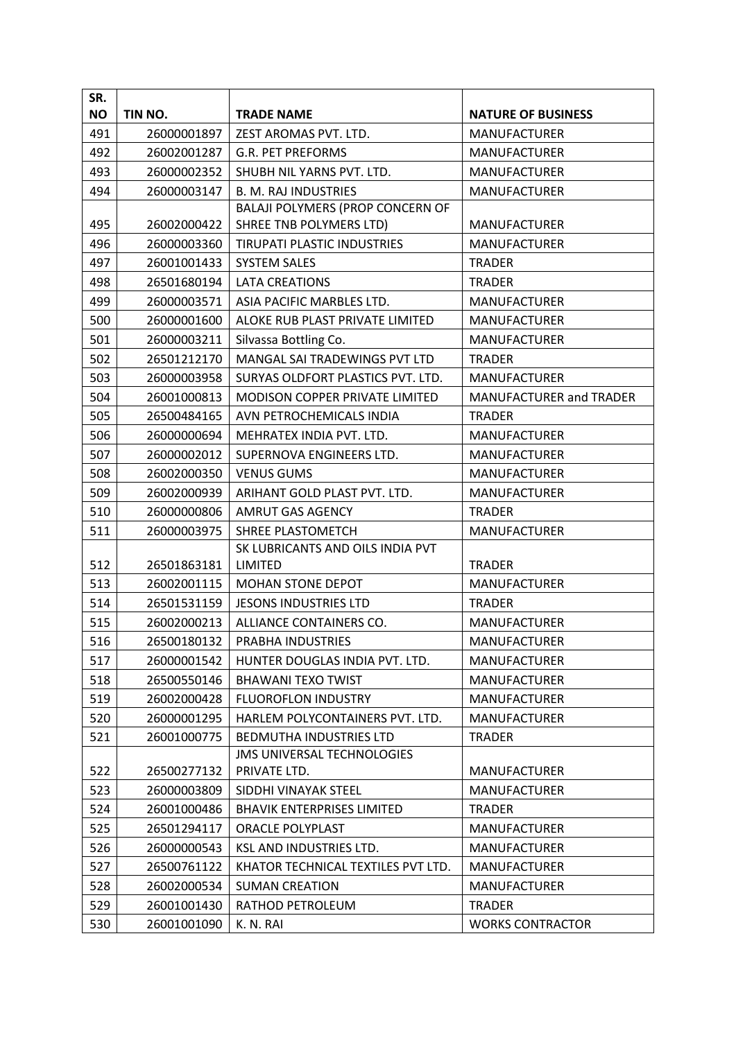| SR. NO | TIN NO. | TRADE NAME | NATURE OF BUSINESS |
|---|---|---|---|
| 491 | 26000001897 | ZEST AROMAS PVT. LTD. | MANUFACTURER |
| 492 | 26002001287 | G.R. PET PREFORMS | MANUFACTURER |
| 493 | 26000002352 | SHUBH NIL YARNS PVT. LTD. | MANUFACTURER |
| 494 | 26000003147 | B. M. RAJ INDUSTRIES | MANUFACTURER |
| 495 | 26002000422 | BALAJI POLYMERS (PROP CONCERN OF SHREE TNB POLYMERS LTD) | MANUFACTURER |
| 496 | 26000003360 | TIRUPATI PLASTIC INDUSTRIES | MANUFACTURER |
| 497 | 26001001433 | SYSTEM SALES | TRADER |
| 498 | 26501680194 | LATA CREATIONS | TRADER |
| 499 | 26000003571 | ASIA PACIFIC MARBLES LTD. | MANUFACTURER |
| 500 | 26000001600 | ALOKE RUB PLAST PRIVATE LIMITED | MANUFACTURER |
| 501 | 26000003211 | Silvassa Bottling Co. | MANUFACTURER |
| 502 | 26501212170 | MANGAL SAI TRADEWINGS PVT LTD | TRADER |
| 503 | 26000003958 | SURYAS OLDFORT PLASTICS PVT. LTD. | MANUFACTURER |
| 504 | 26001000813 | MODISON COPPER PRIVATE LIMITED | MANUFACTURER and TRADER |
| 505 | 26500484165 | AVN PETROCHEMICALS INDIA | TRADER |
| 506 | 26000000694 | MEHRATEX INDIA PVT. LTD. | MANUFACTURER |
| 507 | 26000002012 | SUPERNOVA ENGINEERS LTD. | MANUFACTURER |
| 508 | 26002000350 | VENUS GUMS | MANUFACTURER |
| 509 | 26002000939 | ARIHANT GOLD PLAST PVT. LTD. | MANUFACTURER |
| 510 | 26000000806 | AMRUT GAS AGENCY | TRADER |
| 511 | 26000003975 | SHREE PLASTOMETCH | MANUFACTURER |
| 512 | 26501863181 | SK LUBRICANTS AND OILS INDIA PVT LIMITED | TRADER |
| 513 | 26002001115 | MOHAN STONE DEPOT | MANUFACTURER |
| 514 | 26501531159 | JESONS INDUSTRIES LTD | TRADER |
| 515 | 26002000213 | ALLIANCE CONTAINERS CO. | MANUFACTURER |
| 516 | 26500180132 | PRABHA INDUSTRIES | MANUFACTURER |
| 517 | 26000001542 | HUNTER DOUGLAS INDIA PVT. LTD. | MANUFACTURER |
| 518 | 26500550146 | BHAWANI TEXO TWIST | MANUFACTURER |
| 519 | 26002000428 | FLUOROFLON INDUSTRY | MANUFACTURER |
| 520 | 26000001295 | HARLEM POLYCONTAINERS PVT. LTD. | MANUFACTURER |
| 521 | 26001000775 | BEDMUTHA INDUSTRIES LTD | TRADER |
| 522 | 26500277132 | JMS UNIVERSAL TECHNOLOGIES PRIVATE LTD. | MANUFACTURER |
| 523 | 26000003809 | SIDDHI VINAYAK STEEL | MANUFACTURER |
| 524 | 26001000486 | BHAVIK ENTERPRISES LIMITED | TRADER |
| 525 | 26501294117 | ORACLE POLYPLAST | MANUFACTURER |
| 526 | 26000000543 | KSL AND INDUSTRIES LTD. | MANUFACTURER |
| 527 | 26500761122 | KHATOR TECHNICAL TEXTILES PVT LTD. | MANUFACTURER |
| 528 | 26002000534 | SUMAN CREATION | MANUFACTURER |
| 529 | 26001001430 | RATHOD PETROLEUM | TRADER |
| 530 | 26001001090 | K. N. RAI | WORKS CONTRACTOR |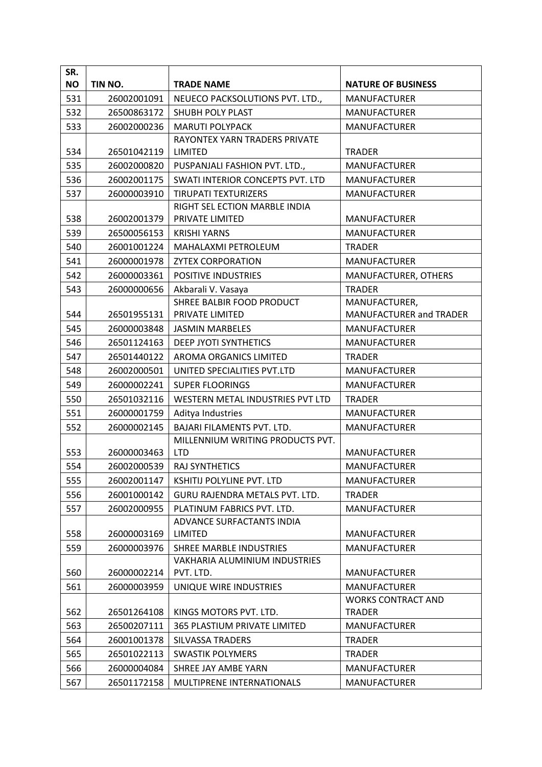| SR. NO | TIN NO. | TRADE NAME | NATURE OF BUSINESS |
|---|---|---|---|
| 531 | 26002001091 | NEUECO PACKSOLUTIONS PVT. LTD., | MANUFACTURER |
| 532 | 26500863172 | SHUBH POLY PLAST | MANUFACTURER |
| 533 | 26002000236 | MARUTI POLYPACK | MANUFACTURER |
| 534 | 26501042119 | RAYONTEX YARN TRADERS PRIVATE LIMITED | TRADER |
| 535 | 26002000820 | PUSPANJALI FASHION PVT. LTD., | MANUFACTURER |
| 536 | 26002001175 | SWATI INTERIOR CONCEPTS PVT. LTD | MANUFACTURER |
| 537 | 26000003910 | TIRUPATI TEXTURIZERS | MANUFACTURER |
| 538 | 26002001379 | RIGHT SEL ECTION MARBLE INDIA PRIVATE LIMITED | MANUFACTURER |
| 539 | 26500056153 | KRISHI YARNS | MANUFACTURER |
| 540 | 26001001224 | MAHALAXMI PETROLEUM | TRADER |
| 541 | 26000001978 | ZYTEX CORPORATION | MANUFACTURER |
| 542 | 26000003361 | POSITIVE INDUSTRIES | MANUFACTURER, OTHERS |
| 543 | 26000000656 | Akbarali V. Vasaya | TRADER |
| 544 | 26501955131 | SHREE BALBIR FOOD PRODUCT PRIVATE LIMITED | MANUFACTURER, MANUFACTURER and TRADER |
| 545 | 26000003848 | JASMIN MARBELES | MANUFACTURER |
| 546 | 26501124163 | DEEP JYOTI SYNTHETICS | MANUFACTURER |
| 547 | 26501440122 | AROMA ORGANICS LIMITED | TRADER |
| 548 | 26002000501 | UNITED SPECIALITIES PVT.LTD | MANUFACTURER |
| 549 | 26000002241 | SUPER FLOORINGS | MANUFACTURER |
| 550 | 26501032116 | WESTERN METAL INDUSTRIES PVT LTD | TRADER |
| 551 | 26000001759 | Aditya Industries | MANUFACTURER |
| 552 | 26000002145 | BAJARI FILAMENTS PVT. LTD. | MANUFACTURER |
| 553 | 26000003463 | MILLENNIUM WRITING PRODUCTS PVT. LTD | MANUFACTURER |
| 554 | 26002000539 | RAJ SYNTHETICS | MANUFACTURER |
| 555 | 26002001147 | KSHITIJ POLYLINE PVT. LTD | MANUFACTURER |
| 556 | 26001000142 | GURU RAJENDRA METALS PVT. LTD. | TRADER |
| 557 | 26002000955 | PLATINUM FABRICS PVT. LTD. | MANUFACTURER |
| 558 | 26000003169 | ADVANCE SURFACTANTS INDIA LIMITED | MANUFACTURER |
| 559 | 26000003976 | SHREE MARBLE INDUSTRIES | MANUFACTURER |
| 560 | 26000002214 | VAKHARIA ALUMINIUM INDUSTRIES PVT. LTD. | MANUFACTURER |
| 561 | 26000003959 | UNIQUE WIRE INDUSTRIES | MANUFACTURER |
| 562 | 26501264108 | KINGS MOTORS PVT. LTD. | WORKS CONTRACT AND TRADER |
| 563 | 26500207111 | 365 PLASTIUM PRIVATE LIMITED | MANUFACTURER |
| 564 | 26001001378 | SILVASSA TRADERS | TRADER |
| 565 | 26501022113 | SWASTIK POLYMERS | TRADER |
| 566 | 26000004084 | SHREE JAY AMBE YARN | MANUFACTURER |
| 567 | 26501172158 | MULTIPRENE INTERNATIONALS | MANUFACTURER |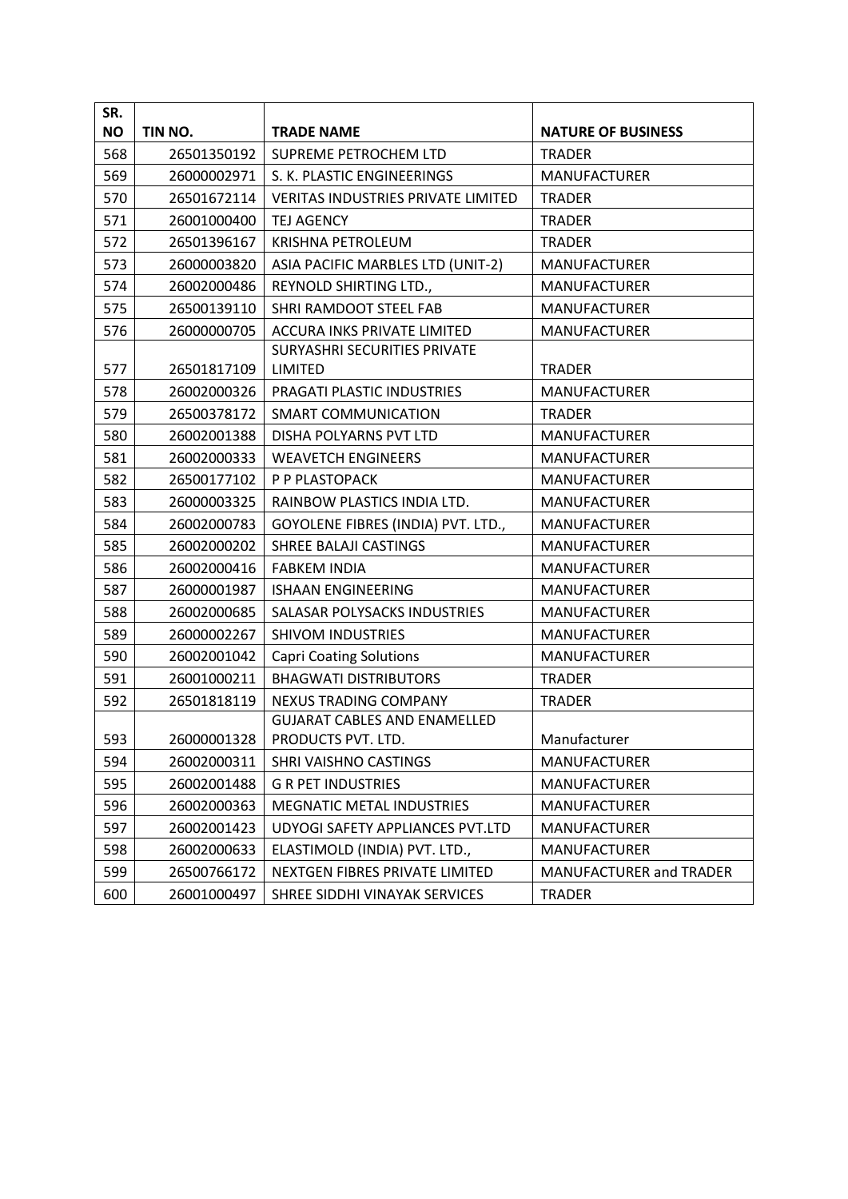| SR. NO | TIN NO. | TRADE NAME | NATURE OF BUSINESS |
|---|---|---|---|
| 568 | 26501350192 | SUPREME PETROCHEM LTD | TRADER |
| 569 | 26000002971 | S. K. PLASTIC ENGINEERINGS | MANUFACTURER |
| 570 | 26501672114 | VERITAS INDUSTRIES PRIVATE LIMITED | TRADER |
| 571 | 26001000400 | TEJ AGENCY | TRADER |
| 572 | 26501396167 | KRISHNA PETROLEUM | TRADER |
| 573 | 26000003820 | ASIA PACIFIC MARBLES LTD (UNIT-2) | MANUFACTURER |
| 574 | 26002000486 | REYNOLD SHIRTING LTD., | MANUFACTURER |
| 575 | 26500139110 | SHRI RAMDOOT STEEL FAB | MANUFACTURER |
| 576 | 26000000705 | ACCURA INKS PRIVATE LIMITED | MANUFACTURER |
| 577 | 26501817109 | SURYASHRI SECURITIES PRIVATE LIMITED | TRADER |
| 578 | 26002000326 | PRAGATI PLASTIC INDUSTRIES | MANUFACTURER |
| 579 | 26500378172 | SMART COMMUNICATION | TRADER |
| 580 | 26002001388 | DISHA POLYARNS PVT LTD | MANUFACTURER |
| 581 | 26002000333 | WEAVETCH ENGINEERS | MANUFACTURER |
| 582 | 26500177102 | P P PLASTOPACK | MANUFACTURER |
| 583 | 26000003325 | RAINBOW PLASTICS INDIA LTD. | MANUFACTURER |
| 584 | 26002000783 | GOYOLENE FIBRES (INDIA) PVT. LTD., | MANUFACTURER |
| 585 | 26002000202 | SHREE BALAJI CASTINGS | MANUFACTURER |
| 586 | 26002000416 | FABKEM INDIA | MANUFACTURER |
| 587 | 26000001987 | ISHAAN ENGINEERING | MANUFACTURER |
| 588 | 26002000685 | SALASAR POLYSACKS INDUSTRIES | MANUFACTURER |
| 589 | 26000002267 | SHIVOM INDUSTRIES | MANUFACTURER |
| 590 | 26002001042 | Capri Coating Solutions | MANUFACTURER |
| 591 | 26001000211 | BHAGWATI DISTRIBUTORS | TRADER |
| 592 | 26501818119 | NEXUS TRADING COMPANY | TRADER |
| 593 | 26000001328 | GUJARAT CABLES AND ENAMELLED PRODUCTS PVT. LTD. | Manufacturer |
| 594 | 26002000311 | SHRI VAISHNO CASTINGS | MANUFACTURER |
| 595 | 26002001488 | G R PET INDUSTRIES | MANUFACTURER |
| 596 | 26002000363 | MEGNATIC METAL INDUSTRIES | MANUFACTURER |
| 597 | 26002001423 | UDYOGI SAFETY APPLIANCES PVT.LTD | MANUFACTURER |
| 598 | 26002000633 | ELASTIMOLD (INDIA) PVT. LTD., | MANUFACTURER |
| 599 | 26500766172 | NEXTGEN FIBRES PRIVATE LIMITED | MANUFACTURER and TRADER |
| 600 | 26001000497 | SHREE SIDDHI VINAYAK SERVICES | TRADER |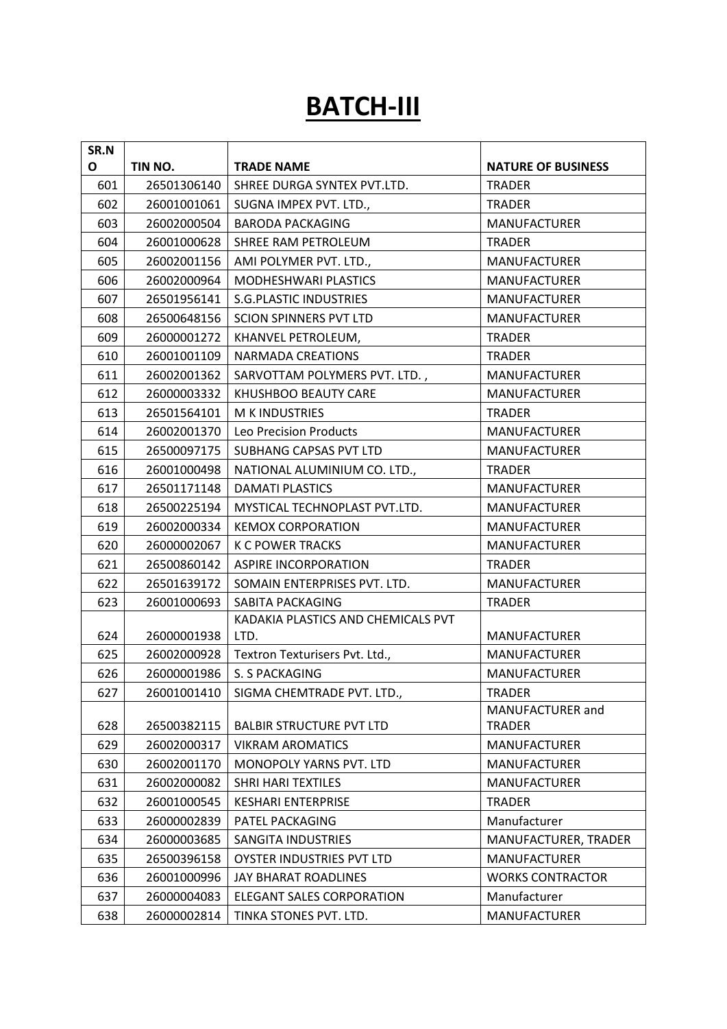# BATCH-III

| SR.NO | TIN NO. | TRADE NAME | NATURE OF BUSINESS |
|---|---|---|---|
| 601 | 26501306140 | SHREE DURGA SYNTEX PVT.LTD. | TRADER |
| 602 | 26001001061 | SUGNA IMPEX PVT. LTD., | TRADER |
| 603 | 26002000504 | BARODA PACKAGING | MANUFACTURER |
| 604 | 26001000628 | SHREE RAM PETROLEUM | TRADER |
| 605 | 26002001156 | AMI POLYMER PVT. LTD., | MANUFACTURER |
| 606 | 26002000964 | MODHESHWARI PLASTICS | MANUFACTURER |
| 607 | 26501956141 | S.G.PLASTIC INDUSTRIES | MANUFACTURER |
| 608 | 26500648156 | SCION SPINNERS PVT LTD | MANUFACTURER |
| 609 | 26000001272 | KHANVEL PETROLEUM, | TRADER |
| 610 | 26001001109 | NARMADA CREATIONS | TRADER |
| 611 | 26002001362 | SARVOTTAM POLYMERS PVT. LTD. , | MANUFACTURER |
| 612 | 26000003332 | KHUSHBOO BEAUTY CARE | MANUFACTURER |
| 613 | 26501564101 | M K INDUSTRIES | TRADER |
| 614 | 26002001370 | Leo Precision Products | MANUFACTURER |
| 615 | 26500097175 | SUBHANG CAPSAS PVT LTD | MANUFACTURER |
| 616 | 26001000498 | NATIONAL ALUMINIUM CO. LTD., | TRADER |
| 617 | 26501171148 | DAMATI PLASTICS | MANUFACTURER |
| 618 | 26500225194 | MYSTICAL TECHNOPLAST PVT.LTD. | MANUFACTURER |
| 619 | 26002000334 | KEMOX CORPORATION | MANUFACTURER |
| 620 | 26000002067 | K C POWER TRACKS | MANUFACTURER |
| 621 | 26500860142 | ASPIRE INCORPORATION | TRADER |
| 622 | 26501639172 | SOMAIN ENTERPRISES PVT. LTD. | MANUFACTURER |
| 623 | 26001000693 | SABITA PACKAGING | TRADER |
| 624 | 26000001938 | KADAKIA PLASTICS AND CHEMICALS PVT LTD. | MANUFACTURER |
| 625 | 26002000928 | Textron Texturisers Pvt. Ltd., | MANUFACTURER |
| 626 | 26000001986 | S. S PACKAGING | MANUFACTURER |
| 627 | 26001001410 | SIGMA CHEMTRADE PVT. LTD., | TRADER |
| 628 | 26500382115 | BALBIR STRUCTURE PVT LTD | MANUFACTURER and TRADER |
| 629 | 26002000317 | VIKRAM AROMATICS | MANUFACTURER |
| 630 | 26002001170 | MONOPOLY YARNS PVT. LTD | MANUFACTURER |
| 631 | 26002000082 | SHRI HARI TEXTILES | MANUFACTURER |
| 632 | 26001000545 | KESHARI ENTERPRISE | TRADER |
| 633 | 26000002839 | PATEL PACKAGING | Manufacturer |
| 634 | 26000003685 | SANGITA INDUSTRIES | MANUFACTURER, TRADER |
| 635 | 26500396158 | OYSTER INDUSTRIES PVT LTD | MANUFACTURER |
| 636 | 26001000996 | JAY BHARAT ROADLINES | WORKS CONTRACTOR |
| 637 | 26000004083 | ELEGANT SALES CORPORATION | Manufacturer |
| 638 | 26000002814 | TINKA STONES PVT. LTD. | MANUFACTURER |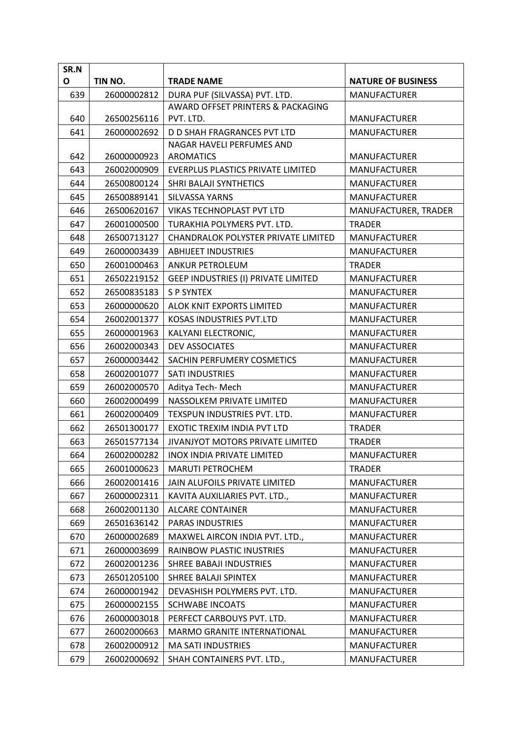| SR.NO | TIN NO. | TRADE NAME | NATURE OF BUSINESS |
|---|---|---|---|
| 639 | 26000002812 | DURA PUF (SILVASSA) PVT. LTD. | MANUFACTURER |
| 640 | 26500256116 | AWARD OFFSET PRINTERS & PACKAGING PVT. LTD. | MANUFACTURER |
| 641 | 26000002692 | D D SHAH FRAGRANCES PVT LTD | MANUFACTURER |
| 642 | 26000000923 | NAGAR HAVELI PERFUMES AND AROMATICS | MANUFACTURER |
| 643 | 26002000909 | EVERPLUS PLASTICS PRIVATE LIMITED | MANUFACTURER |
| 644 | 26500800124 | SHRI BALAJI SYNTHETICS | MANUFACTURER |
| 645 | 26500889141 | SILVASSA YARNS | MANUFACTURER |
| 646 | 26500620167 | VIKAS TECHNOPLAST PVT LTD | MANUFACTURER, TRADER |
| 647 | 26001000500 | TURAKHIA POLYMERS PVT. LTD. | TRADER |
| 648 | 26500713127 | CHANDRALOK POLYSTER PRIVATE LIMITED | MANUFACTURER |
| 649 | 26000003439 | ABHIJEET INDUSTRIES | MANUFACTURER |
| 650 | 26001000463 | ANKUR PETROLEUM | TRADER |
| 651 | 26502219152 | GEEP INDUSTRIES (I) PRIVATE LIMITED | MANUFACTURER |
| 652 | 26500835183 | S P SYNTEX | MANUFACTURER |
| 653 | 26000000620 | ALOK KNIT EXPORTS LIMITED | MANUFACTURER |
| 654 | 26002001377 | KOSAS INDUSTRIES PVT.LTD | MANUFACTURER |
| 655 | 26000001963 | KALYANI ELECTRONIC, | MANUFACTURER |
| 656 | 26002000343 | DEV ASSOCIATES | MANUFACTURER |
| 657 | 26000003442 | SACHIN PERFUMERY COSMETICS | MANUFACTURER |
| 658 | 26002001077 | SATI INDUSTRIES | MANUFACTURER |
| 659 | 26002000570 | Aditya Tech- Mech | MANUFACTURER |
| 660 | 26002000499 | NASSOLKEM PRIVATE LIMITED | MANUFACTURER |
| 661 | 26002000409 | TEXSPUN INDUSTRIES PVT. LTD. | MANUFACTURER |
| 662 | 26501300177 | EXOTIC TREXIM INDIA PVT LTD | TRADER |
| 663 | 26501577134 | JIVANJYOT MOTORS PRIVATE LIMITED | TRADER |
| 664 | 26002000282 | INOX INDIA PRIVATE LIMITED | MANUFACTURER |
| 665 | 26001000623 | MARUTI PETROCHEM | TRADER |
| 666 | 26002001416 | JAIN ALUFOILS PRIVATE LIMITED | MANUFACTURER |
| 667 | 26000002311 | KAVITA AUXILIARIES PVT. LTD., | MANUFACTURER |
| 668 | 26002001130 | ALCARE CONTAINER | MANUFACTURER |
| 669 | 26501636142 | PARAS INDUSTRIES | MANUFACTURER |
| 670 | 26000002689 | MAXWEL AIRCON INDIA PVT. LTD., | MANUFACTURER |
| 671 | 26000003699 | RAINBOW PLASTIC INUSTRIES | MANUFACTURER |
| 672 | 26002001236 | SHREE BABAJI INDUSTRIES | MANUFACTURER |
| 673 | 26501205100 | SHREE BALAJI SPINTEX | MANUFACTURER |
| 674 | 26000001942 | DEVASHISH POLYMERS PVT. LTD. | MANUFACTURER |
| 675 | 26000002155 | SCHWABE INCOATS | MANUFACTURER |
| 676 | 26000003018 | PERFECT CARBOUYS PVT. LTD. | MANUFACTURER |
| 677 | 26002000663 | MARMO GRANITE INTERNATIONAL | MANUFACTURER |
| 678 | 26002000912 | MA SATI INDUSTRIES | MANUFACTURER |
| 679 | 26002000692 | SHAH CONTAINERS PVT. LTD., | MANUFACTURER |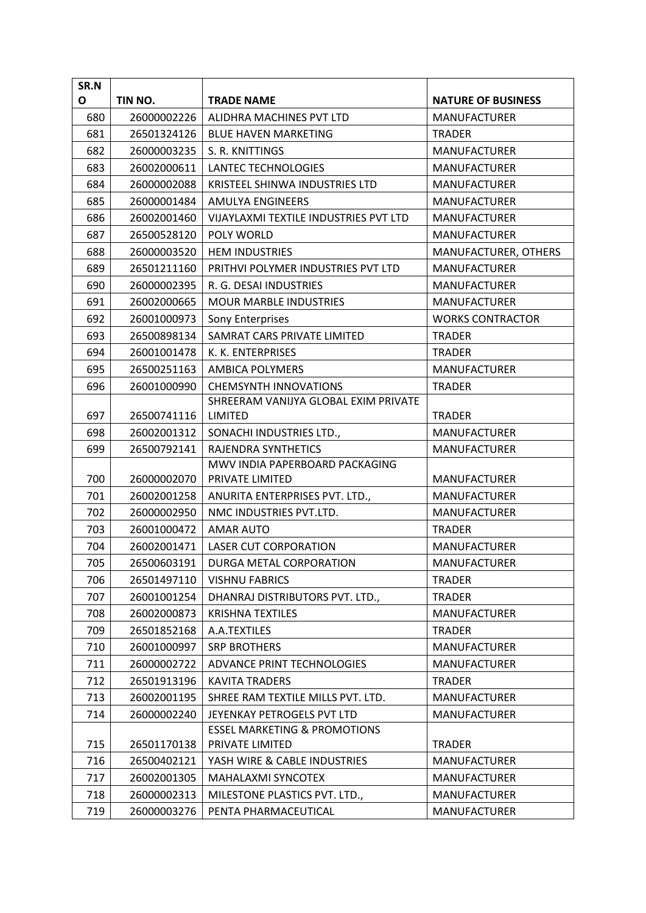| SR.NO | TIN NO. | TRADE NAME | NATURE OF BUSINESS |
|---|---|---|---|
| 680 | 26000002226 | ALIDHRA MACHINES PVT LTD | MANUFACTURER |
| 681 | 26501324126 | BLUE HAVEN MARKETING | TRADER |
| 682 | 26000003235 | S. R. KNITTINGS | MANUFACTURER |
| 683 | 26002000611 | LANTEC TECHNOLOGIES | MANUFACTURER |
| 684 | 26000002088 | KRISTEEL SHINWA INDUSTRIES LTD | MANUFACTURER |
| 685 | 26000001484 | AMULYA ENGINEERS | MANUFACTURER |
| 686 | 26002001460 | VIJAYLAXMI TEXTILE INDUSTRIES PVT LTD | MANUFACTURER |
| 687 | 26500528120 | POLY WORLD | MANUFACTURER |
| 688 | 26000003520 | HEM INDUSTRIES | MANUFACTURER, OTHERS |
| 689 | 26501211160 | PRITHVI POLYMER INDUSTRIES PVT LTD | MANUFACTURER |
| 690 | 26000002395 | R. G. DESAI INDUSTRIES | MANUFACTURER |
| 691 | 26002000665 | MOUR MARBLE INDUSTRIES | MANUFACTURER |
| 692 | 26001000973 | Sony Enterprises | WORKS CONTRACTOR |
| 693 | 26500898134 | SAMRAT CARS PRIVATE LIMITED | TRADER |
| 694 | 26001001478 | K. K. ENTERPRISES | TRADER |
| 695 | 26500251163 | AMBICA POLYMERS | MANUFACTURER |
| 696 | 26001000990 | CHEMSYNTH INNOVATIONS | TRADER |
| 697 | 26500741116 | SHREERAM VANIJYA GLOBAL EXIM PRIVATE LIMITED | TRADER |
| 698 | 26002001312 | SONACHI INDUSTRIES LTD., | MANUFACTURER |
| 699 | 26500792141 | RAJENDRA SYNTHETICS | MANUFACTURER |
| 700 | 26000002070 | MWV INDIA PAPERBOARD PACKAGING PRIVATE LIMITED | MANUFACTURER |
| 701 | 26002001258 | ANURITA ENTERPRISES PVT. LTD., | MANUFACTURER |
| 702 | 26000002950 | NMC INDUSTRIES PVT.LTD. | MANUFACTURER |
| 703 | 26001000472 | AMAR AUTO | TRADER |
| 704 | 26002001471 | LASER CUT CORPORATION | MANUFACTURER |
| 705 | 26500603191 | DURGA METAL CORPORATION | MANUFACTURER |
| 706 | 26501497110 | VISHNU FABRICS | TRADER |
| 707 | 26001001254 | DHANRAJ DISTRIBUTORS PVT. LTD., | TRADER |
| 708 | 26002000873 | KRISHNA TEXTILES | MANUFACTURER |
| 709 | 26501852168 | A.A.TEXTILES | TRADER |
| 710 | 26001000997 | SRP BROTHERS | MANUFACTURER |
| 711 | 26000002722 | ADVANCE PRINT TECHNOLOGIES | MANUFACTURER |
| 712 | 26501913196 | KAVITA TRADERS | TRADER |
| 713 | 26002001195 | SHREE RAM TEXTILE MILLS PVT. LTD. | MANUFACTURER |
| 714 | 26000002240 | JEYENKAY PETROGELS PVT LTD | MANUFACTURER |
| 715 | 26501170138 | ESSEL MARKETING & PROMOTIONS PRIVATE LIMITED | TRADER |
| 716 | 26500402121 | YASH WIRE & CABLE INDUSTRIES | MANUFACTURER |
| 717 | 26002001305 | MAHALAXMI SYNCOTEX | MANUFACTURER |
| 718 | 26000002313 | MILESTONE PLASTICS PVT. LTD., | MANUFACTURER |
| 719 | 26000003276 | PENTA PHARMACEUTICAL | MANUFACTURER |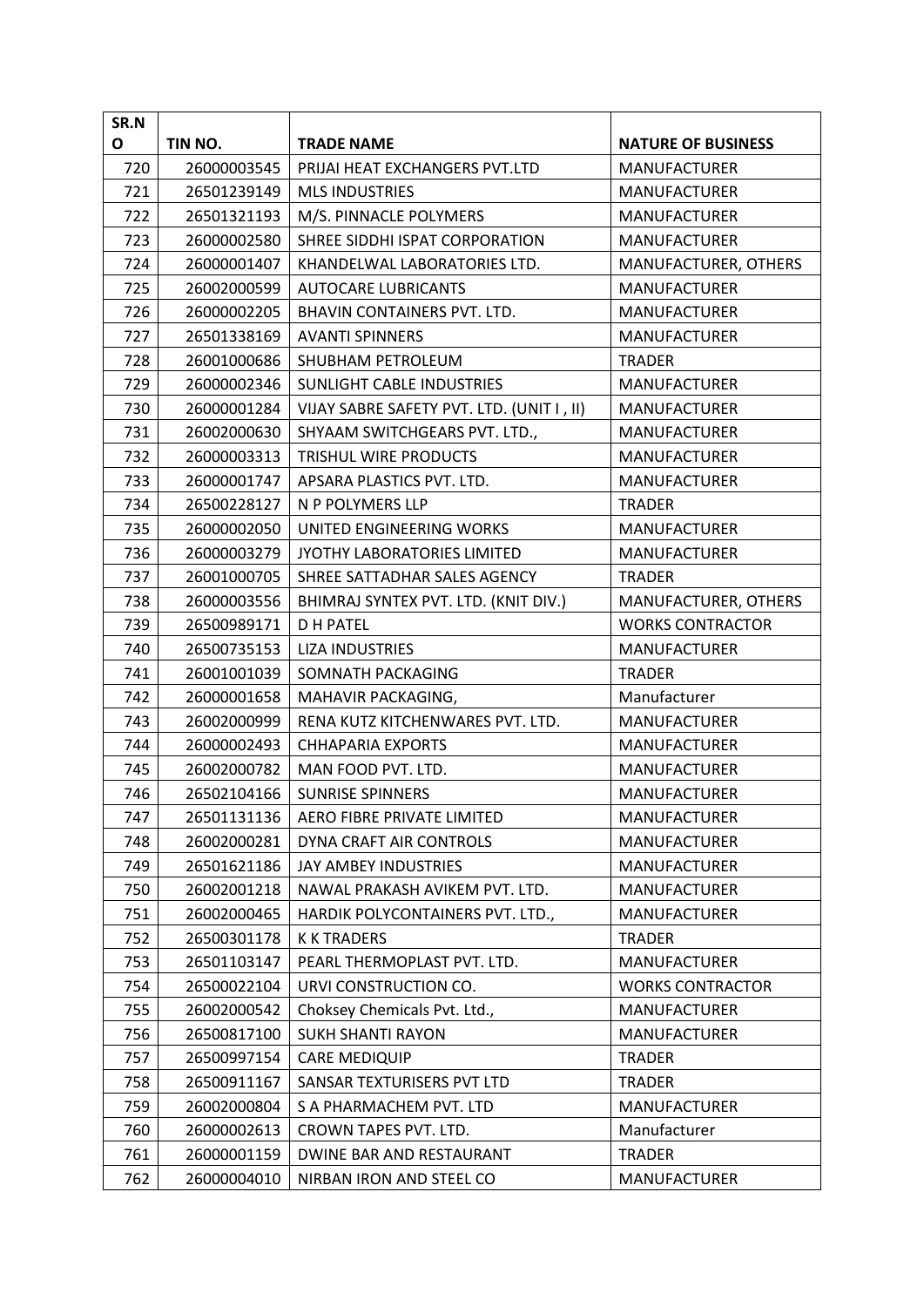| SR.NO | TIN NO. | TRADE NAME | NATURE OF BUSINESS |
|---|---|---|---|
| 720 | 26000003545 | PRIJAI HEAT EXCHANGERS PVT.LTD | MANUFACTURER |
| 721 | 26501239149 | MLS INDUSTRIES | MANUFACTURER |
| 722 | 26501321193 | M/S. PINNACLE POLYMERS | MANUFACTURER |
| 723 | 26000002580 | SHREE SIDDHI ISPAT CORPORATION | MANUFACTURER |
| 724 | 26000001407 | KHANDELWAL LABORATORIES LTD. | MANUFACTURER, OTHERS |
| 725 | 26002000599 | AUTOCARE LUBRICANTS | MANUFACTURER |
| 726 | 26000002205 | BHAVIN CONTAINERS PVT. LTD. | MANUFACTURER |
| 727 | 26501338169 | AVANTI SPINNERS | MANUFACTURER |
| 728 | 26001000686 | SHUBHAM PETROLEUM | TRADER |
| 729 | 26000002346 | SUNLIGHT CABLE INDUSTRIES | MANUFACTURER |
| 730 | 26000001284 | VIJAY SABRE SAFETY PVT. LTD. (UNIT I , II) | MANUFACTURER |
| 731 | 26002000630 | SHYAAM SWITCHGEARS PVT. LTD., | MANUFACTURER |
| 732 | 26000003313 | TRISHUL WIRE PRODUCTS | MANUFACTURER |
| 733 | 26000001747 | APSARA PLASTICS PVT. LTD. | MANUFACTURER |
| 734 | 26500228127 | N P POLYMERS LLP | TRADER |
| 735 | 26000002050 | UNITED ENGINEERING WORKS | MANUFACTURER |
| 736 | 26000003279 | JYOTHY LABORATORIES LIMITED | MANUFACTURER |
| 737 | 26001000705 | SHREE SATTADHAR SALES AGENCY | TRADER |
| 738 | 26000003556 | BHIMRAJ SYNTEX PVT. LTD. (KNIT DIV.) | MANUFACTURER, OTHERS |
| 739 | 26500989171 | D H PATEL | WORKS CONTRACTOR |
| 740 | 26500735153 | LIZA INDUSTRIES | MANUFACTURER |
| 741 | 26001001039 | SOMNATH PACKAGING | TRADER |
| 742 | 26000001658 | MAHAVIR PACKAGING, | Manufacturer |
| 743 | 26002000999 | RENA KUTZ KITCHENWARES PVT. LTD. | MANUFACTURER |
| 744 | 26000002493 | CHHAPARIA EXPORTS | MANUFACTURER |
| 745 | 26002000782 | MAN FOOD PVT. LTD. | MANUFACTURER |
| 746 | 26502104166 | SUNRISE SPINNERS | MANUFACTURER |
| 747 | 26501131136 | AERO FIBRE PRIVATE LIMITED | MANUFACTURER |
| 748 | 26002000281 | DYNA CRAFT AIR CONTROLS | MANUFACTURER |
| 749 | 26501621186 | JAY AMBEY INDUSTRIES | MANUFACTURER |
| 750 | 26002001218 | NAWAL PRAKASH AVIKEM PVT. LTD. | MANUFACTURER |
| 751 | 26002000465 | HARDIK POLYCONTAINERS PVT. LTD., | MANUFACTURER |
| 752 | 26500301178 | K K TRADERS | TRADER |
| 753 | 26501103147 | PEARL THERMOPLAST PVT. LTD. | MANUFACTURER |
| 754 | 26500022104 | URVI CONSTRUCTION CO. | WORKS CONTRACTOR |
| 755 | 26002000542 | Choksey Chemicals Pvt. Ltd., | MANUFACTURER |
| 756 | 26500817100 | SUKH SHANTI RAYON | MANUFACTURER |
| 757 | 26500997154 | CARE MEDIQUIP | TRADER |
| 758 | 26500911167 | SANSAR TEXTURISERS PVT LTD | TRADER |
| 759 | 26002000804 | S A PHARMACHEM PVT. LTD | MANUFACTURER |
| 760 | 26000002613 | CROWN TAPES PVT. LTD. | Manufacturer |
| 761 | 26000001159 | DWINE BAR AND RESTAURANT | TRADER |
| 762 | 26000004010 | NIRBAN IRON AND STEEL CO | MANUFACTURER |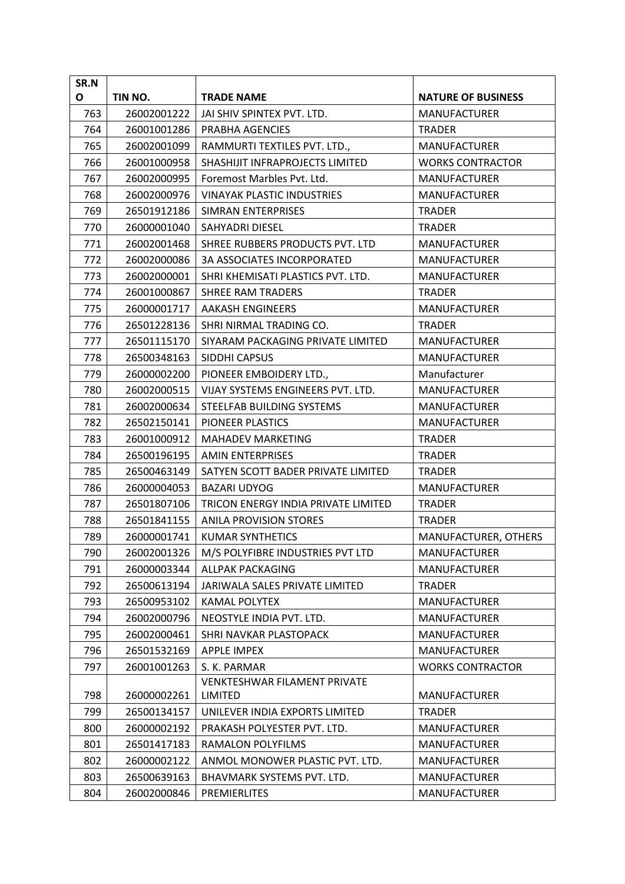| SR.NO | TIN NO. | TRADE NAME | NATURE OF BUSINESS |
|---|---|---|---|
| 763 | 26002001222 | JAI SHIV SPINTEX PVT. LTD. | MANUFACTURER |
| 764 | 26001001286 | PRABHA AGENCIES | TRADER |
| 765 | 26002001099 | RAMMURTI TEXTILES PVT. LTD., | MANUFACTURER |
| 766 | 26001000958 | SHASHIJIT INFRAPROJECTS LIMITED | WORKS CONTRACTOR |
| 767 | 26002000995 | Foremost Marbles Pvt. Ltd. | MANUFACTURER |
| 768 | 26002000976 | VINAYAK PLASTIC INDUSTRIES | MANUFACTURER |
| 769 | 26501912186 | SIMRAN ENTERPRISES | TRADER |
| 770 | 26000001040 | SAHYADRI DIESEL | TRADER |
| 771 | 26002001468 | SHREE RUBBERS PRODUCTS PVT. LTD | MANUFACTURER |
| 772 | 26002000086 | 3A ASSOCIATES INCORPORATED | MANUFACTURER |
| 773 | 26002000001 | SHRI KHEMISATI PLASTICS PVT. LTD. | MANUFACTURER |
| 774 | 26001000867 | SHREE RAM TRADERS | TRADER |
| 775 | 26000001717 | AAKASH ENGINEERS | MANUFACTURER |
| 776 | 26501228136 | SHRI NIRMAL TRADING CO. | TRADER |
| 777 | 26501115170 | SIYARAM PACKAGING PRIVATE LIMITED | MANUFACTURER |
| 778 | 26500348163 | SIDDHI CAPSUS | MANUFACTURER |
| 779 | 26000002200 | PIONEER EMBOIDERY LTD., | Manufacturer |
| 780 | 26002000515 | VIJAY SYSTEMS ENGINEERS PVT. LTD. | MANUFACTURER |
| 781 | 26002000634 | STEELFAB BUILDING SYSTEMS | MANUFACTURER |
| 782 | 26502150141 | PIONEER PLASTICS | MANUFACTURER |
| 783 | 26001000912 | MAHADEV MARKETING | TRADER |
| 784 | 26500196195 | AMIN ENTERPRISES | TRADER |
| 785 | 26500463149 | SATYEN SCOTT BADER PRIVATE LIMITED | TRADER |
| 786 | 26000004053 | BAZARI UDYOG | MANUFACTURER |
| 787 | 26501807106 | TRICON ENERGY INDIA PRIVATE LIMITED | TRADER |
| 788 | 26501841155 | ANILA PROVISION STORES | TRADER |
| 789 | 26000001741 | KUMAR SYNTHETICS | MANUFACTURER, OTHERS |
| 790 | 26002001326 | M/S POLYFIBRE INDUSTRIES PVT LTD | MANUFACTURER |
| 791 | 26000003344 | ALLPAK PACKAGING | MANUFACTURER |
| 792 | 26500613194 | JARIWALA SALES PRIVATE LIMITED | TRADER |
| 793 | 26500953102 | KAMAL POLYTEX | MANUFACTURER |
| 794 | 26002000796 | NEOSTYLE INDIA PVT. LTD. | MANUFACTURER |
| 795 | 26002000461 | SHRI NAVKAR PLASTOPACK | MANUFACTURER |
| 796 | 26501532169 | APPLE IMPEX | MANUFACTURER |
| 797 | 26001001263 | S. K. PARMAR | WORKS CONTRACTOR |
| 798 | 26000002261 | VENKTESHWAR FILAMENT PRIVATE LIMITED | MANUFACTURER |
| 799 | 26500134157 | UNILEVER INDIA EXPORTS LIMITED | TRADER |
| 800 | 26000002192 | PRAKASH POLYESTER PVT. LTD. | MANUFACTURER |
| 801 | 26501417183 | RAMALON POLYFILMS | MANUFACTURER |
| 802 | 26000002122 | ANMOL MONOWER PLASTIC PVT. LTD. | MANUFACTURER |
| 803 | 26500639163 | BHAVMARK SYSTEMS PVT. LTD. | MANUFACTURER |
| 804 | 26002000846 | PREMIERLITES | MANUFACTURER |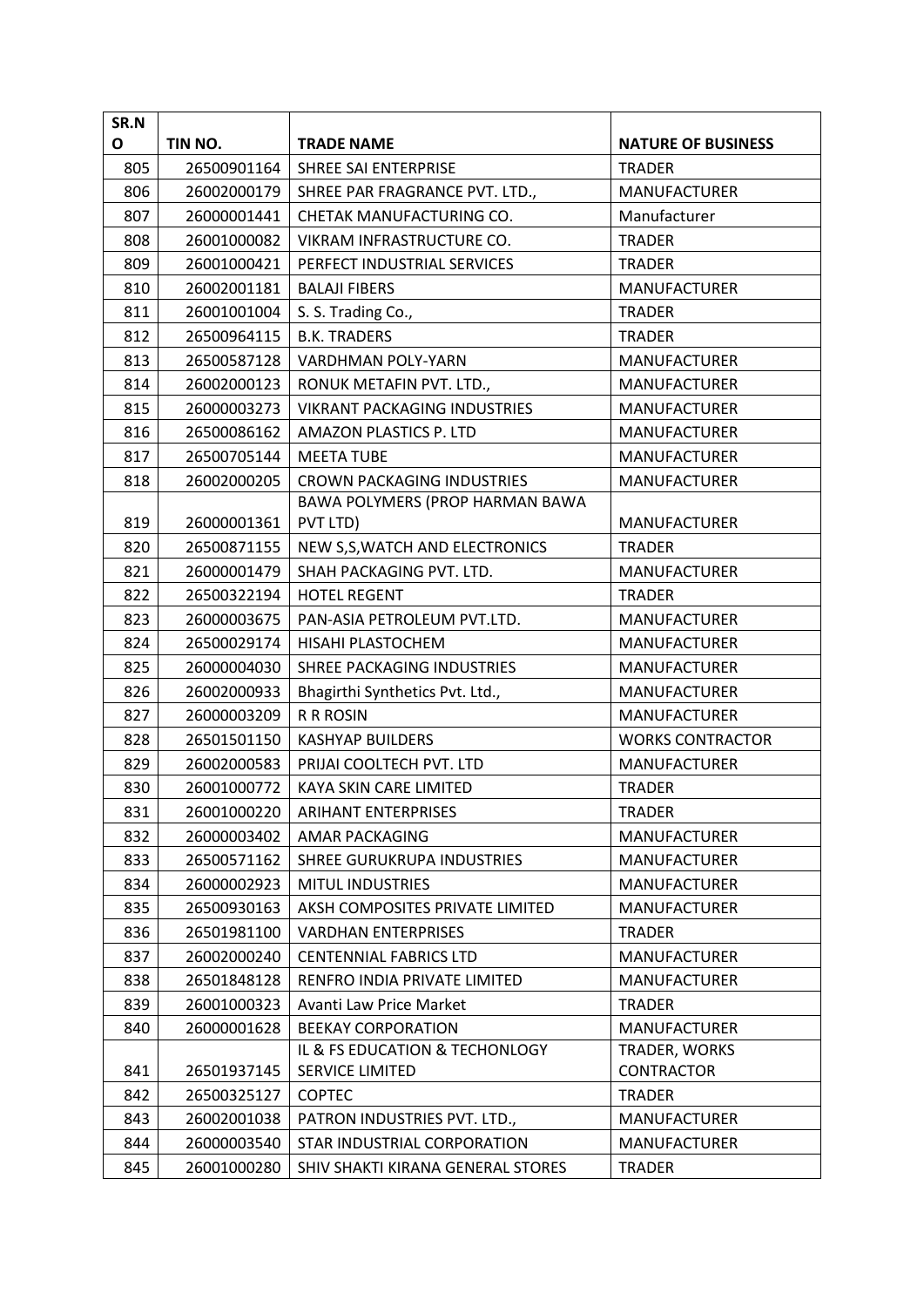| SR.NO | TIN NO. | TRADE NAME | NATURE OF BUSINESS |
|---|---|---|---|
| 805 | 26500901164 | SHREE SAI ENTERPRISE | TRADER |
| 806 | 26002000179 | SHREE PAR FRAGRANCE PVT. LTD., | MANUFACTURER |
| 807 | 26000001441 | CHETAK MANUFACTURING CO. | Manufacturer |
| 808 | 26001000082 | VIKRAM INFRASTRUCTURE CO. | TRADER |
| 809 | 26001000421 | PERFECT INDUSTRIAL SERVICES | TRADER |
| 810 | 26002001181 | BALAJI FIBERS | MANUFACTURER |
| 811 | 26001001004 | S. S. Trading Co., | TRADER |
| 812 | 26500964115 | B.K. TRADERS | TRADER |
| 813 | 26500587128 | VARDHMAN POLY-YARN | MANUFACTURER |
| 814 | 26002000123 | RONUK METAFIN PVT. LTD., | MANUFACTURER |
| 815 | 26000003273 | VIKRANT PACKAGING INDUSTRIES | MANUFACTURER |
| 816 | 26500086162 | AMAZON PLASTICS P. LTD | MANUFACTURER |
| 817 | 26500705144 | MEETA TUBE | MANUFACTURER |
| 818 | 26002000205 | CROWN PACKAGING INDUSTRIES | MANUFACTURER |
| 819 | 26000001361 | BAWA POLYMERS (PROP HARMAN BAWA PVT LTD) | MANUFACTURER |
| 820 | 26500871155 | NEW S,S,WATCH AND ELECTRONICS | TRADER |
| 821 | 26000001479 | SHAH PACKAGING PVT. LTD. | MANUFACTURER |
| 822 | 26500322194 | HOTEL REGENT | TRADER |
| 823 | 26000003675 | PAN-ASIA PETROLEUM PVT.LTD. | MANUFACTURER |
| 824 | 26500029174 | HISAHI PLASTOCHEM | MANUFACTURER |
| 825 | 26000004030 | SHREE PACKAGING INDUSTRIES | MANUFACTURER |
| 826 | 26002000933 | Bhagirthi Synthetics Pvt. Ltd., | MANUFACTURER |
| 827 | 26000003209 | R R ROSIN | MANUFACTURER |
| 828 | 26501501150 | KASHYAP BUILDERS | WORKS CONTRACTOR |
| 829 | 26002000583 | PRIJAI COOLTECH PVT. LTD | MANUFACTURER |
| 830 | 26001000772 | KAYA SKIN CARE LIMITED | TRADER |
| 831 | 26001000220 | ARIHANT ENTERPRISES | TRADER |
| 832 | 26000003402 | AMAR PACKAGING | MANUFACTURER |
| 833 | 26500571162 | SHREE GURUKRUPA INDUSTRIES | MANUFACTURER |
| 834 | 26000002923 | MITUL INDUSTRIES | MANUFACTURER |
| 835 | 26500930163 | AKSH COMPOSITES PRIVATE LIMITED | MANUFACTURER |
| 836 | 26501981100 | VARDHAN ENTERPRISES | TRADER |
| 837 | 26002000240 | CENTENNIAL FABRICS LTD | MANUFACTURER |
| 838 | 26501848128 | RENFRO INDIA PRIVATE LIMITED | MANUFACTURER |
| 839 | 26001000323 | Avanti Law Price Market | TRADER |
| 840 | 26000001628 | BEEKAY CORPORATION | MANUFACTURER |
| 841 | 26501937145 | IL & FS EDUCATION & TECHONLOGY SERVICE LIMITED | TRADER, WORKS CONTRACTOR |
| 842 | 26500325127 | COPTEC | TRADER |
| 843 | 26002001038 | PATRON INDUSTRIES PVT. LTD., | MANUFACTURER |
| 844 | 26000003540 | STAR INDUSTRIAL CORPORATION | MANUFACTURER |
| 845 | 26001000280 | SHIV SHAKTI KIRANA GENERAL STORES | TRADER |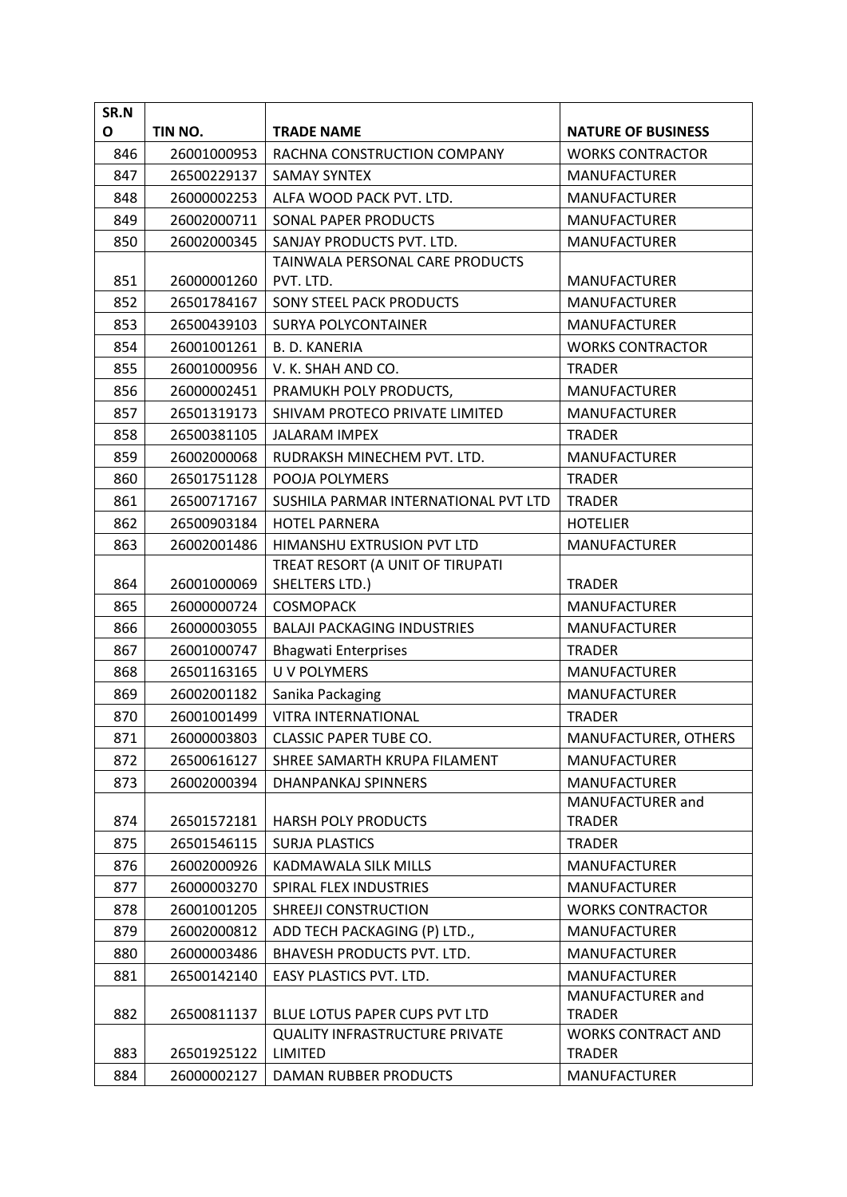| SR.NO | TIN NO. | TRADE NAME | NATURE OF BUSINESS |
|---|---|---|---|
| 846 | 26001000953 | RACHNA CONSTRUCTION COMPANY | WORKS CONTRACTOR |
| 847 | 26500229137 | SAMAY SYNTEX | MANUFACTURER |
| 848 | 26000002253 | ALFA WOOD PACK PVT. LTD. | MANUFACTURER |
| 849 | 26002000711 | SONAL PAPER PRODUCTS | MANUFACTURER |
| 850 | 26002000345 | SANJAY PRODUCTS PVT. LTD. | MANUFACTURER |
| 851 | 26000001260 | TAINWALA PERSONAL CARE PRODUCTS PVT. LTD. | MANUFACTURER |
| 852 | 26501784167 | SONY STEEL PACK PRODUCTS | MANUFACTURER |
| 853 | 26500439103 | SURYA POLYCONTAINER | MANUFACTURER |
| 854 | 26001001261 | B. D. KANERIA | WORKS CONTRACTOR |
| 855 | 26001000956 | V. K. SHAH AND CO. | TRADER |
| 856 | 26000002451 | PRAMUKH POLY PRODUCTS, | MANUFACTURER |
| 857 | 26501319173 | SHIVAM PROTECO PRIVATE LIMITED | MANUFACTURER |
| 858 | 26500381105 | JALARAM IMPEX | TRADER |
| 859 | 26002000068 | RUDRAKSH MINECHEM PVT. LTD. | MANUFACTURER |
| 860 | 26501751128 | POOJA POLYMERS | TRADER |
| 861 | 26500717167 | SUSHILA PARMAR INTERNATIONAL PVT LTD | TRADER |
| 862 | 26500903184 | HOTEL PARNERA | HOTELIER |
| 863 | 26002001486 | HIMANSHU EXTRUSION PVT LTD | MANUFACTURER |
| 864 | 26001000069 | TREAT RESORT (A UNIT OF TIRUPATI SHELTERS LTD.) | TRADER |
| 865 | 26000000724 | COSMOPACK | MANUFACTURER |
| 866 | 26000003055 | BALAJI PACKAGING INDUSTRIES | MANUFACTURER |
| 867 | 26001000747 | Bhagwati Enterprises | TRADER |
| 868 | 26501163165 | U V POLYMERS | MANUFACTURER |
| 869 | 26002001182 | Sanika Packaging | MANUFACTURER |
| 870 | 26001001499 | VITRA INTERNATIONAL | TRADER |
| 871 | 26000003803 | CLASSIC PAPER TUBE CO. | MANUFACTURER, OTHERS |
| 872 | 26500616127 | SHREE SAMARTH KRUPA FILAMENT | MANUFACTURER |
| 873 | 26002000394 | DHANPANKAJ SPINNERS | MANUFACTURER |
| 874 | 26501572181 | HARSH POLY PRODUCTS | MANUFACTURER and TRADER |
| 875 | 26501546115 | SURJA PLASTICS | TRADER |
| 876 | 26002000926 | KADMAWALA SILK MILLS | MANUFACTURER |
| 877 | 26000003270 | SPIRAL FLEX INDUSTRIES | MANUFACTURER |
| 878 | 26001001205 | SHREEJI CONSTRUCTION | WORKS CONTRACTOR |
| 879 | 26002000812 | ADD TECH PACKAGING (P) LTD., | MANUFACTURER |
| 880 | 26000003486 | BHAVESH PRODUCTS PVT. LTD. | MANUFACTURER |
| 881 | 26500142140 | EASY PLASTICS PVT. LTD. | MANUFACTURER |
| 882 | 26500811137 | BLUE LOTUS PAPER CUPS PVT LTD | MANUFACTURER and TRADER |
| 883 | 26501925122 | QUALITY INFRASTRUCTURE PRIVATE LIMITED | WORKS CONTRACT AND TRADER |
| 884 | 26000002127 | DAMAN RUBBER PRODUCTS | MANUFACTURER |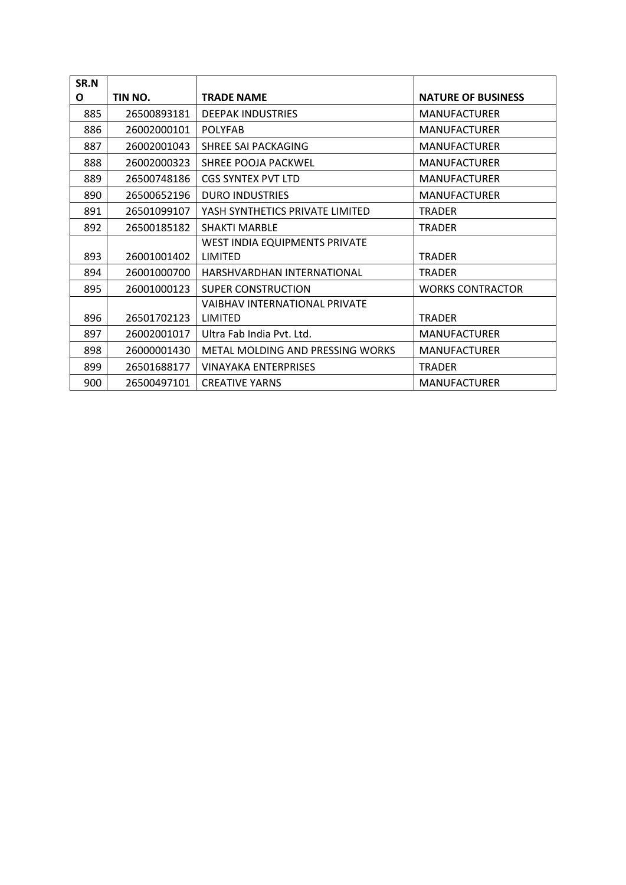| SR.NO | TIN NO. | TRADE NAME | NATURE OF BUSINESS |
|---|---|---|---|
| 885 | 26500893181 | DEEPAK INDUSTRIES | MANUFACTURER |
| 886 | 26002000101 | POLYFAB | MANUFACTURER |
| 887 | 26002001043 | SHREE SAI PACKAGING | MANUFACTURER |
| 888 | 26002000323 | SHREE POOJA PACKWEL | MANUFACTURER |
| 889 | 26500748186 | CGS SYNTEX PVT LTD | MANUFACTURER |
| 890 | 26500652196 | DURO INDUSTRIES | MANUFACTURER |
| 891 | 26501099107 | YASH SYNTHETICS PRIVATE LIMITED | TRADER |
| 892 | 26500185182 | SHAKTI MARBLE | TRADER |
| 893 | 26001001402 | WEST INDIA EQUIPMENTS PRIVATE LIMITED | TRADER |
| 894 | 26001000700 | HARSHVARDHAN INTERNATIONAL | TRADER |
| 895 | 26001000123 | SUPER CONSTRUCTION | WORKS CONTRACTOR |
| 896 | 26501702123 | VAIBHAV INTERNATIONAL PRIVATE LIMITED | TRADER |
| 897 | 26002001017 | Ultra Fab India Pvt. Ltd. | MANUFACTURER |
| 898 | 26000001430 | METAL MOLDING AND PRESSING WORKS | MANUFACTURER |
| 899 | 26501688177 | VINAYAKA ENTERPRISES | TRADER |
| 900 | 26500497101 | CREATIVE YARNS | MANUFACTURER |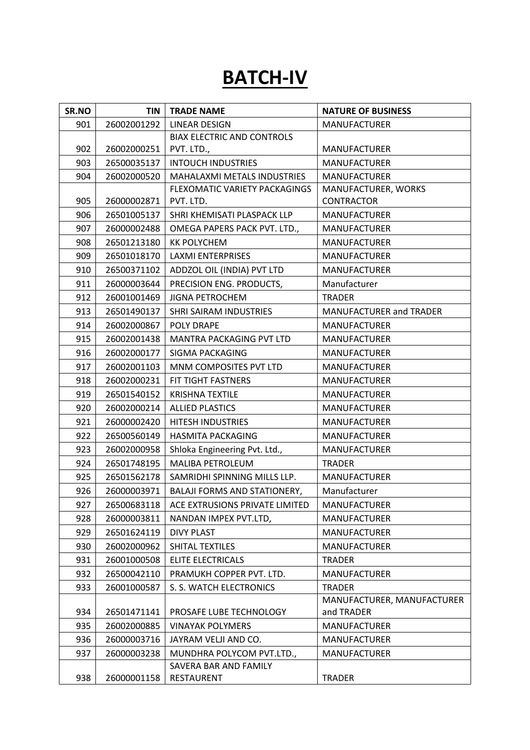# BATCH-IV

| SR.NO | TIN | TRADE NAME | NATURE OF BUSINESS |
|---|---|---|---|
| 901 | 26002001292 | LINEAR DESIGN | MANUFACTURER |
| 902 | 26002000251 | BIAX ELECTRIC AND CONTROLS PVT. LTD., | MANUFACTURER |
| 903 | 26500035137 | INTOUCH INDUSTRIES | MANUFACTURER |
| 904 | 26002000520 | MAHALAXMI METALS INDUSTRIES | MANUFACTURER |
| 905 | 26000002871 | FLEXOMATIC VARIETY PACKAGINGS PVT. LTD. | MANUFACTURER, WORKS CONTRACTOR |
| 906 | 26501005137 | SHRI KHEMISATI PLASPACK LLP | MANUFACTURER |
| 907 | 26000002488 | OMEGA PAPERS PACK PVT. LTD., | MANUFACTURER |
| 908 | 26501213180 | KK POLYCHEM | MANUFACTURER |
| 909 | 26501018170 | LAXMI ENTERPRISES | MANUFACTURER |
| 910 | 26500371102 | ADDZOL OIL (INDIA) PVT LTD | MANUFACTURER |
| 911 | 26000003644 | PRECISION ENG. PRODUCTS, | Manufacturer |
| 912 | 26001001469 | JIGNA PETROCHEM | TRADER |
| 913 | 26501490137 | SHRI SAIRAM INDUSTRIES | MANUFACTURER and TRADER |
| 914 | 26002000867 | POLY DRAPE | MANUFACTURER |
| 915 | 26002001438 | MANTRA PACKAGING PVT LTD | MANUFACTURER |
| 916 | 26002000177 | SIGMA PACKAGING | MANUFACTURER |
| 917 | 26002001103 | MNM COMPOSITES PVT LTD | MANUFACTURER |
| 918 | 26002000231 | FIT TIGHT FASTNERS | MANUFACTURER |
| 919 | 26501540152 | KRISHNA TEXTILE | MANUFACTURER |
| 920 | 26002000214 | ALLIED PLASTICS | MANUFACTURER |
| 921 | 26000002420 | HITESH INDUSTRIES | MANUFACTURER |
| 922 | 26500560149 | HASMITA PACKAGING | MANUFACTURER |
| 923 | 26002000958 | Shloka Engineering Pvt. Ltd., | MANUFACTURER |
| 924 | 26501748195 | MALIBA PETROLEUM | TRADER |
| 925 | 26501562178 | SAMRIDHI SPINNING MILLS LLP. | MANUFACTURER |
| 926 | 26000003971 | BALAJI FORMS AND STATIONERY, | Manufacturer |
| 927 | 26500683118 | ACE EXTRUSIONS PRIVATE LIMITED | MANUFACTURER |
| 928 | 26000003811 | NANDAN IMPEX PVT.LTD, | MANUFACTURER |
| 929 | 26501624119 | DIVY PLAST | MANUFACTURER |
| 930 | 26002000962 | SHITAL TEXTILES | MANUFACTURER |
| 931 | 26001000508 | ELITE ELECTRICALS | TRADER |
| 932 | 26500042110 | PRAMUKH COPPER PVT. LTD. | MANUFACTURER |
| 933 | 26001000587 | S. S. WATCH ELECTRONICS | TRADER |
| 934 | 26501471141 | PROSAFE LUBE TECHNOLOGY | MANUFACTURER, MANUFACTURER and TRADER |
| 935 | 26002000885 | VINAYAK POLYMERS | MANUFACTURER |
| 936 | 26000003716 | JAYRAM VELJI AND CO. | MANUFACTURER |
| 937 | 26000003238 | MUNDHRA POLYCOM PVT.LTD., | MANUFACTURER |
| 938 | 26000001158 | SAVERA BAR AND FAMILY RESTAURENT | TRADER |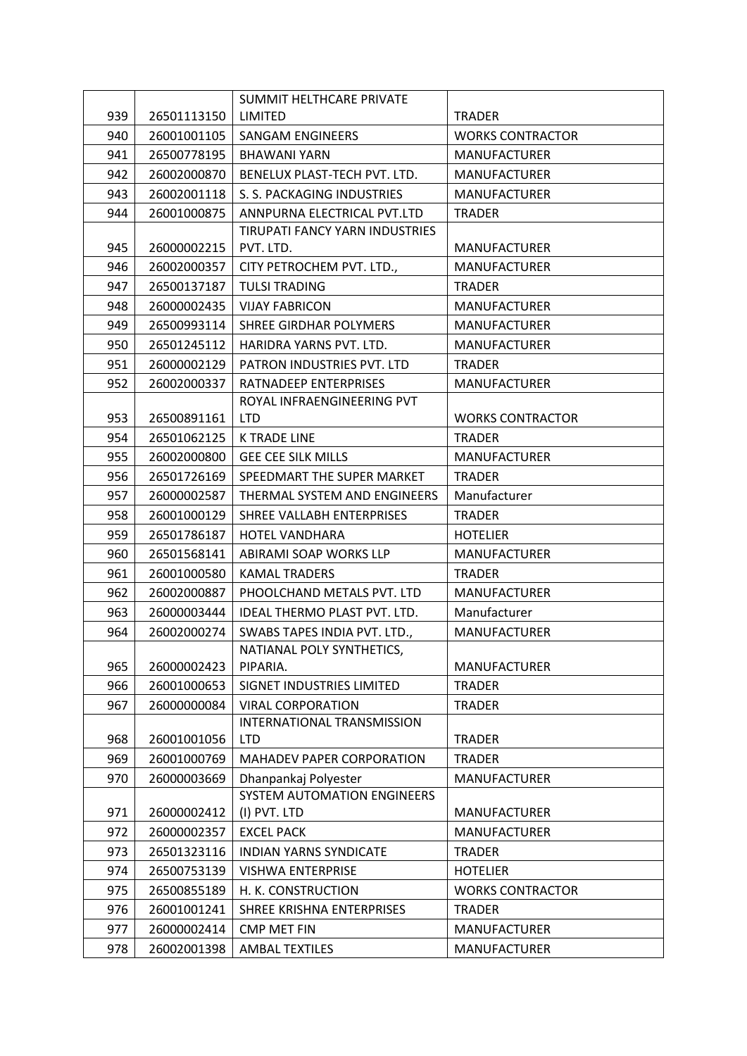| | | | |
|---|---|---|---|
| 939 | 26501113150 | SUMMIT HELTHCARE PRIVATE LIMITED | TRADER |
| 940 | 26001001105 | SANGAM ENGINEERS | WORKS CONTRACTOR |
| 941 | 26500778195 | BHAWANI YARN | MANUFACTURER |
| 942 | 26002000870 | BENELUX PLAST-TECH PVT. LTD. | MANUFACTURER |
| 943 | 26002001118 | S. S. PACKAGING INDUSTRIES | MANUFACTURER |
| 944 | 26001000875 | ANNPURNA ELECTRICAL PVT.LTD | TRADER |
| 945 | 26000002215 | TIRUPATI FANCY YARN INDUSTRIES PVT. LTD. | MANUFACTURER |
| 946 | 26002000357 | CITY PETROCHEM PVT. LTD., | MANUFACTURER |
| 947 | 26500137187 | TULSI TRADING | TRADER |
| 948 | 26000002435 | VIJAY FABRICON | MANUFACTURER |
| 949 | 26500993114 | SHREE GIRDHAR POLYMERS | MANUFACTURER |
| 950 | 26501245112 | HARIDRA YARNS PVT. LTD. | MANUFACTURER |
| 951 | 26000002129 | PATRON INDUSTRIES PVT. LTD | TRADER |
| 952 | 26002000337 | RATNADEEP ENTERPRISES | MANUFACTURER |
| 953 | 26500891161 | ROYAL INFRAENGINEERING PVT LTD | WORKS CONTRACTOR |
| 954 | 26501062125 | K TRADE LINE | TRADER |
| 955 | 26002000800 | GEE CEE SILK MILLS | MANUFACTURER |
| 956 | 26501726169 | SPEEDMART THE SUPER MARKET | TRADER |
| 957 | 26000002587 | THERMAL SYSTEM AND ENGINEERS | Manufacturer |
| 958 | 26001000129 | SHREE VALLABH ENTERPRISES | TRADER |
| 959 | 26501786187 | HOTEL VANDHARA | HOTELIER |
| 960 | 26501568141 | ABIRAMI SOAP WORKS LLP | MANUFACTURER |
| 961 | 26001000580 | KAMAL TRADERS | TRADER |
| 962 | 26002000887 | PHOOLCHAND METALS PVT. LTD | MANUFACTURER |
| 963 | 26000003444 | IDEAL THERMO PLAST PVT. LTD. | Manufacturer |
| 964 | 26002000274 | SWABS TAPES INDIA PVT. LTD., | MANUFACTURER |
| 965 | 26000002423 | NATIANAL POLY SYNTHETICS, PIPARIA. | MANUFACTURER |
| 966 | 26001000653 | SIGNET INDUSTRIES LIMITED | TRADER |
| 967 | 26000000084 | VIRAL CORPORATION | TRADER |
| 968 | 26001001056 | INTERNATIONAL TRANSMISSION LTD | TRADER |
| 969 | 26001000769 | MAHADEV PAPER CORPORATION | TRADER |
| 970 | 26000003669 | Dhanpankaj Polyester | MANUFACTURER |
| 971 | 26000002412 | SYSTEM AUTOMATION ENGINEERS (I) PVT. LTD | MANUFACTURER |
| 972 | 26000002357 | EXCEL PACK | MANUFACTURER |
| 973 | 26501323116 | INDIAN YARNS SYNDICATE | TRADER |
| 974 | 26500753139 | VISHWA ENTERPRISE | HOTELIER |
| 975 | 26500855189 | H. K. CONSTRUCTION | WORKS CONTRACTOR |
| 976 | 26001001241 | SHREE KRISHNA ENTERPRISES | TRADER |
| 977 | 26000002414 | CMP MET FIN | MANUFACTURER |
| 978 | 26002001398 | AMBAL TEXTILES | MANUFACTURER |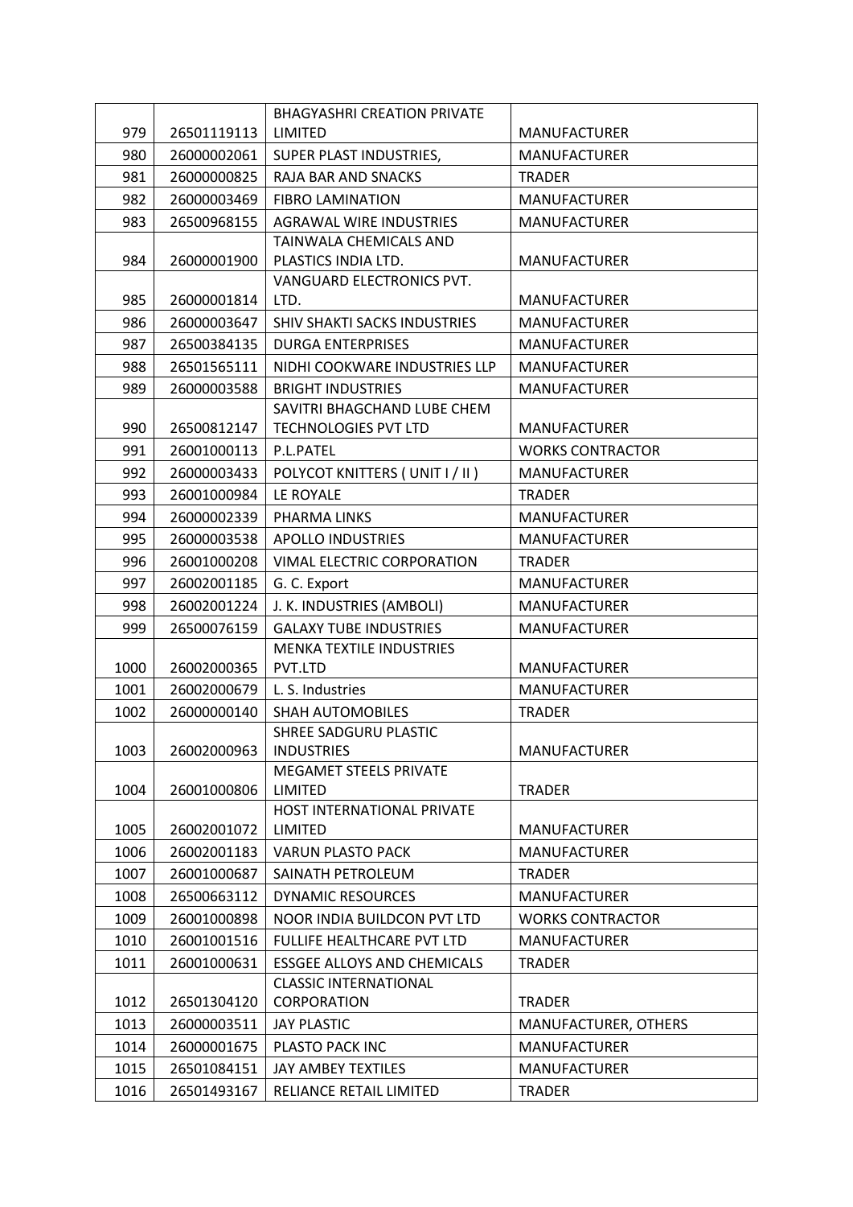| 979 | 26501119113 | BHAGYASHRI CREATION PRIVATE LIMITED | MANUFACTURER |
|---|---|---|---|
| 980 | 26000002061 | SUPER PLAST INDUSTRIES, | MANUFACTURER |
| 981 | 26000000825 | RAJA BAR AND SNACKS | TRADER |
| 982 | 26000003469 | FIBRO LAMINATION | MANUFACTURER |
| 983 | 26500968155 | AGRAWAL WIRE INDUSTRIES | MANUFACTURER |
| 984 | 26000001900 | TAINWALA CHEMICALS AND PLASTICS INDIA LTD. | MANUFACTURER |
| 985 | 26000001814 | VANGUARD ELECTRONICS PVT. LTD. | MANUFACTURER |
| 986 | 26000003647 | SHIV SHAKTI SACKS INDUSTRIES | MANUFACTURER |
| 987 | 26500384135 | DURGA ENTERPRISES | MANUFACTURER |
| 988 | 26501565111 | NIDHI COOKWARE INDUSTRIES LLP | MANUFACTURER |
| 989 | 26000003588 | BRIGHT INDUSTRIES | MANUFACTURER |
| 990 | 26500812147 | SAVITRI BHAGCHAND LUBE CHEM TECHNOLOGIES PVT LTD | MANUFACTURER |
| 991 | 26001000113 | P.L.PATEL | WORKS CONTRACTOR |
| 992 | 26000003433 | POLYCOT KNITTERS ( UNIT I / II ) | MANUFACTURER |
| 993 | 26001000984 | LE ROYALE | TRADER |
| 994 | 26000002339 | PHARMA LINKS | MANUFACTURER |
| 995 | 26000003538 | APOLLO INDUSTRIES | MANUFACTURER |
| 996 | 26001000208 | VIMAL ELECTRIC CORPORATION | TRADER |
| 997 | 26002001185 | G. C. Export | MANUFACTURER |
| 998 | 26002001224 | J. K. INDUSTRIES (AMBOLI) | MANUFACTURER |
| 999 | 26500076159 | GALAXY TUBE INDUSTRIES | MANUFACTURER |
| 1000 | 26002000365 | MENKA TEXTILE INDUSTRIES PVT.LTD | MANUFACTURER |
| 1001 | 26002000679 | L. S. Industries | MANUFACTURER |
| 1002 | 26000000140 | SHAH AUTOMOBILES | TRADER |
| 1003 | 26002000963 | SHREE SADGURU PLASTIC INDUSTRIES | MANUFACTURER |
| 1004 | 26001000806 | MEGAMET STEELS PRIVATE LIMITED | TRADER |
| 1005 | 26002001072 | HOST INTERNATIONAL PRIVATE LIMITED | MANUFACTURER |
| 1006 | 26002001183 | VARUN PLASTO PACK | MANUFACTURER |
| 1007 | 26001000687 | SAINATH PETROLEUM | TRADER |
| 1008 | 26500663112 | DYNAMIC RESOURCES | MANUFACTURER |
| 1009 | 26001000898 | NOOR INDIA BUILDCON PVT LTD | WORKS CONTRACTOR |
| 1010 | 26001001516 | FULLIFE HEALTHCARE PVT LTD | MANUFACTURER |
| 1011 | 26001000631 | ESSGEE ALLOYS AND CHEMICALS | TRADER |
| 1012 | 26501304120 | CLASSIC INTERNATIONAL CORPORATION | TRADER |
| 1013 | 26000003511 | JAY PLASTIC | MANUFACTURER, OTHERS |
| 1014 | 26000001675 | PLASTO PACK INC | MANUFACTURER |
| 1015 | 26501084151 | JAY AMBEY TEXTILES | MANUFACTURER |
| 1016 | 26501493167 | RELIANCE RETAIL LIMITED | TRADER |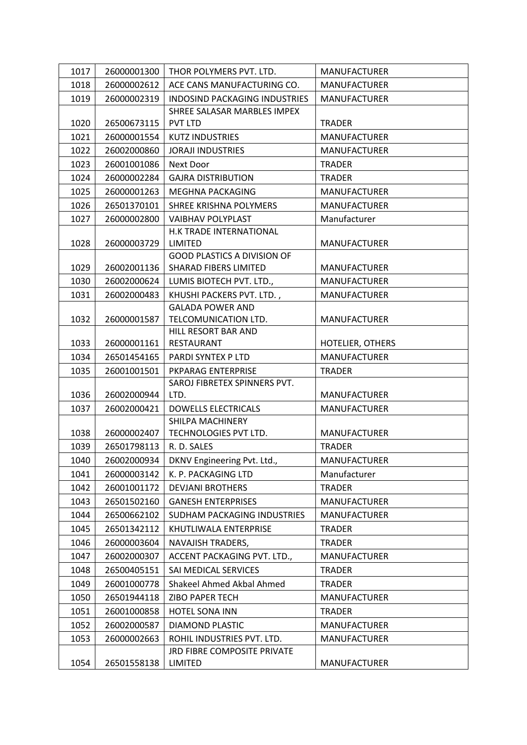| 1017 | 26000001300 | THOR POLYMERS PVT. LTD. | MANUFACTURER |
|---|---|---|---|
| 1018 | 26000002612 | ACE CANS MANUFACTURING CO. | MANUFACTURER |
| 1019 | 26000002319 | INDOSIND PACKAGING INDUSTRIES | MANUFACTURER |
| 1020 | 26500673115 | SHREE SALASAR MARBLES IMPEX PVT LTD | TRADER |
| 1021 | 26000001554 | KUTZ INDUSTRIES | MANUFACTURER |
| 1022 | 26002000860 | JORAJI INDUSTRIES | MANUFACTURER |
| 1023 | 26001001086 | Next Door | TRADER |
| 1024 | 26000002284 | GAJRA DISTRIBUTION | TRADER |
| 1025 | 26000001263 | MEGHNA PACKAGING | MANUFACTURER |
| 1026 | 26501370101 | SHREE KRISHNA POLYMERS | MANUFACTURER |
| 1027 | 26000002800 | VAIBHAV POLYPLAST | Manufacturer |
| 1028 | 26000003729 | H.K TRADE INTERNATIONAL LIMITED | MANUFACTURER |
| 1029 | 26002001136 | GOOD PLASTICS A DIVISION OF SHARAD FIBERS LIMITED | MANUFACTURER |
| 1030 | 26002000624 | LUMIS BIOTECH PVT. LTD., | MANUFACTURER |
| 1031 | 26002000483 | KHUSHI PACKERS PVT. LTD. , | MANUFACTURER |
| 1032 | 26000001587 | GALADA POWER AND TELCOMUNICATION LTD. | MANUFACTURER |
| 1033 | 26000001161 | HILL RESORT BAR AND RESTAURANT | HOTELIER, OTHERS |
| 1034 | 26501454165 | PARDI SYNTEX P LTD | MANUFACTURER |
| 1035 | 26001001501 | PKPARAG ENTERPRISE | TRADER |
| 1036 | 26002000944 | SAROJ FIBRETEX SPINNERS PVT. LTD. | MANUFACTURER |
| 1037 | 26002000421 | DOWELLS ELECTRICALS | MANUFACTURER |
| 1038 | 26000002407 | SHILPA MACHINERY TECHNOLOGIES PVT LTD. | MANUFACTURER |
| 1039 | 26501798113 | R. D. SALES | TRADER |
| 1040 | 26002000934 | DKNV Engineering Pvt. Ltd., | MANUFACTURER |
| 1041 | 26000003142 | K. P. PACKAGING LTD | Manufacturer |
| 1042 | 26001001172 | DEVJANI BROTHERS | TRADER |
| 1043 | 26501502160 | GANESH ENTERPRISES | MANUFACTURER |
| 1044 | 26500662102 | SUDHAM PACKAGING INDUSTRIES | MANUFACTURER |
| 1045 | 26501342112 | KHUTLIWALA ENTERPRISE | TRADER |
| 1046 | 26000003604 | NAVAJISH TRADERS, | TRADER |
| 1047 | 26002000307 | ACCENT PACKAGING PVT. LTD., | MANUFACTURER |
| 1048 | 26500405151 | SAI MEDICAL SERVICES | TRADER |
| 1049 | 26001000778 | Shakeel Ahmed Akbal Ahmed | TRADER |
| 1050 | 26501944118 | ZIBO PAPER TECH | MANUFACTURER |
| 1051 | 26001000858 | HOTEL SONA INN | TRADER |
| 1052 | 26002000587 | DIAMOND PLASTIC | MANUFACTURER |
| 1053 | 26000002663 | ROHIL INDUSTRIES PVT. LTD. | MANUFACTURER |
| 1054 | 26501558138 | JRD FIBRE COMPOSITE PRIVATE LIMITED | MANUFACTURER |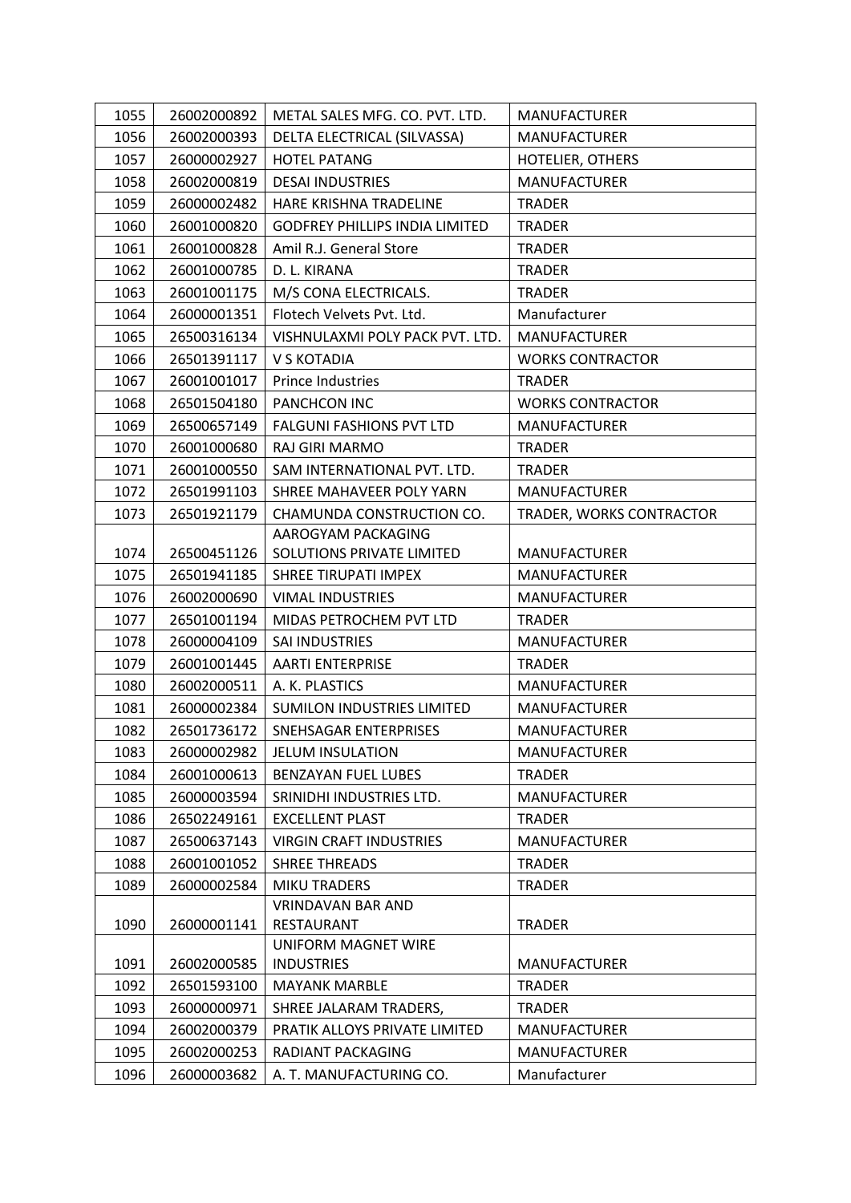| 1055 | 26002000892 | METAL SALES MFG. CO. PVT. LTD. | MANUFACTURER |
|---|---|---|---|
| 1056 | 26002000393 | DELTA ELECTRICAL (SILVASSA) | MANUFACTURER |
| 1057 | 26000002927 | HOTEL PATANG | HOTELIER, OTHERS |
| 1058 | 26002000819 | DESAI INDUSTRIES | MANUFACTURER |
| 1059 | 26000002482 | HARE KRISHNA TRADELINE | TRADER |
| 1060 | 26001000820 | GODFREY PHILLIPS INDIA LIMITED | TRADER |
| 1061 | 26001000828 | Amil R.J. General Store | TRADER |
| 1062 | 26001000785 | D. L. KIRANA | TRADER |
| 1063 | 26001001175 | M/S CONA ELECTRICALS. | TRADER |
| 1064 | 26000001351 | Flotech Velvets Pvt. Ltd. | Manufacturer |
| 1065 | 26500316134 | VISHNULAXMI POLY PACK PVT. LTD. | MANUFACTURER |
| 1066 | 26501391117 | V S KOTADIA | WORKS CONTRACTOR |
| 1067 | 26001001017 | Prince Industries | TRADER |
| 1068 | 26501504180 | PANCHCON INC | WORKS CONTRACTOR |
| 1069 | 26500657149 | FALGUNI FASHIONS PVT LTD | MANUFACTURER |
| 1070 | 26001000680 | RAJ GIRI MARMO | TRADER |
| 1071 | 26001000550 | SAM INTERNATIONAL PVT. LTD. | TRADER |
| 1072 | 26501991103 | SHREE MAHAVEER POLY YARN | MANUFACTURER |
| 1073 | 26501921179 | CHAMUNDA CONSTRUCTION CO. | TRADER, WORKS CONTRACTOR |
| 1074 | 26500451126 | AAROGYAM PACKAGING SOLUTIONS PRIVATE LIMITED | MANUFACTURER |
| 1075 | 26501941185 | SHREE TIRUPATI IMPEX | MANUFACTURER |
| 1076 | 26002000690 | VIMAL INDUSTRIES | MANUFACTURER |
| 1077 | 26501001194 | MIDAS PETROCHEM PVT LTD | TRADER |
| 1078 | 26000004109 | SAI INDUSTRIES | MANUFACTURER |
| 1079 | 26001001445 | AARTI ENTERPRISE | TRADER |
| 1080 | 26002000511 | A. K. PLASTICS | MANUFACTURER |
| 1081 | 26000002384 | SUMILON INDUSTRIES LIMITED | MANUFACTURER |
| 1082 | 26501736172 | SNEHSAGAR ENTERPRISES | MANUFACTURER |
| 1083 | 26000002982 | JELUM INSULATION | MANUFACTURER |
| 1084 | 26001000613 | BENZAYAN FUEL LUBES | TRADER |
| 1085 | 26000003594 | SRINIDHI INDUSTRIES LTD. | MANUFACTURER |
| 1086 | 26502249161 | EXCELLENT PLAST | TRADER |
| 1087 | 26500637143 | VIRGIN CRAFT INDUSTRIES | MANUFACTURER |
| 1088 | 26001001052 | SHREE THREADS | TRADER |
| 1089 | 26000002584 | MIKU TRADERS | TRADER |
| 1090 | 26000001141 | VRINDAVAN BAR AND RESTAURANT | TRADER |
| 1091 | 26002000585 | UNIFORM MAGNET WIRE INDUSTRIES | MANUFACTURER |
| 1092 | 26501593100 | MAYANK MARBLE | TRADER |
| 1093 | 26000000971 | SHREE JALARAM TRADERS, | TRADER |
| 1094 | 26002000379 | PRATIK ALLOYS PRIVATE LIMITED | MANUFACTURER |
| 1095 | 26002000253 | RADIANT PACKAGING | MANUFACTURER |
| 1096 | 26000003682 | A. T. MANUFACTURING CO. | Manufacturer |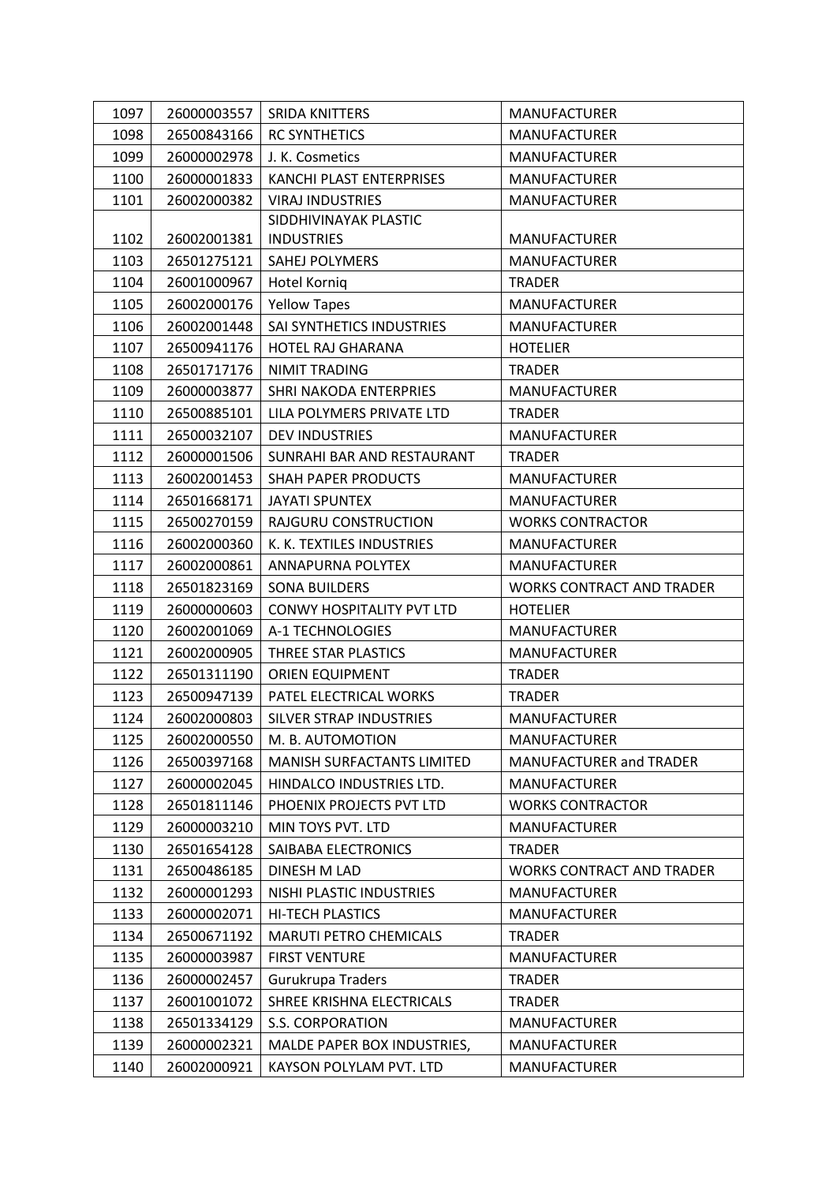| 1097 | 26000003557 | SRIDA KNITTERS | MANUFACTURER |
|---|---|---|---|
| 1098 | 26500843166 | RC SYNTHETICS | MANUFACTURER |
| 1099 | 26000002978 | J. K. Cosmetics | MANUFACTURER |
| 1100 | 26000001833 | KANCHI PLAST ENTERPRISES | MANUFACTURER |
| 1101 | 26002000382 | VIRAJ INDUSTRIES | MANUFACTURER |
| 1102 | 26002001381 | SIDDHIVINAYAK PLASTIC INDUSTRIES | MANUFACTURER |
| 1103 | 26501275121 | SAHEJ POLYMERS | MANUFACTURER |
| 1104 | 26001000967 | Hotel Korniq | TRADER |
| 1105 | 26002000176 | Yellow Tapes | MANUFACTURER |
| 1106 | 26002001448 | SAI SYNTHETICS INDUSTRIES | MANUFACTURER |
| 1107 | 26500941176 | HOTEL RAJ GHARANA | HOTELIER |
| 1108 | 26501717176 | NIMIT TRADING | TRADER |
| 1109 | 26000003877 | SHRI NAKODA ENTERPRIES | MANUFACTURER |
| 1110 | 26500885101 | LILA POLYMERS PRIVATE LTD | TRADER |
| 1111 | 26500032107 | DEV INDUSTRIES | MANUFACTURER |
| 1112 | 26000001506 | SUNRAHI BAR AND RESTAURANT | TRADER |
| 1113 | 26002001453 | SHAH PAPER PRODUCTS | MANUFACTURER |
| 1114 | 26501668171 | JAYATI SPUNTEX | MANUFACTURER |
| 1115 | 26500270159 | RAJGURU CONSTRUCTION | WORKS CONTRACTOR |
| 1116 | 26002000360 | K. K. TEXTILES INDUSTRIES | MANUFACTURER |
| 1117 | 26002000861 | ANNAPURNA POLYTEX | MANUFACTURER |
| 1118 | 26501823169 | SONA BUILDERS | WORKS CONTRACT AND TRADER |
| 1119 | 26000000603 | CONWY HOSPITALITY PVT LTD | HOTELIER |
| 1120 | 26002001069 | A-1 TECHNOLOGIES | MANUFACTURER |
| 1121 | 26002000905 | THREE STAR PLASTICS | MANUFACTURER |
| 1122 | 26501311190 | ORIEN EQUIPMENT | TRADER |
| 1123 | 26500947139 | PATEL ELECTRICAL WORKS | TRADER |
| 1124 | 26002000803 | SILVER STRAP INDUSTRIES | MANUFACTURER |
| 1125 | 26002000550 | M. B. AUTOMOTION | MANUFACTURER |
| 1126 | 26500397168 | MANISH SURFACTANTS LIMITED | MANUFACTURER and TRADER |
| 1127 | 26000002045 | HINDALCO INDUSTRIES LTD. | MANUFACTURER |
| 1128 | 26501811146 | PHOENIX PROJECTS PVT LTD | WORKS CONTRACTOR |
| 1129 | 26000003210 | MIN TOYS PVT. LTD | MANUFACTURER |
| 1130 | 26501654128 | SAIBABA ELECTRONICS | TRADER |
| 1131 | 26500486185 | DINESH M LAD | WORKS CONTRACT AND TRADER |
| 1132 | 26000001293 | NISHI PLASTIC INDUSTRIES | MANUFACTURER |
| 1133 | 26000002071 | HI-TECH PLASTICS | MANUFACTURER |
| 1134 | 26500671192 | MARUTI PETRO CHEMICALS | TRADER |
| 1135 | 26000003987 | FIRST VENTURE | MANUFACTURER |
| 1136 | 26000002457 | Gurukrupa Traders | TRADER |
| 1137 | 26001001072 | SHREE KRISHNA ELECTRICALS | TRADER |
| 1138 | 26501334129 | S.S. CORPORATION | MANUFACTURER |
| 1139 | 26000002321 | MALDE PAPER BOX INDUSTRIES, | MANUFACTURER |
| 1140 | 26002000921 | KAYSON POLYLAM PVT. LTD | MANUFACTURER |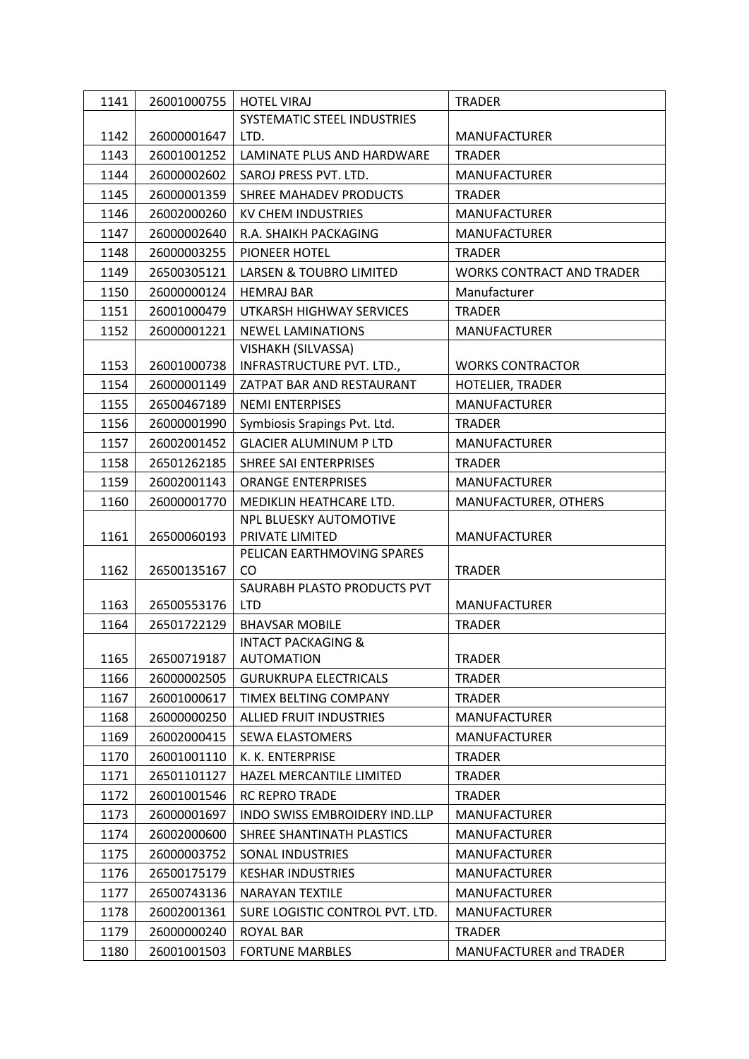| 1141 | 26001000755 | HOTEL VIRAJ | TRADER |
|---|---|---|---|
| 1142 | 26000001647 | SYSTEMATIC STEEL INDUSTRIES LTD. | MANUFACTURER |
| 1143 | 26001001252 | LAMINATE PLUS AND HARDWARE | TRADER |
| 1144 | 26000002602 | SAROJ PRESS PVT. LTD. | MANUFACTURER |
| 1145 | 26000001359 | SHREE MAHADEV PRODUCTS | TRADER |
| 1146 | 26002000260 | KV CHEM INDUSTRIES | MANUFACTURER |
| 1147 | 26000002640 | R.A. SHAIKH PACKAGING | MANUFACTURER |
| 1148 | 26000003255 | PIONEER HOTEL | TRADER |
| 1149 | 26500305121 | LARSEN & TOUBRO LIMITED | WORKS CONTRACT AND TRADER |
| 1150 | 26000000124 | HEMRAJ BAR | Manufacturer |
| 1151 | 26001000479 | UTKARSH HIGHWAY SERVICES | TRADER |
| 1152 | 26000001221 | NEWEL LAMINATIONS | MANUFACTURER |
| 1153 | 26001000738 | VISHAKH (SILVASSA) INFRASTRUCTURE PVT. LTD., | WORKS CONTRACTOR |
| 1154 | 26000001149 | ZATPAT BAR AND RESTAURANT | HOTELIER, TRADER |
| 1155 | 26500467189 | NEMI ENTERPISES | MANUFACTURER |
| 1156 | 26000001990 | Symbiosis Srapings Pvt. Ltd. | TRADER |
| 1157 | 26002001452 | GLACIER ALUMINUM P LTD | MANUFACTURER |
| 1158 | 26501262185 | SHREE SAI ENTERPRISES | TRADER |
| 1159 | 26002001143 | ORANGE ENTERPRISES | MANUFACTURER |
| 1160 | 26000001770 | MEDIKLIN HEATHCARE LTD. | MANUFACTURER, OTHERS |
| 1161 | 26500060193 | NPL BLUESKY AUTOMOTIVE PRIVATE LIMITED | MANUFACTURER |
| 1162 | 26500135167 | PELICAN EARTHMOVING SPARES CO | TRADER |
| 1163 | 26500553176 | SAURABH PLASTO PRODUCTS PVT LTD | MANUFACTURER |
| 1164 | 26501722129 | BHAVSAR MOBILE | TRADER |
| 1165 | 26500719187 | INTACT PACKAGING & AUTOMATION | TRADER |
| 1166 | 26000002505 | GURUKRUPA ELECTRICALS | TRADER |
| 1167 | 26001000617 | TIMEX BELTING COMPANY | TRADER |
| 1168 | 26000000250 | ALLIED FRUIT INDUSTRIES | MANUFACTURER |
| 1169 | 26002000415 | SEWA ELASTOMERS | MANUFACTURER |
| 1170 | 26001001110 | K. K. ENTERPRISE | TRADER |
| 1171 | 26501101127 | HAZEL MERCANTILE LIMITED | TRADER |
| 1172 | 26001001546 | RC REPRO TRADE | TRADER |
| 1173 | 26000001697 | INDO SWISS EMBROIDERY IND.LLP | MANUFACTURER |
| 1174 | 26002000600 | SHREE SHANTINATH PLASTICS | MANUFACTURER |
| 1175 | 26000003752 | SONAL INDUSTRIES | MANUFACTURER |
| 1176 | 26500175179 | KESHAR INDUSTRIES | MANUFACTURER |
| 1177 | 26500743136 | NARAYAN TEXTILE | MANUFACTURER |
| 1178 | 26002001361 | SURE LOGISTIC CONTROL PVT. LTD. | MANUFACTURER |
| 1179 | 26000000240 | ROYAL BAR | TRADER |
| 1180 | 26001001503 | FORTUNE MARBLES | MANUFACTURER and TRADER |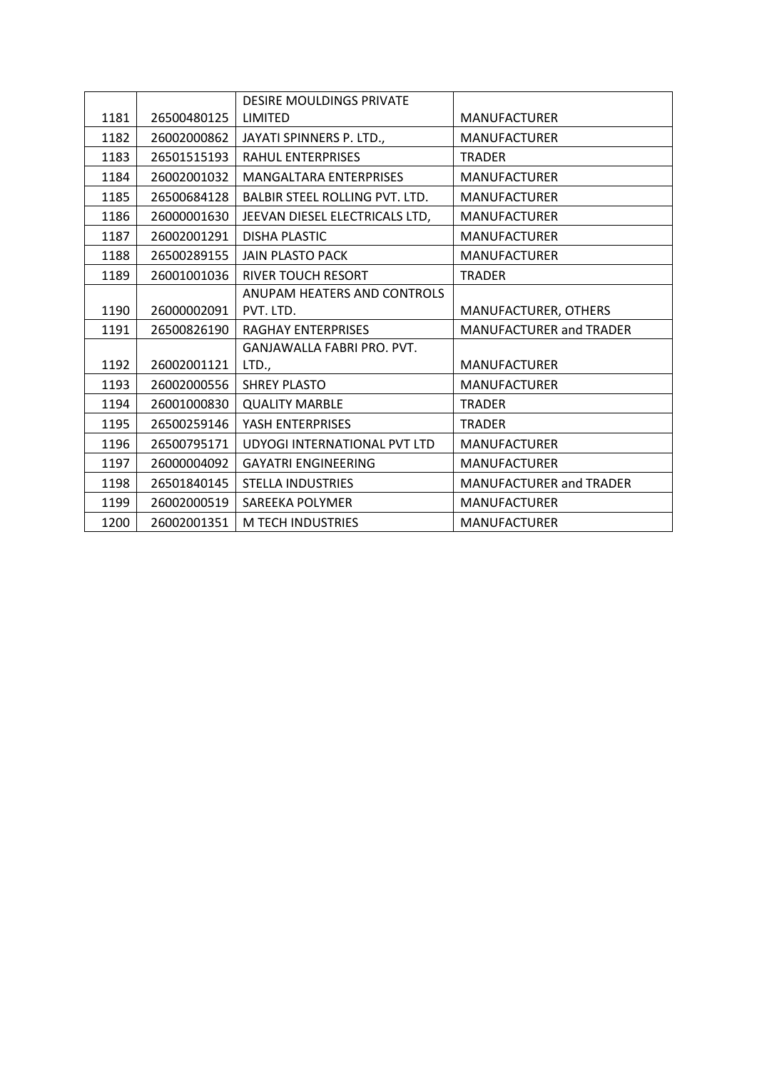| | | | |
|---|---|---|---|
| 1181 | 26500480125 | DESIRE MOULDINGS PRIVATE LIMITED | MANUFACTURER |
| 1182 | 26002000862 | JAYATI SPINNERS P. LTD., | MANUFACTURER |
| 1183 | 26501515193 | RAHUL ENTERPRISES | TRADER |
| 1184 | 26002001032 | MANGALTARA ENTERPRISES | MANUFACTURER |
| 1185 | 26500684128 | BALBIR STEEL ROLLING PVT. LTD. | MANUFACTURER |
| 1186 | 26000001630 | JEEVAN DIESEL ELECTRICALS LTD, | MANUFACTURER |
| 1187 | 26002001291 | DISHA PLASTIC | MANUFACTURER |
| 1188 | 26500289155 | JAIN PLASTO PACK | MANUFACTURER |
| 1189 | 26001001036 | RIVER TOUCH RESORT | TRADER |
| 1190 | 26000002091 | ANUPAM HEATERS AND CONTROLS PVT. LTD. | MANUFACTURER, OTHERS |
| 1191 | 26500826190 | RAGHAY ENTERPRISES | MANUFACTURER and TRADER |
| 1192 | 26002001121 | GANJAWALLA FABRI PRO. PVT. LTD., | MANUFACTURER |
| 1193 | 26002000556 | SHREY PLASTO | MANUFACTURER |
| 1194 | 26001000830 | QUALITY MARBLE | TRADER |
| 1195 | 26500259146 | YASH ENTERPRISES | TRADER |
| 1196 | 26500795171 | UDYOGI INTERNATIONAL PVT LTD | MANUFACTURER |
| 1197 | 26000004092 | GAYATRI ENGINEERING | MANUFACTURER |
| 1198 | 26501840145 | STELLA INDUSTRIES | MANUFACTURER and TRADER |
| 1199 | 26002000519 | SAREEKA POLYMER | MANUFACTURER |
| 1200 | 26002001351 | M TECH INDUSTRIES | MANUFACTURER |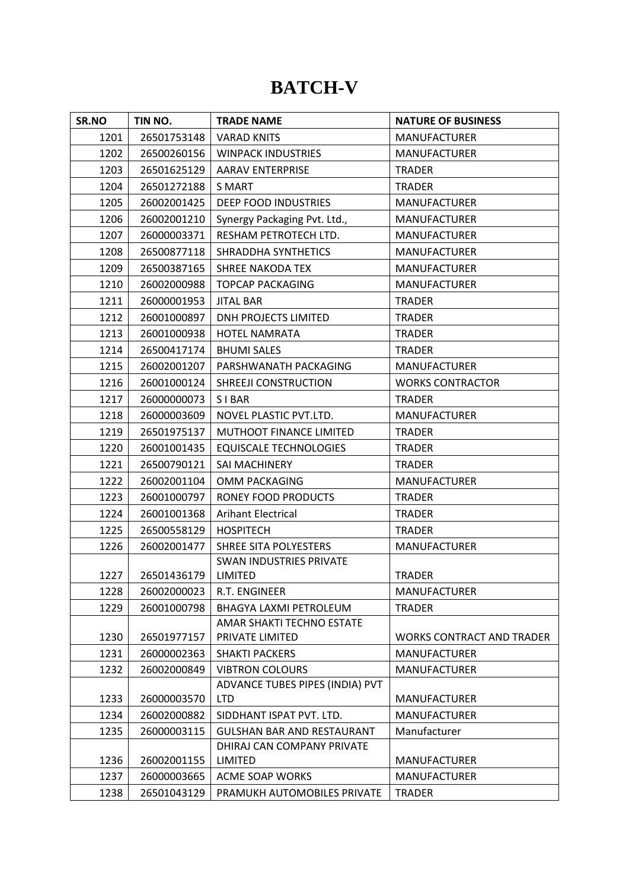# BATCH-V

| SR.NO | TIN NO. | TRADE NAME | NATURE OF BUSINESS |
|---|---|---|---|
| 1201 | 26501753148 | VARAD KNITS | MANUFACTURER |
| 1202 | 26500260156 | WINPACK INDUSTRIES | MANUFACTURER |
| 1203 | 26501625129 | AARAV ENTERPRISE | TRADER |
| 1204 | 26501272188 | S MART | TRADER |
| 1205 | 26002001425 | DEEP FOOD INDUSTRIES | MANUFACTURER |
| 1206 | 26002001210 | Synergy Packaging Pvt. Ltd., | MANUFACTURER |
| 1207 | 26000003371 | RESHAM PETROTECH LTD. | MANUFACTURER |
| 1208 | 26500877118 | SHRADDHA SYNTHETICS | MANUFACTURER |
| 1209 | 26500387165 | SHREE NAKODA TEX | MANUFACTURER |
| 1210 | 26002000988 | TOPCAP PACKAGING | MANUFACTURER |
| 1211 | 26000001953 | JITAL BAR | TRADER |
| 1212 | 26001000897 | DNH PROJECTS LIMITED | TRADER |
| 1213 | 26001000938 | HOTEL NAMRATA | TRADER |
| 1214 | 26500417174 | BHUMI SALES | TRADER |
| 1215 | 26002001207 | PARSHWANATH PACKAGING | MANUFACTURER |
| 1216 | 26001000124 | SHREEJI CONSTRUCTION | WORKS CONTRACTOR |
| 1217 | 26000000073 | S I BAR | TRADER |
| 1218 | 26000003609 | NOVEL PLASTIC PVT.LTD. | MANUFACTURER |
| 1219 | 26501975137 | MUTHOOT FINANCE LIMITED | TRADER |
| 1220 | 26001001435 | EQUISCALE TECHNOLOGIES | TRADER |
| 1221 | 26500790121 | SAI MACHINERY | TRADER |
| 1222 | 26002001104 | OMM PACKAGING | MANUFACTURER |
| 1223 | 26001000797 | RONEY FOOD PRODUCTS | TRADER |
| 1224 | 26001001368 | Arihant Electrical | TRADER |
| 1225 | 26500558129 | HOSPITECH | TRADER |
| 1226 | 26002001477 | SHREE SITA POLYESTERS | MANUFACTURER |
| 1227 | 26501436179 | SWAN INDUSTRIES PRIVATE LIMITED | TRADER |
| 1228 | 26002000023 | R.T. ENGINEER | MANUFACTURER |
| 1229 | 26001000798 | BHAGYA LAXMI PETROLEUM | TRADER |
| 1230 | 26501977157 | AMAR SHAKTI TECHNO ESTATE PRIVATE LIMITED | WORKS CONTRACT AND TRADER |
| 1231 | 26000002363 | SHAKTI PACKERS | MANUFACTURER |
| 1232 | 26002000849 | VIBTRON COLOURS | MANUFACTURER |
| 1233 | 26000003570 | ADVANCE TUBES PIPES (INDIA) PVT LTD | MANUFACTURER |
| 1234 | 26002000882 | SIDDHANT ISPAT PVT. LTD. | MANUFACTURER |
| 1235 | 26000003115 | GULSHAN BAR AND RESTAURANT | Manufacturer |
| 1236 | 26002001155 | DHIRAJ CAN COMPANY PRIVATE LIMITED | MANUFACTURER |
| 1237 | 26000003665 | ACME SOAP WORKS | MANUFACTURER |
| 1238 | 26501043129 | PRAMUKH AUTOMOBILES PRIVATE | TRADER |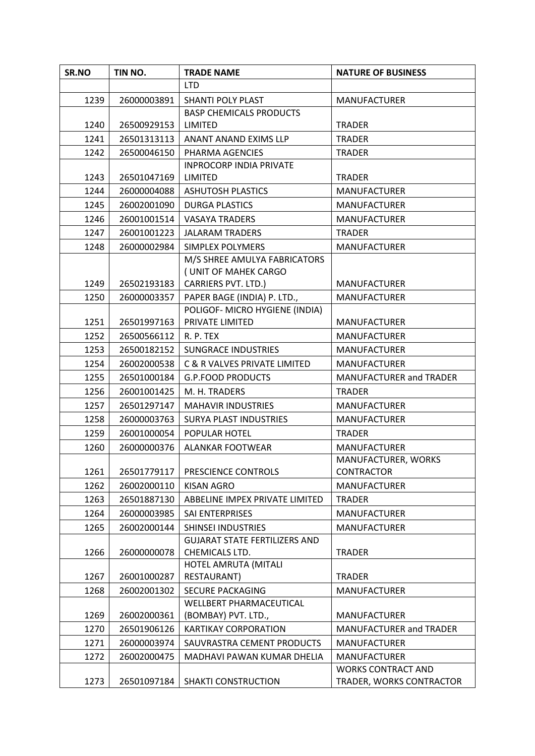| SR.NO | TIN NO. | TRADE NAME | NATURE OF BUSINESS |
|---|---|---|---|
| | | LTD | |
| 1239 | 26000003891 | SHANTI POLY PLAST | MANUFACTURER |
| 1240 | 26500929153 | BASP CHEMICALS PRODUCTS LIMITED | TRADER |
| 1241 | 26501313113 | ANANT ANAND EXIMS LLP | TRADER |
| 1242 | 26500046150 | PHARMA AGENCIES | TRADER |
| 1243 | 26501047169 | INPROCORP INDIA PRIVATE LIMITED | TRADER |
| 1244 | 26000004088 | ASHUTOSH PLASTICS | MANUFACTURER |
| 1245 | 26002001090 | DURGA PLASTICS | MANUFACTURER |
| 1246 | 26001001514 | VASAYA TRADERS | MANUFACTURER |
| 1247 | 26001001223 | JALARAM TRADERS | TRADER |
| 1248 | 26000002984 | SIMPLEX POLYMERS | MANUFACTURER |
| 1249 | 26502193183 | M/S SHREE AMULYA FABRICATORS ( UNIT OF MAHEK CARGO CARRIERS PVT. LTD.) | MANUFACTURER |
| 1250 | 26000003357 | PAPER BAGE (INDIA) P. LTD., | MANUFACTURER |
| 1251 | 26501997163 | POLIGOF- MICRO HYGIENE (INDIA) PRIVATE LIMITED | MANUFACTURER |
| 1252 | 26500566112 | R. P. TEX | MANUFACTURER |
| 1253 | 26500182152 | SUNGRACE INDUSTRIES | MANUFACTURER |
| 1254 | 26002000538 | C & R VALVES PRIVATE LIMITED | MANUFACTURER |
| 1255 | 26501000184 | G.P.FOOD PRODUCTS | MANUFACTURER and TRADER |
| 1256 | 26001001425 | M. H. TRADERS | TRADER |
| 1257 | 26501297147 | MAHAVIR INDUSTRIES | MANUFACTURER |
| 1258 | 26000003763 | SURYA PLAST INDUSTRIES | MANUFACTURER |
| 1259 | 26001000054 | POPULAR HOTEL | TRADER |
| 1260 | 26000000376 | ALANKAR FOOTWEAR | MANUFACTURER |
| 1261 | 26501779117 | PRESCIENCE CONTROLS | MANUFACTURER, WORKS CONTRACTOR |
| 1262 | 26002000110 | KISAN AGRO | MANUFACTURER |
| 1263 | 26501887130 | ABBELINE IMPEX PRIVATE LIMITED | TRADER |
| 1264 | 26000003985 | SAI ENTERPRISES | MANUFACTURER |
| 1265 | 26002000144 | SHINSEI INDUSTRIES | MANUFACTURER |
| 1266 | 26000000078 | GUJARAT STATE FERTILIZERS AND CHEMICALS LTD. | TRADER |
| 1267 | 26001000287 | HOTEL AMRUTA (MITALI RESTAURANT) | TRADER |
| 1268 | 26002001302 | SECURE PACKAGING | MANUFACTURER |
| 1269 | 26002000361 | WELLBERT PHARMACEUTICAL (BOMBAY) PVT. LTD., | MANUFACTURER |
| 1270 | 26501906126 | KARTIKAY CORPORATION | MANUFACTURER and TRADER |
| 1271 | 26000003974 | SAUVRASTRA CEMENT PRODUCTS | MANUFACTURER |
| 1272 | 26002000475 | MADHAVI PAWAN KUMAR DHELIA | MANUFACTURER |
| 1273 | 26501097184 | SHAKTI CONSTRUCTION | WORKS CONTRACT AND TRADER, WORKS CONTRACTOR |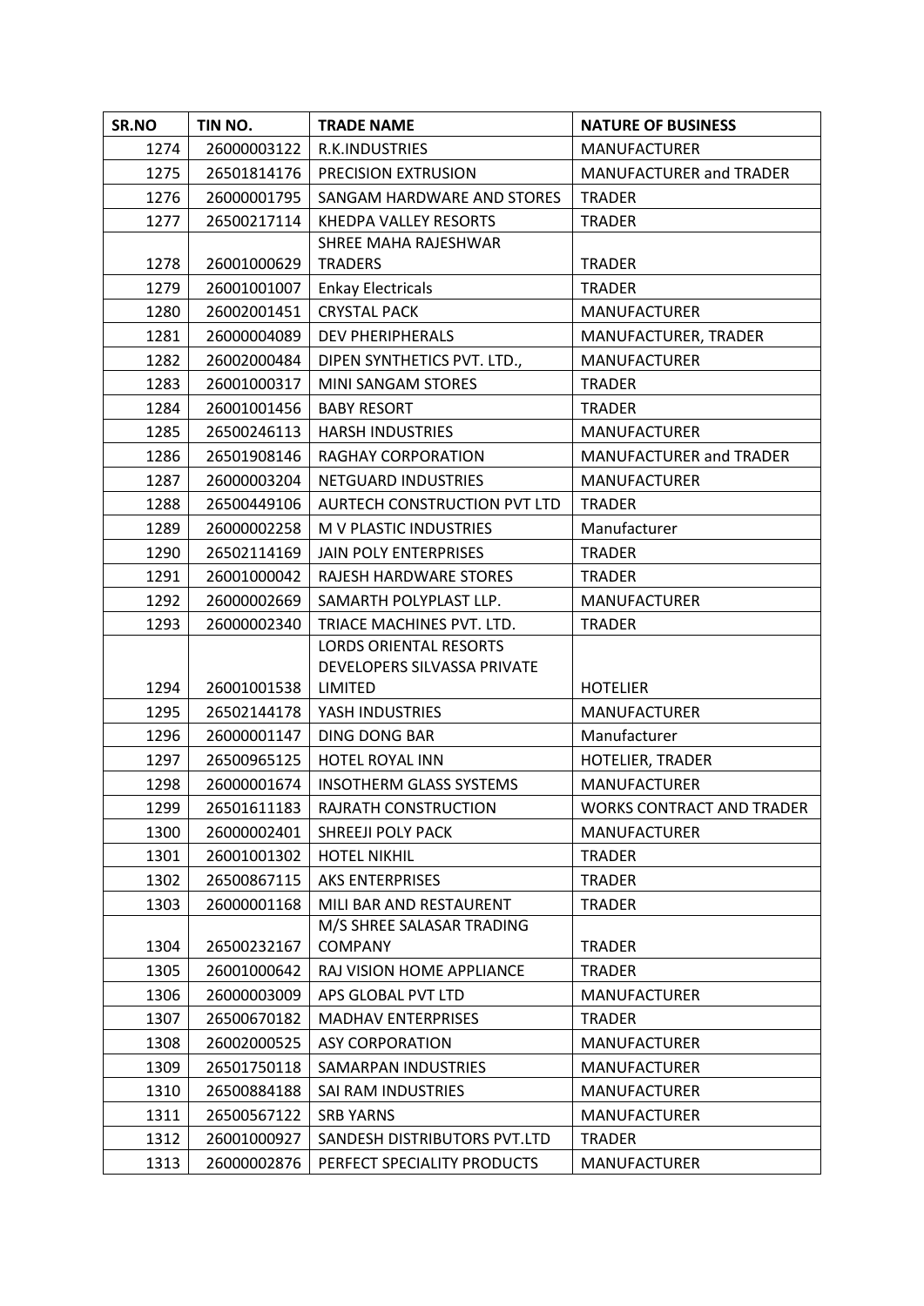| SR.NO | TIN NO. | TRADE NAME | NATURE OF BUSINESS |
|---|---|---|---|
| 1274 | 26000003122 | R.K.INDUSTRIES | MANUFACTURER |
| 1275 | 26501814176 | PRECISION EXTRUSION | MANUFACTURER and TRADER |
| 1276 | 26000001795 | SANGAM HARDWARE AND STORES | TRADER |
| 1277 | 26500217114 | KHEDPA VALLEY RESORTS | TRADER |
| 1278 | 26001000629 | SHREE MAHA RAJESHWAR TRADERS | TRADER |
| 1279 | 26001001007 | Enkay Electricals | TRADER |
| 1280 | 26002001451 | CRYSTAL PACK | MANUFACTURER |
| 1281 | 26000004089 | DEV PHERIPHERALS | MANUFACTURER, TRADER |
| 1282 | 26002000484 | DIPEN SYNTHETICS PVT. LTD., | MANUFACTURER |
| 1283 | 26001000317 | MINI SANGAM STORES | TRADER |
| 1284 | 26001001456 | BABY RESORT | TRADER |
| 1285 | 26500246113 | HARSH INDUSTRIES | MANUFACTURER |
| 1286 | 26501908146 | RAGHAY CORPORATION | MANUFACTURER and TRADER |
| 1287 | 26000003204 | NETGUARD INDUSTRIES | MANUFACTURER |
| 1288 | 26500449106 | AURTECH CONSTRUCTION PVT LTD | TRADER |
| 1289 | 26000002258 | M V PLASTIC INDUSTRIES | Manufacturer |
| 1290 | 26502114169 | JAIN POLY ENTERPRISES | TRADER |
| 1291 | 26001000042 | RAJESH HARDWARE STORES | TRADER |
| 1292 | 26000002669 | SAMARTH POLYPLAST LLP. | MANUFACTURER |
| 1293 | 26000002340 | TRIACE MACHINES PVT. LTD. | TRADER |
| 1294 | 26001001538 | LORDS ORIENTAL RESORTS DEVELOPERS SILVASSA PRIVATE LIMITED | HOTELIER |
| 1295 | 26502144178 | YASH INDUSTRIES | MANUFACTURER |
| 1296 | 26000001147 | DING DONG BAR | Manufacturer |
| 1297 | 26500965125 | HOTEL ROYAL INN | HOTELIER, TRADER |
| 1298 | 26000001674 | INSOTHERM GLASS SYSTEMS | MANUFACTURER |
| 1299 | 26501611183 | RAJRATH CONSTRUCTION | WORKS CONTRACT AND TRADER |
| 1300 | 26000002401 | SHREEJI POLY PACK | MANUFACTURER |
| 1301 | 26001001302 | HOTEL NIKHIL | TRADER |
| 1302 | 26500867115 | AKS ENTERPRISES | TRADER |
| 1303 | 26000001168 | MILI BAR AND RESTAURENT | TRADER |
| 1304 | 26500232167 | M/S SHREE SALASAR TRADING COMPANY | TRADER |
| 1305 | 26001000642 | RAJ VISION HOME APPLIANCE | TRADER |
| 1306 | 26000003009 | APS GLOBAL PVT LTD | MANUFACTURER |
| 1307 | 26500670182 | MADHAV ENTERPRISES | TRADER |
| 1308 | 26002000525 | ASY CORPORATION | MANUFACTURER |
| 1309 | 26501750118 | SAMARPAN INDUSTRIES | MANUFACTURER |
| 1310 | 26500884188 | SAI RAM INDUSTRIES | MANUFACTURER |
| 1311 | 26500567122 | SRB YARNS | MANUFACTURER |
| 1312 | 26001000927 | SANDESH DISTRIBUTORS PVT.LTD | TRADER |
| 1313 | 26000002876 | PERFECT SPECIALITY PRODUCTS | MANUFACTURER |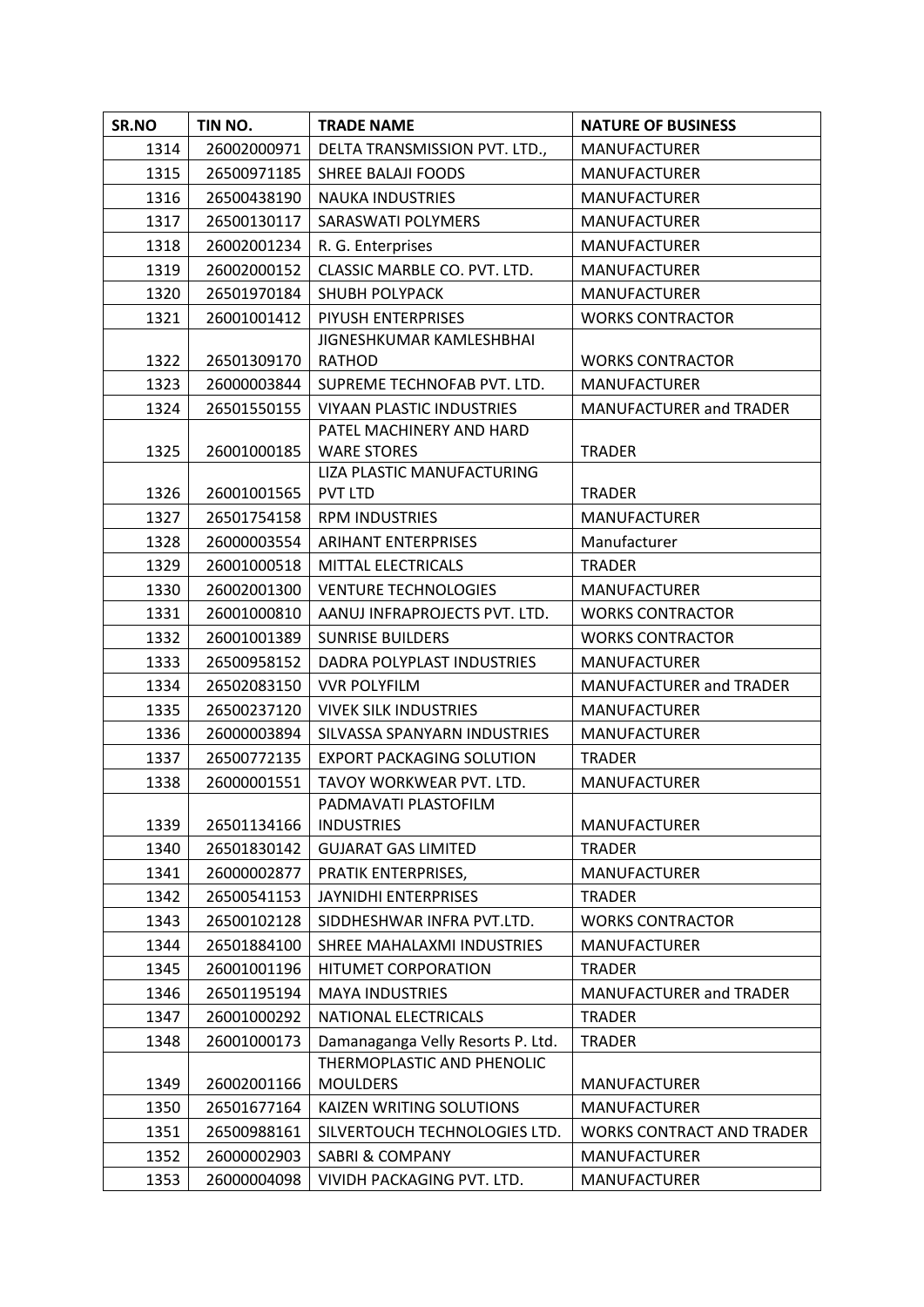| SR.NO | TIN NO. | TRADE NAME | NATURE OF BUSINESS |
|---|---|---|---|
| 1314 | 26002000971 | DELTA TRANSMISSION PVT. LTD., | MANUFACTURER |
| 1315 | 26500971185 | SHREE BALAJI FOODS | MANUFACTURER |
| 1316 | 26500438190 | NAUKA INDUSTRIES | MANUFACTURER |
| 1317 | 26500130117 | SARASWATI POLYMERS | MANUFACTURER |
| 1318 | 26002001234 | R. G. Enterprises | MANUFACTURER |
| 1319 | 26002000152 | CLASSIC MARBLE CO. PVT. LTD. | MANUFACTURER |
| 1320 | 26501970184 | SHUBH POLYPACK | MANUFACTURER |
| 1321 | 26001001412 | PIYUSH ENTERPRISES | WORKS CONTRACTOR |
| 1322 | 26501309170 | JIGNESHKUMAR KAMLESHBHAI RATHOD | WORKS CONTRACTOR |
| 1323 | 26000003844 | SUPREME TECHNOFAB PVT. LTD. | MANUFACTURER |
| 1324 | 26501550155 | VIYAAN PLASTIC INDUSTRIES | MANUFACTURER and TRADER |
| 1325 | 26001000185 | PATEL MACHINERY AND HARD WARE STORES | TRADER |
| 1326 | 26001001565 | LIZA PLASTIC MANUFACTURING PVT LTD | TRADER |
| 1327 | 26501754158 | RPM INDUSTRIES | MANUFACTURER |
| 1328 | 26000003554 | ARIHANT ENTERPRISES | Manufacturer |
| 1329 | 26001000518 | MITTAL ELECTRICALS | TRADER |
| 1330 | 26002001300 | VENTURE TECHNOLOGIES | MANUFACTURER |
| 1331 | 26001000810 | AANUJ INFRAPROJECTS PVT. LTD. | WORKS CONTRACTOR |
| 1332 | 26001001389 | SUNRISE BUILDERS | WORKS CONTRACTOR |
| 1333 | 26500958152 | DADRA POLYPLAST INDUSTRIES | MANUFACTURER |
| 1334 | 26502083150 | VVR POLYFILM | MANUFACTURER and TRADER |
| 1335 | 26500237120 | VIVEK SILK INDUSTRIES | MANUFACTURER |
| 1336 | 26000003894 | SILVASSA SPANYARN INDUSTRIES | MANUFACTURER |
| 1337 | 26500772135 | EXPORT PACKAGING SOLUTION | TRADER |
| 1338 | 26000001551 | TAVOY WORKWEAR PVT. LTD. | MANUFACTURER |
| 1339 | 26501134166 | PADMAVATI PLASTOFILM INDUSTRIES | MANUFACTURER |
| 1340 | 26501830142 | GUJARAT GAS LIMITED | TRADER |
| 1341 | 26000002877 | PRATIK ENTERPRISES, | MANUFACTURER |
| 1342 | 26500541153 | JAYNIDHI ENTERPRISES | TRADER |
| 1343 | 26500102128 | SIDDHESHWAR INFRA PVT.LTD. | WORKS CONTRACTOR |
| 1344 | 26501884100 | SHREE MAHALAXMI INDUSTRIES | MANUFACTURER |
| 1345 | 26001001196 | HITUMET CORPORATION | TRADER |
| 1346 | 26501195194 | MAYA INDUSTRIES | MANUFACTURER and TRADER |
| 1347 | 26001000292 | NATIONAL ELECTRICALS | TRADER |
| 1348 | 26001000173 | Damanaganga Velly Resorts P. Ltd. | TRADER |
| 1349 | 26002001166 | THERMOPLASTIC AND PHENOLIC MOULDERS | MANUFACTURER |
| 1350 | 26501677164 | KAIZEN WRITING SOLUTIONS | MANUFACTURER |
| 1351 | 26500988161 | SILVERTOUCH TECHNOLOGIES LTD. | WORKS CONTRACT AND TRADER |
| 1352 | 26000002903 | SABRI & COMPANY | MANUFACTURER |
| 1353 | 26000004098 | VIVIDH PACKAGING PVT. LTD. | MANUFACTURER |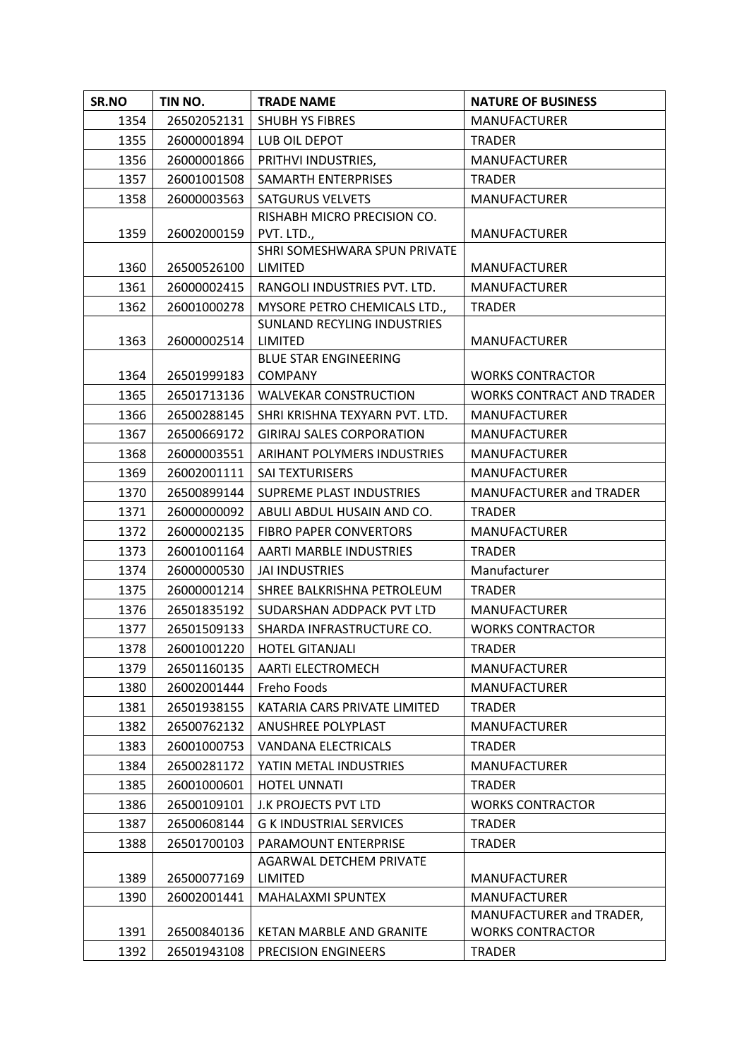| SR.NO | TIN NO. | TRADE NAME | NATURE OF BUSINESS |
|---|---|---|---|
| 1354 | 26502052131 | SHUBH YS FIBRES | MANUFACTURER |
| 1355 | 26000001894 | LUB OIL DEPOT | TRADER |
| 1356 | 26000001866 | PRITHVI INDUSTRIES, | MANUFACTURER |
| 1357 | 26001001508 | SAMARTH ENTERPRISES | TRADER |
| 1358 | 26000003563 | SATGURUS VELVETS | MANUFACTURER |
| 1359 | 26002000159 | RISHABH MICRO PRECISION CO. PVT. LTD., | MANUFACTURER |
| 1360 | 26500526100 | SHRI SOMESHWARA SPUN PRIVATE LIMITED | MANUFACTURER |
| 1361 | 26000002415 | RANGOLI INDUSTRIES PVT. LTD. | MANUFACTURER |
| 1362 | 26001000278 | MYSORE PETRO CHEMICALS LTD., | TRADER |
| 1363 | 26000002514 | SUNLAND RECYLING INDUSTRIES LIMITED | MANUFACTURER |
| 1364 | 26501999183 | BLUE STAR ENGINEERING COMPANY | WORKS CONTRACTOR |
| 1365 | 26501713136 | WALVEKAR CONSTRUCTION | WORKS CONTRACT AND TRADER |
| 1366 | 26500288145 | SHRI KRISHNA TEXYARN PVT. LTD. | MANUFACTURER |
| 1367 | 26500669172 | GIRIRAJ SALES CORPORATION | MANUFACTURER |
| 1368 | 26000003551 | ARIHANT POLYMERS INDUSTRIES | MANUFACTURER |
| 1369 | 26002001111 | SAI TEXTURISERS | MANUFACTURER |
| 1370 | 26500899144 | SUPREME PLAST INDUSTRIES | MANUFACTURER and TRADER |
| 1371 | 26000000092 | ABULI ABDUL HUSAIN AND CO. | TRADER |
| 1372 | 26000002135 | FIBRO PAPER CONVERTORS | MANUFACTURER |
| 1373 | 26001001164 | AARTI MARBLE INDUSTRIES | TRADER |
| 1374 | 26000000530 | JAI INDUSTRIES | Manufacturer |
| 1375 | 26000001214 | SHREE BALKRISHNA PETROLEUM | TRADER |
| 1376 | 26501835192 | SUDARSHAN ADDPACK PVT LTD | MANUFACTURER |
| 1377 | 26501509133 | SHARDA INFRASTRUCTURE CO. | WORKS CONTRACTOR |
| 1378 | 26001001220 | HOTEL GITANJALI | TRADER |
| 1379 | 26501160135 | AARTI ELECTROMECH | MANUFACTURER |
| 1380 | 26002001444 | Freho Foods | MANUFACTURER |
| 1381 | 26501938155 | KATARIA CARS PRIVATE LIMITED | TRADER |
| 1382 | 26500762132 | ANUSHREE POLYPLAST | MANUFACTURER |
| 1383 | 26001000753 | VANDANA ELECTRICALS | TRADER |
| 1384 | 26500281172 | YATIN METAL INDUSTRIES | MANUFACTURER |
| 1385 | 26001000601 | HOTEL UNNATI | TRADER |
| 1386 | 26500109101 | J.K PROJECTS PVT LTD | WORKS CONTRACTOR |
| 1387 | 26500608144 | G K INDUSTRIAL SERVICES | TRADER |
| 1388 | 26501700103 | PARAMOUNT ENTERPRISE | TRADER |
| 1389 | 26500077169 | AGARWAL DETCHEM PRIVATE LIMITED | MANUFACTURER |
| 1390 | 26002001441 | MAHALAXMI SPUNTEX | MANUFACTURER |
| 1391 | 26500840136 | KETAN MARBLE AND GRANITE | MANUFACTURER and TRADER, WORKS CONTRACTOR |
| 1392 | 26501943108 | PRECISION ENGINEERS | TRADER |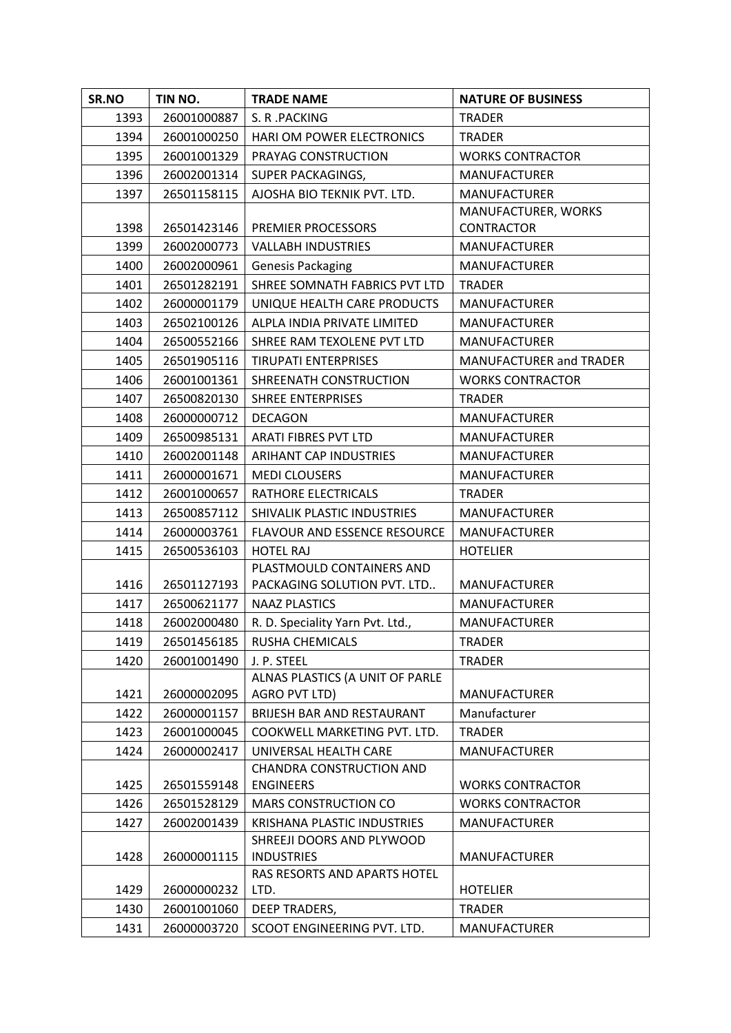| SR.NO | TIN NO. | TRADE NAME | NATURE OF BUSINESS |
|---|---|---|---|
| 1393 | 26001000887 | S. R .PACKING | TRADER |
| 1394 | 26001000250 | HARI OM POWER ELECTRONICS | TRADER |
| 1395 | 26001001329 | PRAYAG CONSTRUCTION | WORKS CONTRACTOR |
| 1396 | 26002001314 | SUPER PACKAGINGS, | MANUFACTURER |
| 1397 | 26501158115 | AJOSHA BIO TEKNIK PVT. LTD. | MANUFACTURER |
| 1398 | 26501423146 | PREMIER PROCESSORS | MANUFACTURER, WORKS CONTRACTOR |
| 1399 | 26002000773 | VALLABH INDUSTRIES | MANUFACTURER |
| 1400 | 26002000961 | Genesis Packaging | MANUFACTURER |
| 1401 | 26501282191 | SHREE SOMNATH FABRICS PVT LTD | TRADER |
| 1402 | 26000001179 | UNIQUE HEALTH CARE PRODUCTS | MANUFACTURER |
| 1403 | 26502100126 | ALPLA INDIA PRIVATE LIMITED | MANUFACTURER |
| 1404 | 26500552166 | SHREE RAM TEXOLENE PVT LTD | MANUFACTURER |
| 1405 | 26501905116 | TIRUPATI ENTERPRISES | MANUFACTURER and TRADER |
| 1406 | 26001001361 | SHREENATH CONSTRUCTION | WORKS CONTRACTOR |
| 1407 | 26500820130 | SHREE ENTERPRISES | TRADER |
| 1408 | 26000000712 | DECAGON | MANUFACTURER |
| 1409 | 26500985131 | ARATI FIBRES PVT LTD | MANUFACTURER |
| 1410 | 26002001148 | ARIHANT CAP INDUSTRIES | MANUFACTURER |
| 1411 | 26000001671 | MEDI CLOUSERS | MANUFACTURER |
| 1412 | 26001000657 | RATHORE ELECTRICALS | TRADER |
| 1413 | 26500857112 | SHIVALIK PLASTIC INDUSTRIES | MANUFACTURER |
| 1414 | 26000003761 | FLAVOUR AND ESSENCE RESOURCE | MANUFACTURER |
| 1415 | 26500536103 | HOTEL RAJ | HOTELIER |
| 1416 | 26501127193 | PLASTMOULD CONTAINERS AND PACKAGING SOLUTION PVT. LTD.. | MANUFACTURER |
| 1417 | 26500621177 | NAAZ PLASTICS | MANUFACTURER |
| 1418 | 26002000480 | R. D. Speciality Yarn Pvt. Ltd., | MANUFACTURER |
| 1419 | 26501456185 | RUSHA CHEMICALS | TRADER |
| 1420 | 26001001490 | J. P. STEEL | TRADER |
| 1421 | 26000002095 | ALNAS PLASTICS (A UNIT OF PARLE AGRO PVT LTD) | MANUFACTURER |
| 1422 | 26000001157 | BRIJESH BAR AND RESTAURANT | Manufacturer |
| 1423 | 26001000045 | COOKWELL MARKETING PVT. LTD. | TRADER |
| 1424 | 26000002417 | UNIVERSAL HEALTH CARE | MANUFACTURER |
| 1425 | 26501559148 | CHANDRA CONSTRUCTION AND ENGINEERS | WORKS CONTRACTOR |
| 1426 | 26501528129 | MARS CONSTRUCTION CO | WORKS CONTRACTOR |
| 1427 | 26002001439 | KRISHANA PLASTIC INDUSTRIES | MANUFACTURER |
| 1428 | 26000001115 | SHREEJI DOORS AND PLYWOOD INDUSTRIES | MANUFACTURER |
| 1429 | 26000000232 | RAS RESORTS AND APARTS HOTEL LTD. | HOTELIER |
| 1430 | 26001001060 | DEEP TRADERS, | TRADER |
| 1431 | 26000003720 | SCOOT ENGINEERING PVT. LTD. | MANUFACTURER |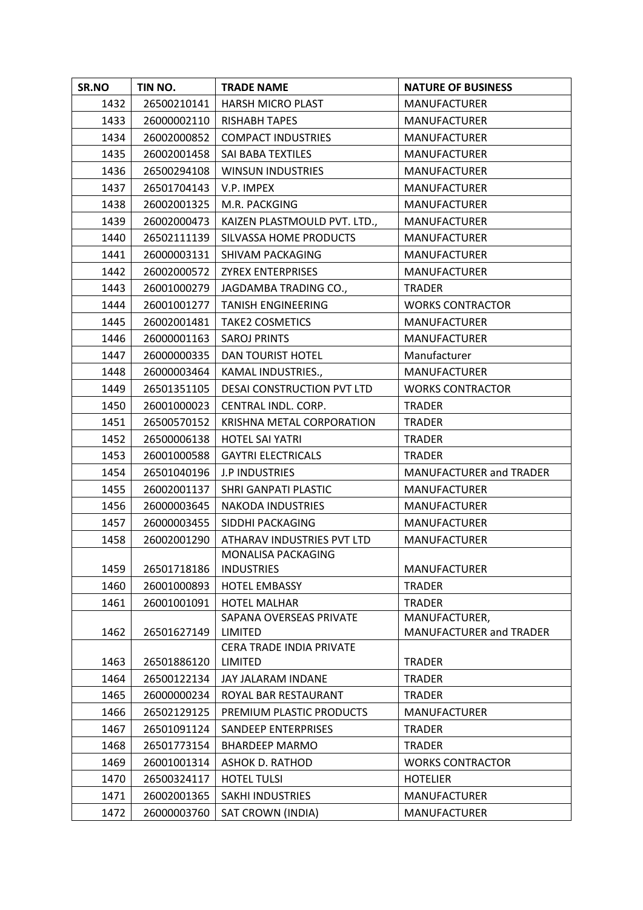| SR.NO | TIN NO. | TRADE NAME | NATURE OF BUSINESS |
|---|---|---|---|
| 1432 | 26500210141 | HARSH MICRO PLAST | MANUFACTURER |
| 1433 | 26000002110 | RISHABH TAPES | MANUFACTURER |
| 1434 | 26002000852 | COMPACT INDUSTRIES | MANUFACTURER |
| 1435 | 26002001458 | SAI BABA TEXTILES | MANUFACTURER |
| 1436 | 26500294108 | WINSUN INDUSTRIES | MANUFACTURER |
| 1437 | 26501704143 | V.P. IMPEX | MANUFACTURER |
| 1438 | 26002001325 | M.R. PACKGING | MANUFACTURER |
| 1439 | 26002000473 | KAIZEN PLASTMOULD PVT. LTD., | MANUFACTURER |
| 1440 | 26502111139 | SILVASSA HOME PRODUCTS | MANUFACTURER |
| 1441 | 26000003131 | SHIVAM PACKAGING | MANUFACTURER |
| 1442 | 26002000572 | ZYREX ENTERPRISES | MANUFACTURER |
| 1443 | 26001000279 | JAGDAMBA TRADING CO., | TRADER |
| 1444 | 26001001277 | TANISH ENGINEERING | WORKS CONTRACTOR |
| 1445 | 26002001481 | TAKE2 COSMETICS | MANUFACTURER |
| 1446 | 26000001163 | SAROJ PRINTS | MANUFACTURER |
| 1447 | 26000000335 | DAN TOURIST HOTEL | Manufacturer |
| 1448 | 26000003464 | KAMAL INDUSTRIES., | MANUFACTURER |
| 1449 | 26501351105 | DESAI CONSTRUCTION PVT LTD | WORKS CONTRACTOR |
| 1450 | 26001000023 | CENTRAL INDL. CORP. | TRADER |
| 1451 | 26500570152 | KRISHNA METAL CORPORATION | TRADER |
| 1452 | 26500006138 | HOTEL SAI YATRI | TRADER |
| 1453 | 26001000588 | GAYTRI ELECTRICALS | TRADER |
| 1454 | 26501040196 | J.P INDUSTRIES | MANUFACTURER and TRADER |
| 1455 | 26002001137 | SHRI GANPATI PLASTIC | MANUFACTURER |
| 1456 | 26000003645 | NAKODA INDUSTRIES | MANUFACTURER |
| 1457 | 26000003455 | SIDDHI PACKAGING | MANUFACTURER |
| 1458 | 26002001290 | ATHARAV INDUSTRIES PVT LTD | MANUFACTURER |
| 1459 | 26501718186 | MONALISA PACKAGING INDUSTRIES | MANUFACTURER |
| 1460 | 26001000893 | HOTEL EMBASSY | TRADER |
| 1461 | 26001001091 | HOTEL MALHAR | TRADER |
| 1462 | 26501627149 | SAPANA OVERSEAS PRIVATE LIMITED | MANUFACTURER, MANUFACTURER and TRADER |
| 1463 | 26501886120 | CERA TRADE INDIA PRIVATE LIMITED | TRADER |
| 1464 | 26500122134 | JAY JALARAM INDANE | TRADER |
| 1465 | 26000000234 | ROYAL BAR RESTAURANT | TRADER |
| 1466 | 26502129125 | PREMIUM PLASTIC PRODUCTS | MANUFACTURER |
| 1467 | 26501091124 | SANDEEP ENTERPRISES | TRADER |
| 1468 | 26501773154 | BHARDEEP MARMO | TRADER |
| 1469 | 26001001314 | ASHOK D. RATHOD | WORKS CONTRACTOR |
| 1470 | 26500324117 | HOTEL TULSI | HOTELIER |
| 1471 | 26002001365 | SAKHI INDUSTRIES | MANUFACTURER |
| 1472 | 26000003760 | SAT CROWN (INDIA) | MANUFACTURER |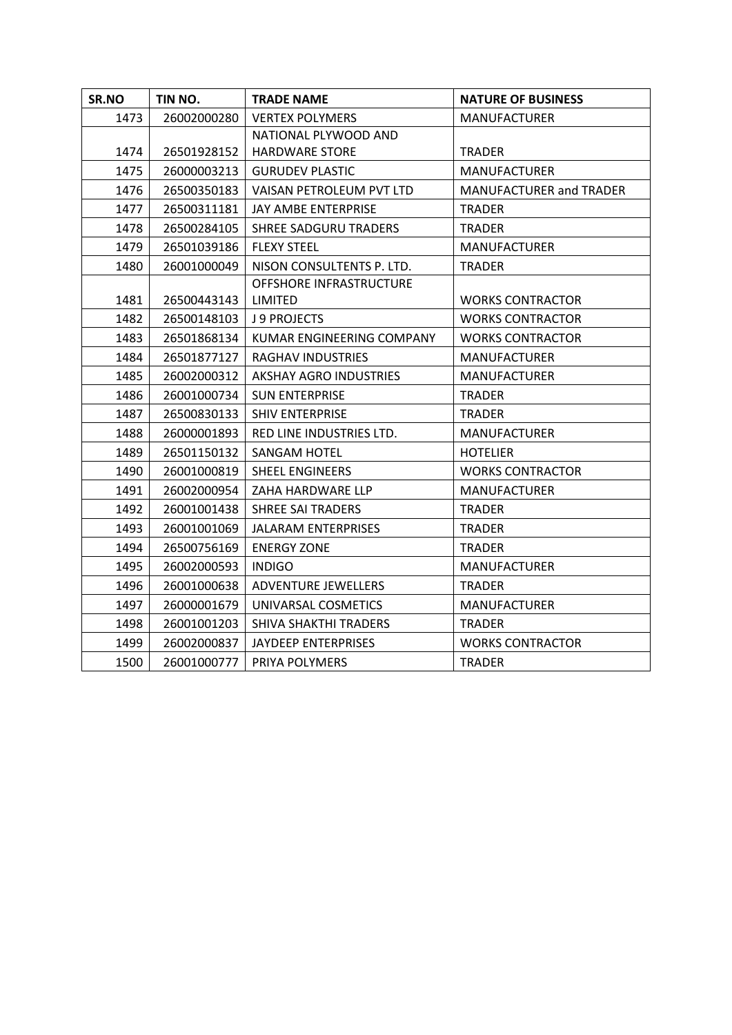| SR.NO | TIN NO. | TRADE NAME | NATURE OF BUSINESS |
|---|---|---|---|
| 1473 | 26002000280 | VERTEX POLYMERS | MANUFACTURER |
| 1474 | 26501928152 | NATIONAL PLYWOOD AND HARDWARE STORE | TRADER |
| 1475 | 26000003213 | GURUDEV PLASTIC | MANUFACTURER |
| 1476 | 26500350183 | VAISAN PETROLEUM PVT LTD | MANUFACTURER and TRADER |
| 1477 | 26500311181 | JAY AMBE ENTERPRISE | TRADER |
| 1478 | 26500284105 | SHREE SADGURU TRADERS | TRADER |
| 1479 | 26501039186 | FLEXY STEEL | MANUFACTURER |
| 1480 | 26001000049 | NISON CONSULTENTS P. LTD. | TRADER |
| 1481 | 26500443143 | OFFSHORE INFRASTRUCTURE LIMITED | WORKS CONTRACTOR |
| 1482 | 26500148103 | J 9 PROJECTS | WORKS CONTRACTOR |
| 1483 | 26501868134 | KUMAR ENGINEERING COMPANY | WORKS CONTRACTOR |
| 1484 | 26501877127 | RAGHAV INDUSTRIES | MANUFACTURER |
| 1485 | 26002000312 | AKSHAY AGRO INDUSTRIES | MANUFACTURER |
| 1486 | 26001000734 | SUN ENTERPRISE | TRADER |
| 1487 | 26500830133 | SHIV ENTERPRISE | TRADER |
| 1488 | 26000001893 | RED LINE INDUSTRIES LTD. | MANUFACTURER |
| 1489 | 26501150132 | SANGAM HOTEL | HOTELIER |
| 1490 | 26001000819 | SHEEL ENGINEERS | WORKS CONTRACTOR |
| 1491 | 26002000954 | ZAHA HARDWARE LLP | MANUFACTURER |
| 1492 | 26001001438 | SHREE SAI TRADERS | TRADER |
| 1493 | 26001001069 | JALARAM ENTERPRISES | TRADER |
| 1494 | 26500756169 | ENERGY ZONE | TRADER |
| 1495 | 26002000593 | INDIGO | MANUFACTURER |
| 1496 | 26001000638 | ADVENTURE JEWELLERS | TRADER |
| 1497 | 26000001679 | UNIVARSAL COSMETICS | MANUFACTURER |
| 1498 | 26001001203 | SHIVA SHAKTHI TRADERS | TRADER |
| 1499 | 26002000837 | JAYDEEP ENTERPRISES | WORKS CONTRACTOR |
| 1500 | 26001000777 | PRIYA POLYMERS | TRADER |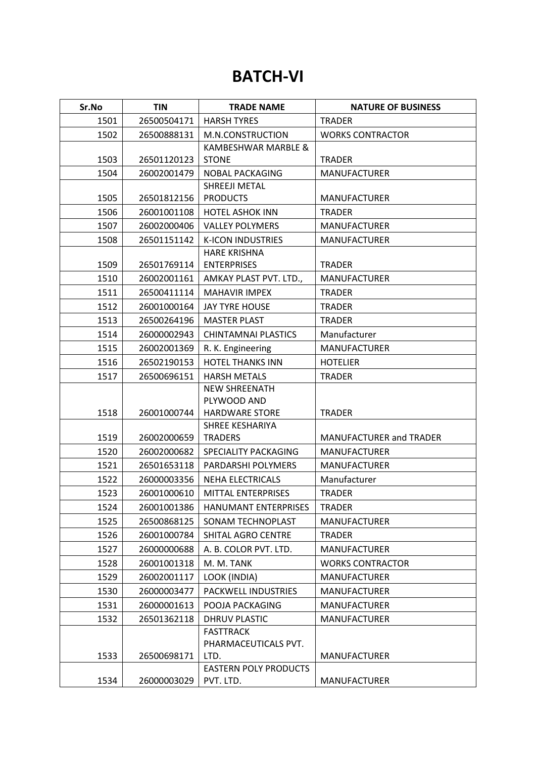# BATCH-VI

| Sr.No | TIN | TRADE NAME | NATURE OF BUSINESS |
|---|---|---|---|
| 1501 | 26500504171 | HARSH TYRES | TRADER |
| 1502 | 26500888131 | M.N.CONSTRUCTION | WORKS CONTRACTOR |
| 1503 | 26501120123 | KAMBESHWAR MARBLE & STONE | TRADER |
| 1504 | 26002001479 | NOBAL PACKAGING | MANUFACTURER |
| 1505 | 26501812156 | SHREEJI METAL PRODUCTS | MANUFACTURER |
| 1506 | 26001001108 | HOTEL ASHOK INN | TRADER |
| 1507 | 26002000406 | VALLEY POLYMERS | MANUFACTURER |
| 1508 | 26501151142 | K-ICON INDUSTRIES | MANUFACTURER |
| 1509 | 26501769114 | HARE KRISHNA ENTERPRISES | TRADER |
| 1510 | 26002001161 | AMKAY PLAST PVT. LTD., | MANUFACTURER |
| 1511 | 26500411114 | MAHAVIR IMPEX | TRADER |
| 1512 | 26001000164 | JAY TYRE HOUSE | TRADER |
| 1513 | 26500264196 | MASTER PLAST | TRADER |
| 1514 | 26000002943 | CHINTAMNAI PLASTICS | Manufacturer |
| 1515 | 26002001369 | R. K. Engineering | MANUFACTURER |
| 1516 | 26502190153 | HOTEL THANKS INN | HOTELIER |
| 1517 | 26500696151 | HARSH METALS | TRADER |
| 1518 | 26001000744 | NEW SHREENATH PLYWOOD AND HARDWARE STORE | TRADER |
| 1519 | 26002000659 | SHREE KESHARIYA TRADERS | MANUFACTURER and TRADER |
| 1520 | 26002000682 | SPECIALITY PACKAGING | MANUFACTURER |
| 1521 | 26501653118 | PARDARSHI POLYMERS | MANUFACTURER |
| 1522 | 26000003356 | NEHA ELECTRICALS | Manufacturer |
| 1523 | 26001000610 | MITTAL ENTERPRISES | TRADER |
| 1524 | 26001001386 | HANUMANT ENTERPRISES | TRADER |
| 1525 | 26500868125 | SONAM TECHNOPLAST | MANUFACTURER |
| 1526 | 26001000784 | SHITAL AGRO CENTRE | TRADER |
| 1527 | 26000000688 | A. B. COLOR PVT. LTD. | MANUFACTURER |
| 1528 | 26001001318 | M. M. TANK | WORKS CONTRACTOR |
| 1529 | 26002001117 | LOOK (INDIA) | MANUFACTURER |
| 1530 | 26000003477 | PACKWELL INDUSTRIES | MANUFACTURER |
| 1531 | 26000001613 | POOJA PACKAGING | MANUFACTURER |
| 1532 | 26501362118 | DHRUV PLASTIC | MANUFACTURER |
| 1533 | 26500698171 | FASTTRACK PHARMACEUTICALS PVT. LTD. | MANUFACTURER |
| 1534 | 26000003029 | EASTERN POLY PRODUCTS PVT. LTD. | MANUFACTURER |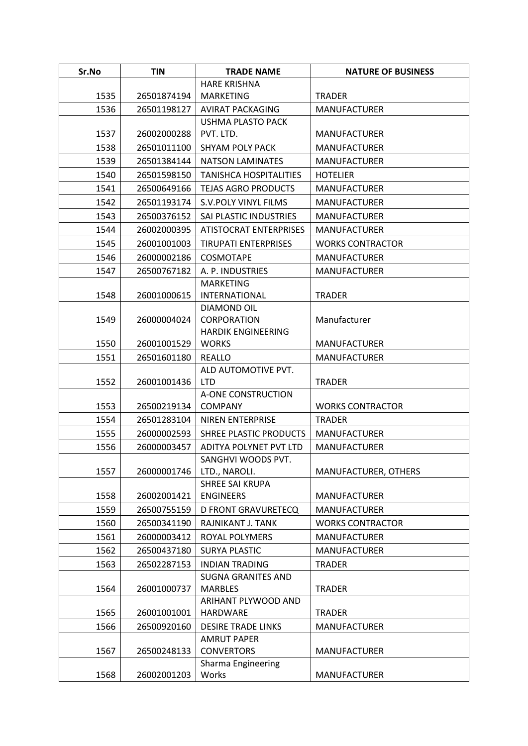| Sr.No | TIN | TRADE NAME | NATURE OF BUSINESS |
|---|---|---|---|
| 1535 | 26501874194 | HARE KRISHNA MARKETING | TRADER |
| 1536 | 26501198127 | AVIRAT PACKAGING | MANUFACTURER |
| 1537 | 26002000288 | USHMA PLASTO PACK PVT. LTD. | MANUFACTURER |
| 1538 | 26501011100 | SHYAM POLY PACK | MANUFACTURER |
| 1539 | 26501384144 | NATSON LAMINATES | MANUFACTURER |
| 1540 | 26501598150 | TANISHCA HOSPITALITIES | HOTELIER |
| 1541 | 26500649166 | TEJAS AGRO PRODUCTS | MANUFACTURER |
| 1542 | 26501193174 | S.V.POLY VINYL FILMS | MANUFACTURER |
| 1543 | 26500376152 | SAI PLASTIC INDUSTRIES | MANUFACTURER |
| 1544 | 26002000395 | ATISTOCRAT ENTERPRISES | MANUFACTURER |
| 1545 | 26001001003 | TIRUPATI ENTERPRISES | WORKS CONTRACTOR |
| 1546 | 26000002186 | COSMOTAPE | MANUFACTURER |
| 1547 | 26500767182 | A. P. INDUSTRIES | MANUFACTURER |
| 1548 | 26001000615 | MARKETING INTERNATIONAL | TRADER |
| 1549 | 26000004024 | DIAMOND OIL CORPORATION | Manufacturer |
| 1550 | 26001001529 | HARDIK ENGINEERING WORKS | MANUFACTURER |
| 1551 | 26501601180 | REALLO | MANUFACTURER |
| 1552 | 26001001436 | ALD AUTOMOTIVE PVT. LTD | TRADER |
| 1553 | 26500219134 | A-ONE CONSTRUCTION COMPANY | WORKS CONTRACTOR |
| 1554 | 26501283104 | NIREN ENTERPRISE | TRADER |
| 1555 | 26000002593 | SHREE PLASTIC PRODUCTS | MANUFACTURER |
| 1556 | 26000003457 | ADITYA POLYNET PVT LTD | MANUFACTURER |
| 1557 | 26000001746 | SANGHVI WOODS PVT. LTD., NAROLI. | MANUFACTURER, OTHERS |
| 1558 | 26002001421 | SHREE SAI KRUPA ENGINEERS | MANUFACTURER |
| 1559 | 26500755159 | D FRONT GRAVURETECQ | MANUFACTURER |
| 1560 | 26500341190 | RAJNIKANT J. TANK | WORKS CONTRACTOR |
| 1561 | 26000003412 | ROYAL POLYMERS | MANUFACTURER |
| 1562 | 26500437180 | SURYA PLASTIC | MANUFACTURER |
| 1563 | 26502287153 | INDIAN TRADING | TRADER |
| 1564 | 26001000737 | SUGNA GRANITES AND MARBLES | TRADER |
| 1565 | 26001001001 | ARIHANT PLYWOOD AND HARDWARE | TRADER |
| 1566 | 26500920160 | DESIRE TRADE LINKS | MANUFACTURER |
| 1567 | 26500248133 | AMRUT PAPER CONVERTORS | MANUFACTURER |
| 1568 | 26002001203 | Sharma Engineering Works | MANUFACTURER |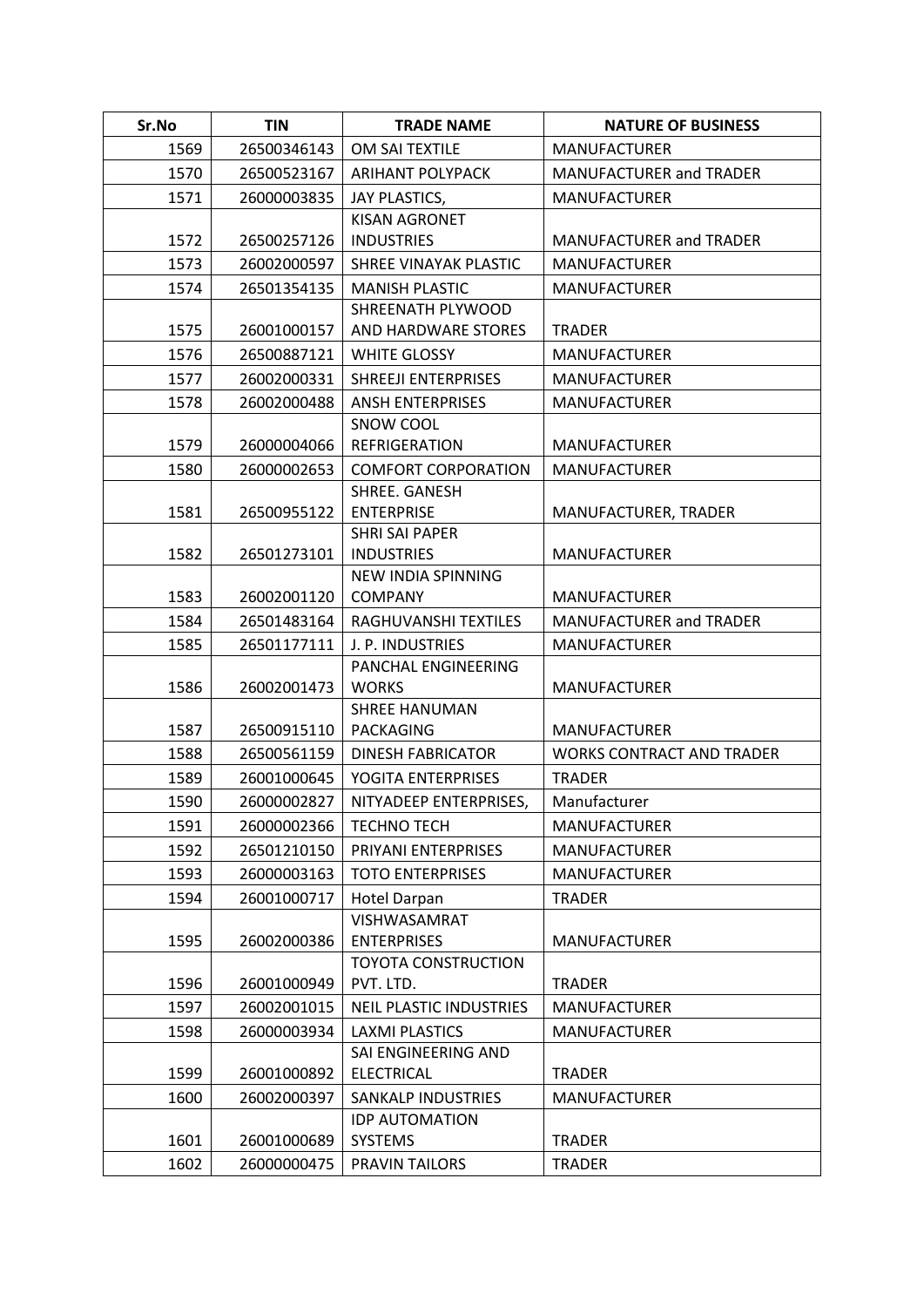| Sr.No | TIN | TRADE NAME | NATURE OF BUSINESS |
|---|---|---|---|
| 1569 | 26500346143 | OM SAI TEXTILE | MANUFACTURER |
| 1570 | 26500523167 | ARIHANT POLYPACK | MANUFACTURER and TRADER |
| 1571 | 26000003835 | JAY PLASTICS, | MANUFACTURER |
| 1572 | 26500257126 | KISAN AGRONET INDUSTRIES | MANUFACTURER and TRADER |
| 1573 | 26002000597 | SHREE VINAYAK PLASTIC | MANUFACTURER |
| 1574 | 26501354135 | MANISH PLASTIC | MANUFACTURER |
| 1575 | 26001000157 | SHREENATH PLYWOOD AND HARDWARE STORES | TRADER |
| 1576 | 26500887121 | WHITE GLOSSY | MANUFACTURER |
| 1577 | 26002000331 | SHREEJI ENTERPRISES | MANUFACTURER |
| 1578 | 26002000488 | ANSH ENTERPRISES | MANUFACTURER |
| 1579 | 26000004066 | SNOW COOL REFRIGERATION | MANUFACTURER |
| 1580 | 26000002653 | COMFORT CORPORATION | MANUFACTURER |
| 1581 | 26500955122 | SHREE. GANESH ENTERPRISE | MANUFACTURER, TRADER |
| 1582 | 26501273101 | SHRI SAI PAPER INDUSTRIES | MANUFACTURER |
| 1583 | 26002001120 | NEW INDIA SPINNING COMPANY | MANUFACTURER |
| 1584 | 26501483164 | RAGHUVANSHI TEXTILES | MANUFACTURER and TRADER |
| 1585 | 26501177111 | J. P. INDUSTRIES | MANUFACTURER |
| 1586 | 26002001473 | PANCHAL ENGINEERING WORKS | MANUFACTURER |
| 1587 | 26500915110 | SHREE HANUMAN PACKAGING | MANUFACTURER |
| 1588 | 26500561159 | DINESH FABRICATOR | WORKS CONTRACT AND TRADER |
| 1589 | 26001000645 | YOGITA ENTERPRISES | TRADER |
| 1590 | 26000002827 | NITYADEEP ENTERPRISES, | Manufacturer |
| 1591 | 26000002366 | TECHNO TECH | MANUFACTURER |
| 1592 | 26501210150 | PRIYANI ENTERPRISES | MANUFACTURER |
| 1593 | 26000003163 | TOTO ENTERPRISES | MANUFACTURER |
| 1594 | 26001000717 | Hotel Darpan | TRADER |
| 1595 | 26002000386 | VISHWASAMRAT ENTERPRISES | MANUFACTURER |
| 1596 | 26001000949 | TOYOTA CONSTRUCTION PVT. LTD. | TRADER |
| 1597 | 26002001015 | NEIL PLASTIC INDUSTRIES | MANUFACTURER |
| 1598 | 26000003934 | LAXMI PLASTICS | MANUFACTURER |
| 1599 | 26001000892 | SAI ENGINEERING AND ELECTRICAL | TRADER |
| 1600 | 26002000397 | SANKALP INDUSTRIES | MANUFACTURER |
| 1601 | 26001000689 | IDP AUTOMATION SYSTEMS | TRADER |
| 1602 | 26000000475 | PRAVIN TAILORS | TRADER |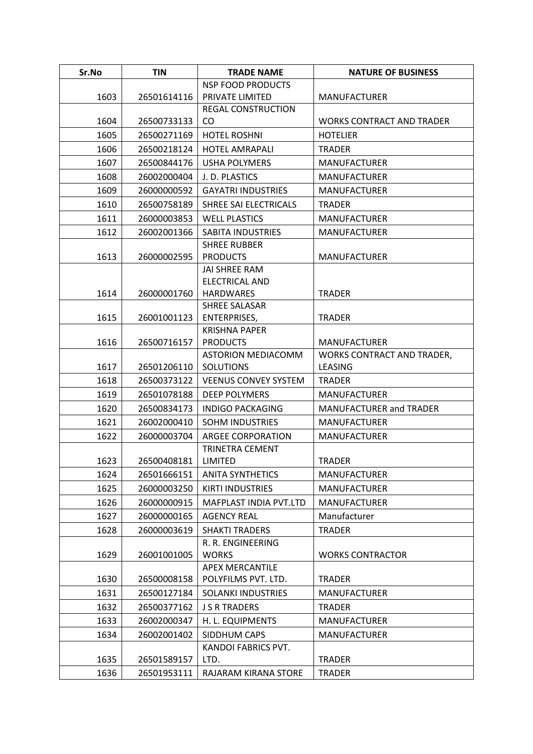| Sr.No | TIN | TRADE NAME | NATURE OF BUSINESS |
|---|---|---|---|
| 1603 | 26501614116 | NSP FOOD PRODUCTS PRIVATE LIMITED | MANUFACTURER |
| 1604 | 26500733133 | REGAL CONSTRUCTION CO | WORKS CONTRACT AND TRADER |
| 1605 | 26500271169 | HOTEL ROSHNI | HOTELIER |
| 1606 | 26500218124 | HOTEL AMRAPALI | TRADER |
| 1607 | 26500844176 | USHA POLYMERS | MANUFACTURER |
| 1608 | 26002000404 | J. D. PLASTICS | MANUFACTURER |
| 1609 | 26000000592 | GAYATRI INDUSTRIES | MANUFACTURER |
| 1610 | 26500758189 | SHREE SAI ELECTRICALS | TRADER |
| 1611 | 26000003853 | WELL PLASTICS | MANUFACTURER |
| 1612 | 26002001366 | SABITA INDUSTRIES | MANUFACTURER |
| 1613 | 26000002595 | SHREE RUBBER PRODUCTS | MANUFACTURER |
| 1614 | 26000001760 | JAI SHREE RAM ELECTRICAL AND HARDWARES | TRADER |
| 1615 | 26001001123 | SHREE SALASAR ENTERPRISES, | TRADER |
| 1616 | 26500716157 | KRISHNA PAPER PRODUCTS | MANUFACTURER |
| 1617 | 26501206110 | ASTORION MEDIACOMM SOLUTIONS | WORKS CONTRACT AND TRADER, LEASING |
| 1618 | 26500373122 | VEENUS CONVEY SYSTEM | TRADER |
| 1619 | 26501078188 | DEEP POLYMERS | MANUFACTURER |
| 1620 | 26500834173 | INDIGO PACKAGING | MANUFACTURER and TRADER |
| 1621 | 26002000410 | SOHM INDUSTRIES | MANUFACTURER |
| 1622 | 26000003704 | ARGEE CORPORATION | MANUFACTURER |
| 1623 | 26500408181 | TRINETRA CEMENT LIMITED | TRADER |
| 1624 | 26501666151 | ANITA SYNTHETICS | MANUFACTURER |
| 1625 | 26000003250 | KIRTI INDUSTRIES | MANUFACTURER |
| 1626 | 26000000915 | MAFPLAST INDIA PVT.LTD | MANUFACTURER |
| 1627 | 26000000165 | AGENCY REAL | Manufacturer |
| 1628 | 26000003619 | SHAKTI TRADERS | TRADER |
| 1629 | 26001001005 | R. R. ENGINEERING WORKS | WORKS CONTRACTOR |
| 1630 | 26500008158 | APEX MERCANTILE POLYFILMS PVT. LTD. | TRADER |
| 1631 | 26500127184 | SOLANKI INDUSTRIES | MANUFACTURER |
| 1632 | 26500377162 | J S R TRADERS | TRADER |
| 1633 | 26002000347 | H. L. EQUIPMENTS | MANUFACTURER |
| 1634 | 26002001402 | SIDDHUM CAPS | MANUFACTURER |
| 1635 | 26501589157 | KANDOI FABRICS PVT. LTD. | TRADER |
| 1636 | 26501953111 | RAJARAM KIRANA STORE | TRADER |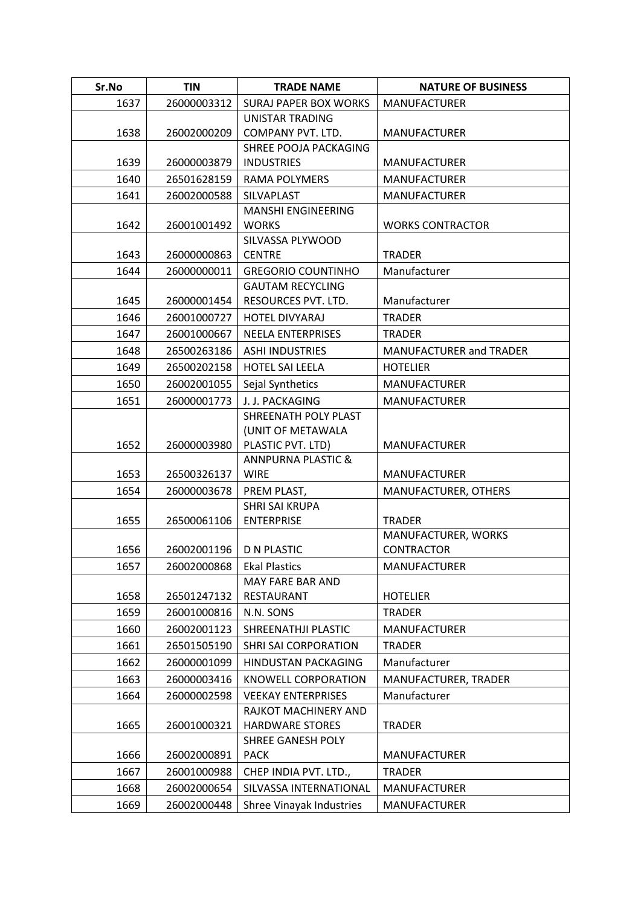| Sr.No | TIN | TRADE NAME | NATURE OF BUSINESS |
|---|---|---|---|
| 1637 | 26000003312 | SURAJ PAPER BOX WORKS | MANUFACTURER |
| 1638 | 26002000209 | UNISTAR TRADING COMPANY PVT. LTD. | MANUFACTURER |
| 1639 | 26000003879 | SHREE POOJA PACKAGING INDUSTRIES | MANUFACTURER |
| 1640 | 26501628159 | RAMA POLYMERS | MANUFACTURER |
| 1641 | 26002000588 | SILVAPLAST | MANUFACTURER |
| 1642 | 26001001492 | MANSHI ENGINEERING WORKS | WORKS CONTRACTOR |
| 1643 | 26000000863 | SILVASSA PLYWOOD CENTRE | TRADER |
| 1644 | 26000000011 | GREGORIO COUNTINHO | Manufacturer |
| 1645 | 26000001454 | GAUTAM RECYCLING RESOURCES PVT. LTD. | Manufacturer |
| 1646 | 26001000727 | HOTEL DIVYARAJ | TRADER |
| 1647 | 26001000667 | NEELA ENTERPRISES | TRADER |
| 1648 | 26500263186 | ASHI INDUSTRIES | MANUFACTURER and TRADER |
| 1649 | 26500202158 | HOTEL SAI LEELA | HOTELIER |
| 1650 | 26002001055 | Sejal Synthetics | MANUFACTURER |
| 1651 | 26000001773 | J. J. PACKAGING | MANUFACTURER |
| 1652 | 26000003980 | SHREENATH POLY PLAST (UNIT OF METAWALA PLASTIC PVT. LTD) | MANUFACTURER |
| 1653 | 26500326137 | ANNPURNA PLASTIC & WIRE | MANUFACTURER |
| 1654 | 26000003678 | PREM PLAST, | MANUFACTURER, OTHERS |
| 1655 | 26500061106 | SHRI SAI KRUPA ENTERPRISE | TRADER |
| 1656 | 26002001196 | D N PLASTIC | MANUFACTURER, WORKS CONTRACTOR |
| 1657 | 26002000868 | Ekal Plastics | MANUFACTURER |
| 1658 | 26501247132 | MAY FARE BAR AND RESTAURANT | HOTELIER |
| 1659 | 26001000816 | N.N. SONS | TRADER |
| 1660 | 26002001123 | SHREENATHJI PLASTIC | MANUFACTURER |
| 1661 | 26501505190 | SHRI SAI CORPORATION | TRADER |
| 1662 | 26000001099 | HINDUSTAN PACKAGING | Manufacturer |
| 1663 | 26000003416 | KNOWELL CORPORATION | MANUFACTURER, TRADER |
| 1664 | 26000002598 | VEEKAY ENTERPRISES | Manufacturer |
| 1665 | 26001000321 | RAJKOT MACHINERY AND HARDWARE STORES | TRADER |
| 1666 | 26002000891 | SHREE GANESH POLY PACK | MANUFACTURER |
| 1667 | 26001000988 | CHEP INDIA PVT. LTD., | TRADER |
| 1668 | 26002000654 | SILVASSA INTERNATIONAL | MANUFACTURER |
| 1669 | 26002000448 | Shree Vinayak Industries | MANUFACTURER |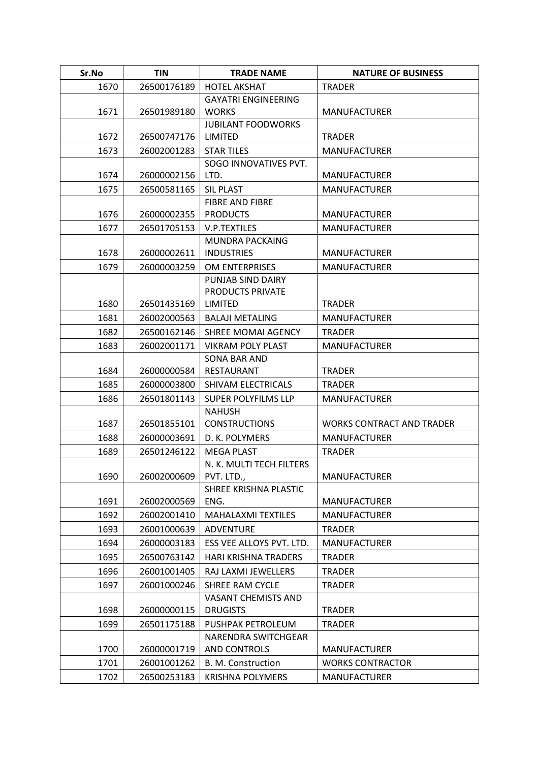| Sr.No | TIN | TRADE NAME | NATURE OF BUSINESS |
|---|---|---|---|
| 1670 | 26500176189 | HOTEL AKSHAT | TRADER |
| 1671 | 26501989180 | GAYATRI ENGINEERING WORKS | MANUFACTURER |
| 1672 | 26500747176 | JUBILANT FOODWORKS LIMITED | TRADER |
| 1673 | 26002001283 | STAR TILES | MANUFACTURER |
| 1674 | 26000002156 | SOGO INNOVATIVES PVT. LTD. | MANUFACTURER |
| 1675 | 26500581165 | SIL PLAST | MANUFACTURER |
| 1676 | 26000002355 | FIBRE AND FIBRE PRODUCTS | MANUFACTURER |
| 1677 | 26501705153 | V.P.TEXTILES | MANUFACTURER |
| 1678 | 26000002611 | MUNDRA PACKAING INDUSTRIES | MANUFACTURER |
| 1679 | 26000003259 | OM ENTERPRISES | MANUFACTURER |
| 1680 | 26501435169 | PUNJAB SIND DAIRY PRODUCTS PRIVATE LIMITED | TRADER |
| 1681 | 26002000563 | BALAJI METALING | MANUFACTURER |
| 1682 | 26500162146 | SHREE MOMAI AGENCY | TRADER |
| 1683 | 26002001171 | VIKRAM POLY PLAST | MANUFACTURER |
| 1684 | 26000000584 | SONA BAR AND RESTAURANT | TRADER |
| 1685 | 26000003800 | SHIVAM ELECTRICALS | TRADER |
| 1686 | 26501801143 | SUPER POLYFILMS LLP | MANUFACTURER |
| 1687 | 26501855101 | NAHUSH CONSTRUCTIONS | WORKS CONTRACT AND TRADER |
| 1688 | 26000003691 | D. K. POLYMERS | MANUFACTURER |
| 1689 | 26501246122 | MEGA PLAST | TRADER |
| 1690 | 26002000609 | N. K. MULTI TECH FILTERS PVT. LTD., | MANUFACTURER |
| 1691 | 26002000569 | SHREE KRISHNA PLASTIC ENG. | MANUFACTURER |
| 1692 | 26002001410 | MAHALAXMI TEXTILES | MANUFACTURER |
| 1693 | 26001000639 | ADVENTURE | TRADER |
| 1694 | 26000003183 | ESS VEE ALLOYS PVT. LTD. | MANUFACTURER |
| 1695 | 26500763142 | HARI KRISHNA TRADERS | TRADER |
| 1696 | 26001001405 | RAJ LAXMI JEWELLERS | TRADER |
| 1697 | 26001000246 | SHREE RAM CYCLE | TRADER |
| 1698 | 26000000115 | VASANT CHEMISTS AND DRUGISTS | TRADER |
| 1699 | 26501175188 | PUSHPAK PETROLEUM | TRADER |
| 1700 | 26000001719 | NARENDRA SWITCHGEAR AND CONTROLS | MANUFACTURER |
| 1701 | 26001001262 | B. M. Construction | WORKS CONTRACTOR |
| 1702 | 26500253183 | KRISHNA POLYMERS | MANUFACTURER |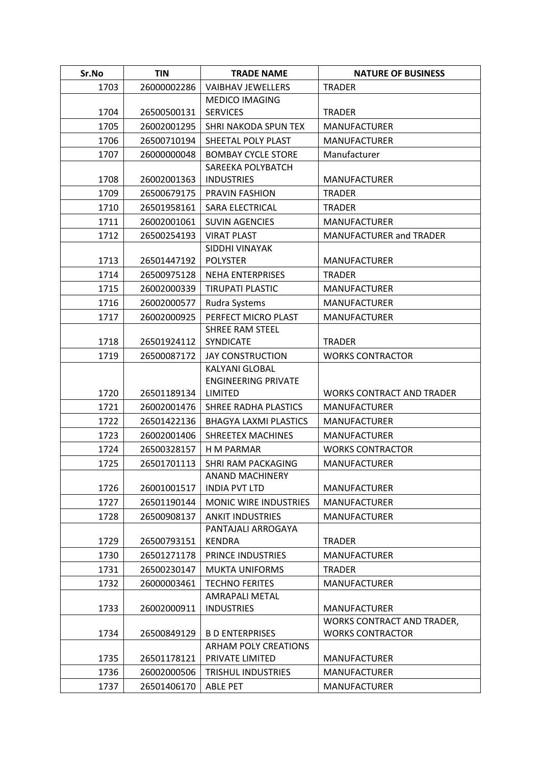| Sr.No | TIN | TRADE NAME | NATURE OF BUSINESS |
|---|---|---|---|
| 1703 | 26000002286 | VAIBHAV JEWELLERS | TRADER |
| 1704 | 26500500131 | MEDICO IMAGING SERVICES | TRADER |
| 1705 | 26002001295 | SHRI NAKODA SPUN TEX | MANUFACTURER |
| 1706 | 26500710194 | SHEETAL POLY PLAST | MANUFACTURER |
| 1707 | 26000000048 | BOMBAY CYCLE STORE | Manufacturer |
| 1708 | 26002001363 | SAREEKA POLYBATCH INDUSTRIES | MANUFACTURER |
| 1709 | 26500679175 | PRAVIN FASHION | TRADER |
| 1710 | 26501958161 | SARA ELECTRICAL | TRADER |
| 1711 | 26002001061 | SUVIN AGENCIES | MANUFACTURER |
| 1712 | 26500254193 | VIRAT PLAST | MANUFACTURER and TRADER |
| 1713 | 26501447192 | SIDDHI VINAYAK POLYSTER | MANUFACTURER |
| 1714 | 26500975128 | NEHA ENTERPRISES | TRADER |
| 1715 | 26002000339 | TIRUPATI PLASTIC | MANUFACTURER |
| 1716 | 26002000577 | Rudra Systems | MANUFACTURER |
| 1717 | 26002000925 | PERFECT MICRO PLAST | MANUFACTURER |
| 1718 | 26501924112 | SHREE RAM STEEL SYNDICATE | TRADER |
| 1719 | 26500087172 | JAY CONSTRUCTION | WORKS CONTRACTOR |
| 1720 | 26501189134 | KALYANI GLOBAL ENGINEERING PRIVATE LIMITED | WORKS CONTRACT AND TRADER |
| 1721 | 26002001476 | SHREE RADHA PLASTICS | MANUFACTURER |
| 1722 | 26501422136 | BHAGYA LAXMI PLASTICS | MANUFACTURER |
| 1723 | 26002001406 | SHREETEX MACHINES | MANUFACTURER |
| 1724 | 26500328157 | H M PARMAR | WORKS CONTRACTOR |
| 1725 | 26501701113 | SHRI RAM PACKAGING | MANUFACTURER |
| 1726 | 26001001517 | ANAND MACHINERY INDIA PVT LTD | MANUFACTURER |
| 1727 | 26501190144 | MONIC WIRE INDUSTRIES | MANUFACTURER |
| 1728 | 26500908137 | ANKIT INDUSTRIES | MANUFACTURER |
| 1729 | 26500793151 | PANTAJALI ARROGAYA KENDRA | TRADER |
| 1730 | 26501271178 | PRINCE INDUSTRIES | MANUFACTURER |
| 1731 | 26500230147 | MUKTA UNIFORMS | TRADER |
| 1732 | 26000003461 | TECHNO FERITES | MANUFACTURER |
| 1733 | 26002000911 | AMRAPALI METAL INDUSTRIES | MANUFACTURER |
| 1734 | 26500849129 | B D ENTERPRISES | WORKS CONTRACT AND TRADER, WORKS CONTRACTOR |
| 1735 | 26501178121 | ARHAM POLY CREATIONS PRIVATE LIMITED | MANUFACTURER |
| 1736 | 26002000506 | TRISHUL INDUSTRIES | MANUFACTURER |
| 1737 | 26501406170 | ABLE PET | MANUFACTURER |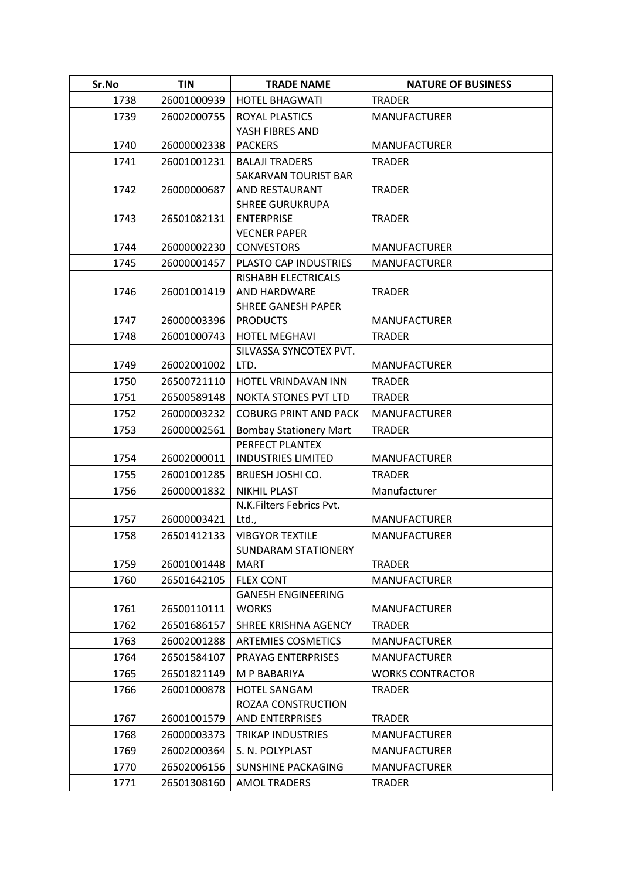| Sr.No | TIN | TRADE NAME | NATURE OF BUSINESS |
|---|---|---|---|
| 1738 | 26001000939 | HOTEL BHAGWATI | TRADER |
| 1739 | 26002000755 | ROYAL PLASTICS | MANUFACTURER |
| 1740 | 26000002338 | YASH FIBRES AND PACKERS | MANUFACTURER |
| 1741 | 26001001231 | BALAJI TRADERS | TRADER |
| 1742 | 26000000687 | SAKARVAN TOURIST BAR AND RESTAURANT | TRADER |
| 1743 | 26501082131 | SHREE GURUKRUPA ENTERPRISE | TRADER |
| 1744 | 26000002230 | VECNER PAPER CONVESTORS | MANUFACTURER |
| 1745 | 26000001457 | PLASTO CAP INDUSTRIES | MANUFACTURER |
| 1746 | 26001001419 | RISHABH ELECTRICALS AND HARDWARE | TRADER |
| 1747 | 26000003396 | SHREE GANESH PAPER PRODUCTS | MANUFACTURER |
| 1748 | 26001000743 | HOTEL MEGHAVI | TRADER |
| 1749 | 26002001002 | SILVASSA SYNCOTEX PVT. LTD. | MANUFACTURER |
| 1750 | 26500721110 | HOTEL VRINDAVAN INN | TRADER |
| 1751 | 26500589148 | NOKTA STONES PVT LTD | TRADER |
| 1752 | 26000003232 | COBURG PRINT AND PACK | MANUFACTURER |
| 1753 | 26000002561 | Bombay Stationery Mart | TRADER |
| 1754 | 26002000011 | PERFECT PLANTEX INDUSTRIES LIMITED | MANUFACTURER |
| 1755 | 26001001285 | BRIJESH JOSHI CO. | TRADER |
| 1756 | 26000001832 | NIKHIL PLAST | Manufacturer |
| 1757 | 26000003421 | N.K.Filters Febrics Pvt. Ltd., | MANUFACTURER |
| 1758 | 26501412133 | VIBGYOR TEXTILE | MANUFACTURER |
| 1759 | 26001001448 | SUNDARAM STATIONERY MART | TRADER |
| 1760 | 26501642105 | FLEX CONT | MANUFACTURER |
| 1761 | 26500110111 | GANESH ENGINEERING WORKS | MANUFACTURER |
| 1762 | 26501686157 | SHREE KRISHNA AGENCY | TRADER |
| 1763 | 26002001288 | ARTEMIES COSMETICS | MANUFACTURER |
| 1764 | 26501584107 | PRAYAG ENTERPRISES | MANUFACTURER |
| 1765 | 26501821149 | M P BABARIYA | WORKS CONTRACTOR |
| 1766 | 26001000878 | HOTEL SANGAM | TRADER |
| 1767 | 26001001579 | ROZAA CONSTRUCTION AND ENTERPRISES | TRADER |
| 1768 | 26000003373 | TRIKAP INDUSTRIES | MANUFACTURER |
| 1769 | 26002000364 | S. N. POLYPLAST | MANUFACTURER |
| 1770 | 26502006156 | SUNSHINE PACKAGING | MANUFACTURER |
| 1771 | 26501308160 | AMOL TRADERS | TRADER |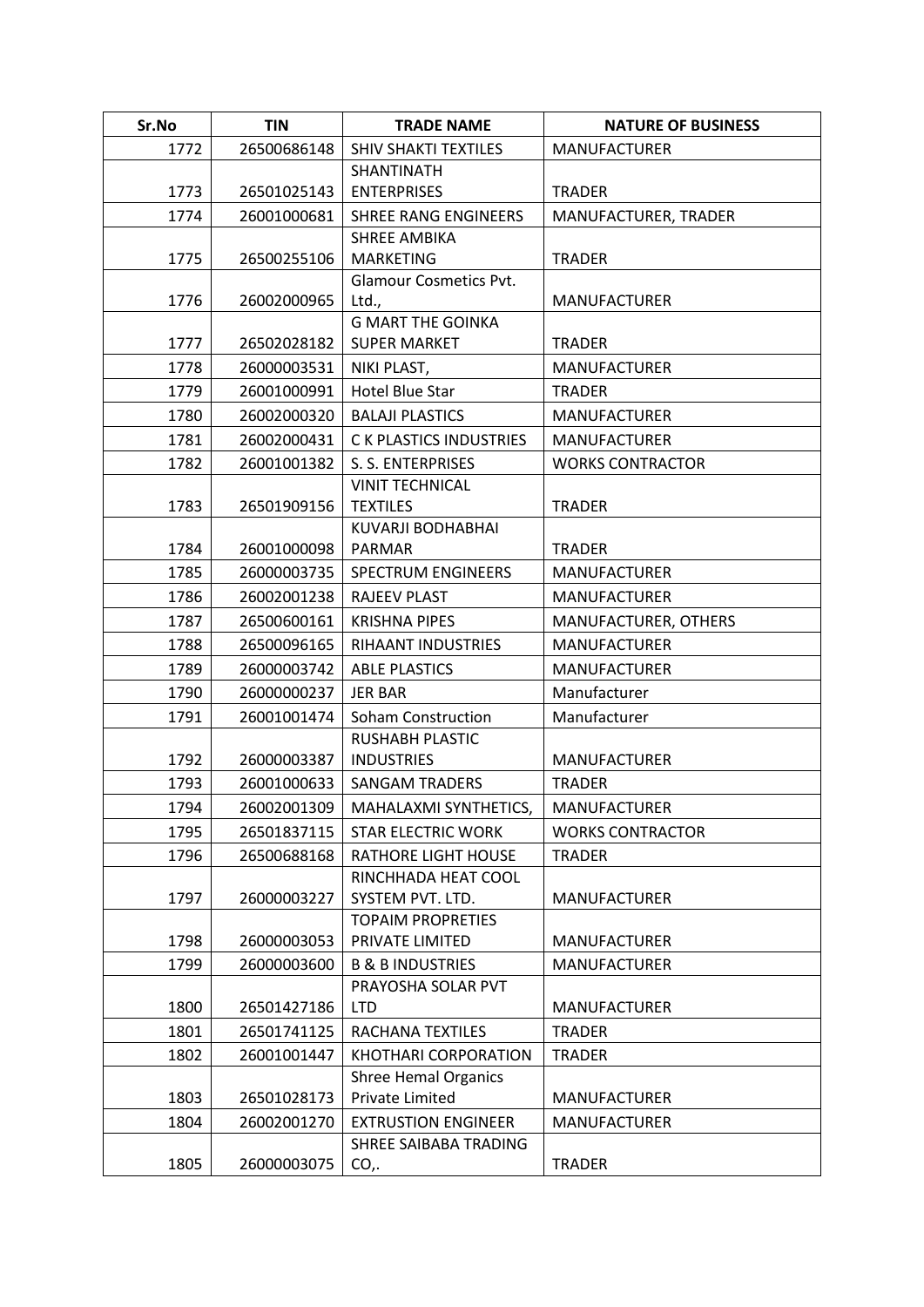| Sr.No | TIN | TRADE NAME | NATURE OF BUSINESS |
|---|---|---|---|
| 1772 | 26500686148 | SHIV SHAKTI TEXTILES | MANUFACTURER |
| 1773 | 26501025143 | SHANTINATH ENTERPRISES | TRADER |
| 1774 | 26001000681 | SHREE RANG ENGINEERS | MANUFACTURER, TRADER |
| 1775 | 26500255106 | SHREE AMBIKA MARKETING | TRADER |
| 1776 | 26002000965 | Glamour Cosmetics Pvt. Ltd., | MANUFACTURER |
| 1777 | 26502028182 | G MART THE GOINKA SUPER MARKET | TRADER |
| 1778 | 26000003531 | NIKI PLAST, | MANUFACTURER |
| 1779 | 26001000991 | Hotel Blue Star | TRADER |
| 1780 | 26002000320 | BALAJI PLASTICS | MANUFACTURER |
| 1781 | 26002000431 | C K PLASTICS INDUSTRIES | MANUFACTURER |
| 1782 | 26001001382 | S. S. ENTERPRISES | WORKS CONTRACTOR |
| 1783 | 26501909156 | VINIT TECHNICAL TEXTILES | TRADER |
| 1784 | 26001000098 | KUVARJI BODHABHAI PARMAR | TRADER |
| 1785 | 26000003735 | SPECTRUM ENGINEERS | MANUFACTURER |
| 1786 | 26002001238 | RAJEEV PLAST | MANUFACTURER |
| 1787 | 26500600161 | KRISHNA PIPES | MANUFACTURER, OTHERS |
| 1788 | 26500096165 | RIHAANT INDUSTRIES | MANUFACTURER |
| 1789 | 26000003742 | ABLE PLASTICS | MANUFACTURER |
| 1790 | 26000000237 | JER BAR | Manufacturer |
| 1791 | 26001001474 | Soham Construction | Manufacturer |
| 1792 | 26000003387 | RUSHABH PLASTIC INDUSTRIES | MANUFACTURER |
| 1793 | 26001000633 | SANGAM TRADERS | TRADER |
| 1794 | 26002001309 | MAHALAXMI SYNTHETICS, | MANUFACTURER |
| 1795 | 26501837115 | STAR ELECTRIC WORK | WORKS CONTRACTOR |
| 1796 | 26500688168 | RATHORE LIGHT HOUSE | TRADER |
| 1797 | 26000003227 | RINCHHADA HEAT COOL SYSTEM PVT. LTD. | MANUFACTURER |
| 1798 | 26000003053 | TOPAIM PROPRETIES PRIVATE LIMITED | MANUFACTURER |
| 1799 | 26000003600 | B & B INDUSTRIES | MANUFACTURER |
| 1800 | 26501427186 | PRAYOSHA SOLAR PVT LTD | MANUFACTURER |
| 1801 | 26501741125 | RACHANA TEXTILES | TRADER |
| 1802 | 26001001447 | KHOTHARI CORPORATION | TRADER |
| 1803 | 26501028173 | Shree Hemal Organics Private Limited | MANUFACTURER |
| 1804 | 26002001270 | EXTRUSTION ENGINEER | MANUFACTURER |
| 1805 | 26000003075 | SHREE SAIBABA TRADING CO,. | TRADER |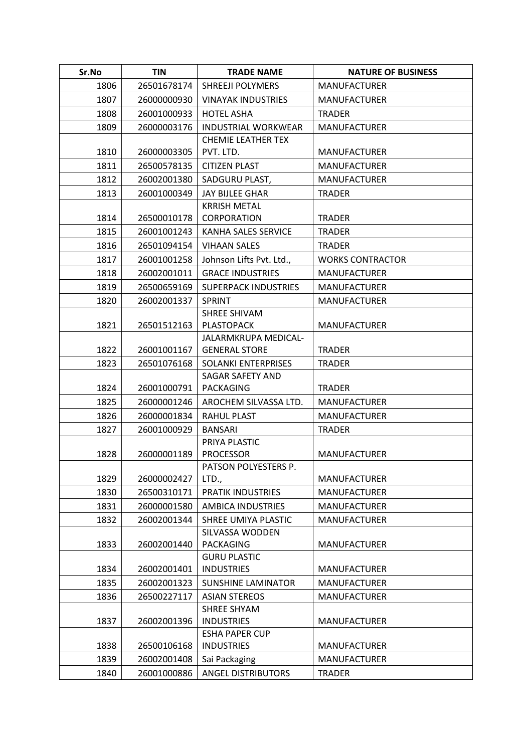| Sr.No | TIN | TRADE NAME | NATURE OF BUSINESS |
|---|---|---|---|
| 1806 | 26501678174 | SHREEJI POLYMERS | MANUFACTURER |
| 1807 | 26000000930 | VINAYAK INDUSTRIES | MANUFACTURER |
| 1808 | 26001000933 | HOTEL ASHA | TRADER |
| 1809 | 26000003176 | INDUSTRIAL WORKWEAR | MANUFACTURER |
| 1810 | 26000003305 | CHEMIE LEATHER TEX PVT. LTD. | MANUFACTURER |
| 1811 | 26500578135 | CITIZEN PLAST | MANUFACTURER |
| 1812 | 26002001380 | SADGURU PLAST, | MANUFACTURER |
| 1813 | 26001000349 | JAY BIJLEE GHAR | TRADER |
| 1814 | 26500010178 | KRRISH METAL CORPORATION | TRADER |
| 1815 | 26001001243 | KANHA SALES SERVICE | TRADER |
| 1816 | 26501094154 | VIHAAN SALES | TRADER |
| 1817 | 26001001258 | Johnson Lifts Pvt. Ltd., | WORKS CONTRACTOR |
| 1818 | 26002001011 | GRACE INDUSTRIES | MANUFACTURER |
| 1819 | 26500659169 | SUPERPACK INDUSTRIES | MANUFACTURER |
| 1820 | 26002001337 | SPRINT | MANUFACTURER |
| 1821 | 26501512163 | SHREE SHIVAM PLASTOPACK | MANUFACTURER |
| 1822 | 26001001167 | JALARMKRUPA MEDICAL-GENERAL STORE | TRADER |
| 1823 | 26501076168 | SOLANKI ENTERPRISES | TRADER |
| 1824 | 26001000791 | SAGAR SAFETY AND PACKAGING | TRADER |
| 1825 | 26000001246 | AROCHEM SILVASSA LTD. | MANUFACTURER |
| 1826 | 26000001834 | RAHUL PLAST | MANUFACTURER |
| 1827 | 26001000929 | BANSARI | TRADER |
| 1828 | 26000001189 | PRIYA PLASTIC PROCESSOR | MANUFACTURER |
| 1829 | 26000002427 | PATSON POLYESTERS P. LTD., | MANUFACTURER |
| 1830 | 26500310171 | PRATIK INDUSTRIES | MANUFACTURER |
| 1831 | 26000001580 | AMBICA INDUSTRIES | MANUFACTURER |
| 1832 | 26002001344 | SHREE UMIYA PLASTIC | MANUFACTURER |
| 1833 | 26002001440 | SILVASSA WODDEN PACKAGING | MANUFACTURER |
| 1834 | 26002001401 | GURU PLASTIC INDUSTRIES | MANUFACTURER |
| 1835 | 26002001323 | SUNSHINE LAMINATOR | MANUFACTURER |
| 1836 | 26500227117 | ASIAN STEREOS | MANUFACTURER |
| 1837 | 26002001396 | SHREE SHYAM INDUSTRIES | MANUFACTURER |
| 1838 | 26500106168 | ESHA PAPER CUP INDUSTRIES | MANUFACTURER |
| 1839 | 26002001408 | Sai Packaging | MANUFACTURER |
| 1840 | 26001000886 | ANGEL DISTRIBUTORS | TRADER |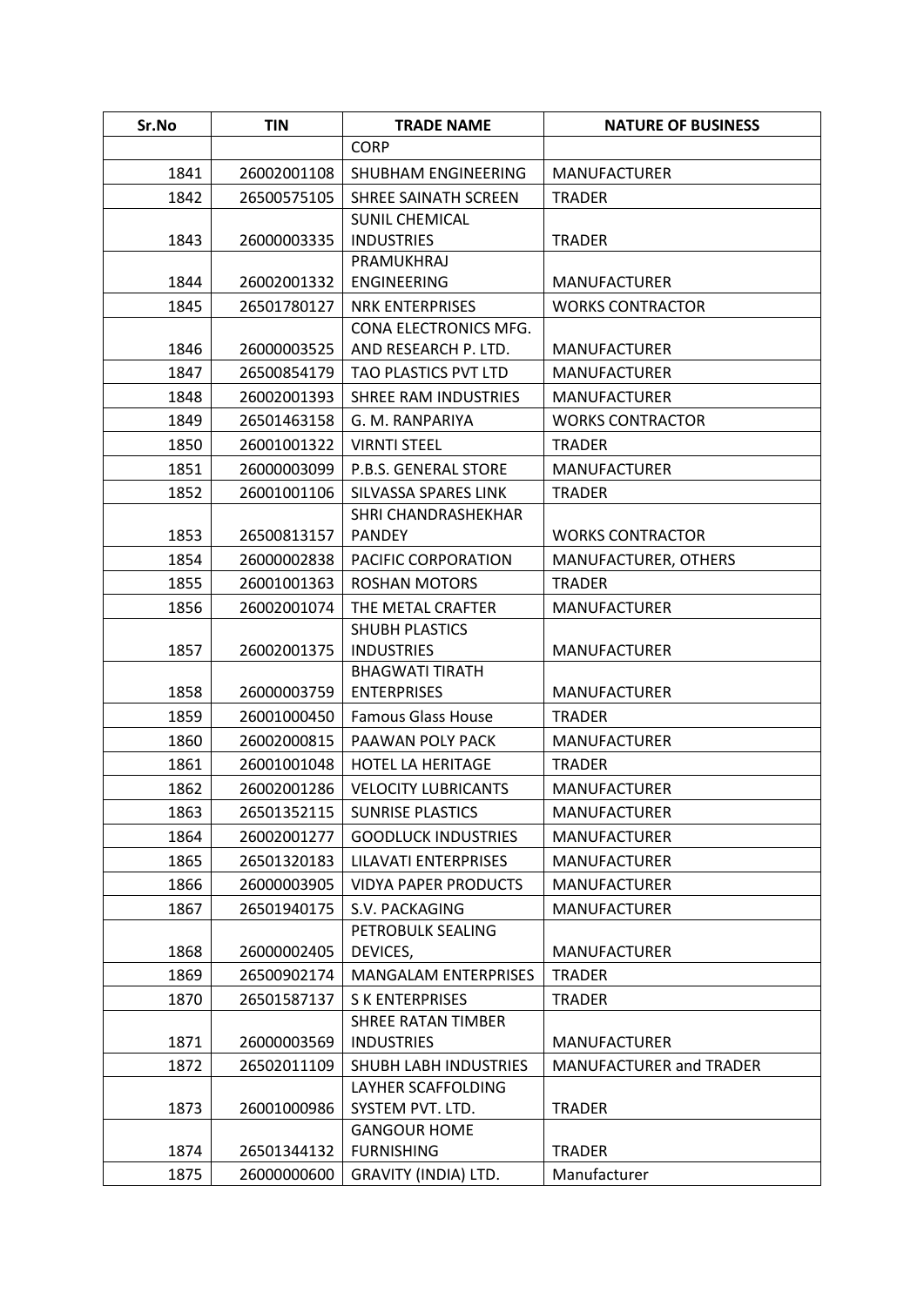| Sr.No | TIN | TRADE NAME | NATURE OF BUSINESS |
|---|---|---|---|
| | | CORP | |
| 1841 | 26002001108 | SHUBHAM ENGINEERING | MANUFACTURER |
| 1842 | 26500575105 | SHREE SAINATH SCREEN | TRADER |
| 1843 | 26000003335 | SUNIL CHEMICAL INDUSTRIES | TRADER |
| 1844 | 26002001332 | PRAMUKHRAJ ENGINEERING | MANUFACTURER |
| 1845 | 26501780127 | NRK ENTERPRISES | WORKS CONTRACTOR |
| 1846 | 26000003525 | CONA ELECTRONICS MFG. AND RESEARCH P. LTD. | MANUFACTURER |
| 1847 | 26500854179 | TAO PLASTICS PVT LTD | MANUFACTURER |
| 1848 | 26002001393 | SHREE RAM INDUSTRIES | MANUFACTURER |
| 1849 | 26501463158 | G. M. RANPARIYA | WORKS CONTRACTOR |
| 1850 | 26001001322 | VIRNTI STEEL | TRADER |
| 1851 | 26000003099 | P.B.S. GENERAL STORE | MANUFACTURER |
| 1852 | 26001001106 | SILVASSA SPARES LINK | TRADER |
| 1853 | 26500813157 | SHRI CHANDRASHEKHAR PANDEY | WORKS CONTRACTOR |
| 1854 | 26000002838 | PACIFIC CORPORATION | MANUFACTURER, OTHERS |
| 1855 | 26001001363 | ROSHAN MOTORS | TRADER |
| 1856 | 26002001074 | THE METAL CRAFTER | MANUFACTURER |
| 1857 | 26002001375 | SHUBH PLASTICS INDUSTRIES | MANUFACTURER |
| 1858 | 26000003759 | BHAGWATI TIRATH ENTERPRISES | MANUFACTURER |
| 1859 | 26001000450 | Famous Glass House | TRADER |
| 1860 | 26002000815 | PAAWAN POLY PACK | MANUFACTURER |
| 1861 | 26001001048 | HOTEL LA HERITAGE | TRADER |
| 1862 | 26002001286 | VELOCITY LUBRICANTS | MANUFACTURER |
| 1863 | 26501352115 | SUNRISE PLASTICS | MANUFACTURER |
| 1864 | 26002001277 | GOODLUCK INDUSTRIES | MANUFACTURER |
| 1865 | 26501320183 | LILAVATI ENTERPRISES | MANUFACTURER |
| 1866 | 26000003905 | VIDYA PAPER PRODUCTS | MANUFACTURER |
| 1867 | 26501940175 | S.V. PACKAGING | MANUFACTURER |
| 1868 | 26000002405 | PETROBULK SEALING DEVICES, | MANUFACTURER |
| 1869 | 26500902174 | MANGALAM ENTERPRISES | TRADER |
| 1870 | 26501587137 | S K ENTERPRISES | TRADER |
| 1871 | 26000003569 | SHREE RATAN TIMBER INDUSTRIES | MANUFACTURER |
| 1872 | 26502011109 | SHUBH LABH INDUSTRIES | MANUFACTURER and TRADER |
| 1873 | 26001000986 | LAYHER SCAFFOLDING SYSTEM PVT. LTD. | TRADER |
| 1874 | 26501344132 | GANGOUR HOME FURNISHING | TRADER |
| 1875 | 26000000600 | GRAVITY (INDIA) LTD. | Manufacturer |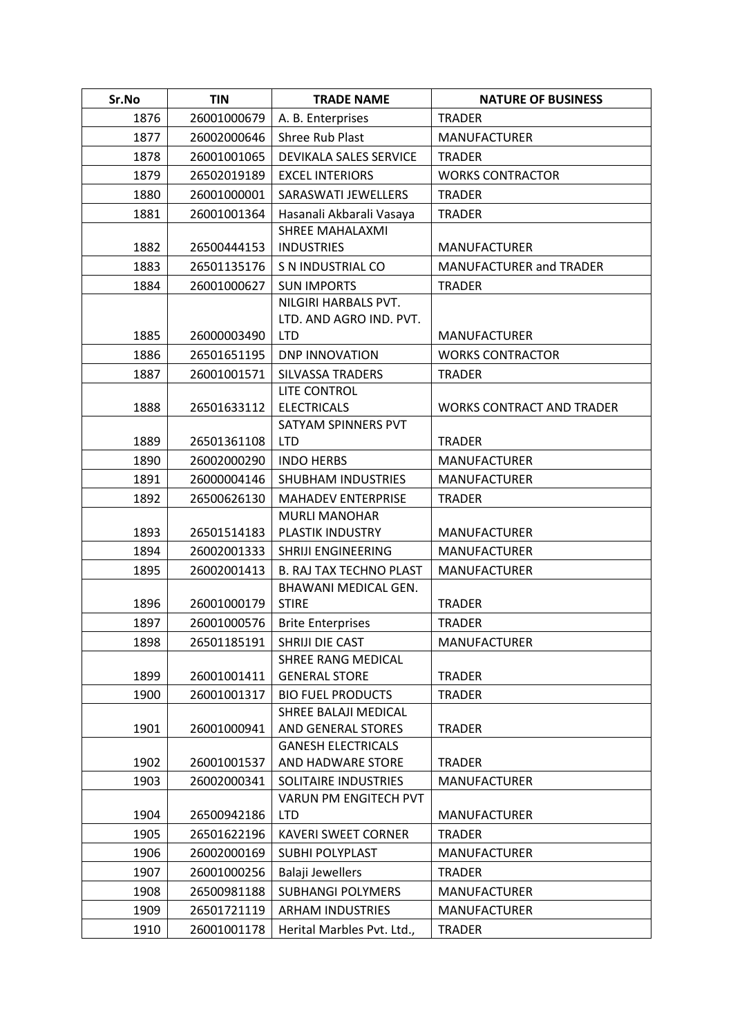| Sr.No | TIN | TRADE NAME | NATURE OF BUSINESS |
|---|---|---|---|
| 1876 | 26001000679 | A. B. Enterprises | TRADER |
| 1877 | 26002000646 | Shree Rub Plast | MANUFACTURER |
| 1878 | 26001001065 | DEVIKALA SALES SERVICE | TRADER |
| 1879 | 26502019189 | EXCEL INTERIORS | WORKS CONTRACTOR |
| 1880 | 26001000001 | SARASWATI JEWELLERS | TRADER |
| 1881 | 26001001364 | Hasanali Akbarali Vasaya | TRADER |
| 1882 | 26500444153 | SHREE MAHALAXMI INDUSTRIES | MANUFACTURER |
| 1883 | 26501135176 | S N INDUSTRIAL CO | MANUFACTURER and TRADER |
| 1884 | 26001000627 | SUN IMPORTS | TRADER |
| 1885 | 26000003490 | NILGIRI HARBALS PVT. LTD. AND AGRO IND. PVT. LTD | MANUFACTURER |
| 1886 | 26501651195 | DNP INNOVATION | WORKS CONTRACTOR |
| 1887 | 26001001571 | SILVASSA TRADERS | TRADER |
| 1888 | 26501633112 | LITE CONTROL ELECTRICALS | WORKS CONTRACT AND TRADER |
| 1889 | 26501361108 | SATYAM SPINNERS PVT LTD | TRADER |
| 1890 | 26002000290 | INDO HERBS | MANUFACTURER |
| 1891 | 26000004146 | SHUBHAM INDUSTRIES | MANUFACTURER |
| 1892 | 26500626130 | MAHADEV ENTERPRISE | TRADER |
| 1893 | 26501514183 | MURLI MANOHAR PLASTIK INDUSTRY | MANUFACTURER |
| 1894 | 26002001333 | SHRIJI ENGINEERING | MANUFACTURER |
| 1895 | 26002001413 | B. RAJ TAX TECHNO PLAST | MANUFACTURER |
| 1896 | 26001000179 | BHAWANI MEDICAL GEN. STIRE | TRADER |
| 1897 | 26001000576 | Brite Enterprises | TRADER |
| 1898 | 26501185191 | SHRIJI DIE CAST | MANUFACTURER |
| 1899 | 26001001411 | SHREE RANG MEDICAL GENERAL STORE | TRADER |
| 1900 | 26001001317 | BIO FUEL PRODUCTS | TRADER |
| 1901 | 26001000941 | SHREE BALAJI MEDICAL AND GENERAL STORES | TRADER |
| 1902 | 26001001537 | GANESH ELECTRICALS AND HADWARE STORE | TRADER |
| 1903 | 26002000341 | SOLITAIRE INDUSTRIES | MANUFACTURER |
| 1904 | 26500942186 | VARUN PM ENGITECH PVT LTD | MANUFACTURER |
| 1905 | 26501622196 | KAVERI SWEET CORNER | TRADER |
| 1906 | 26002000169 | SUBHI POLYPLAST | MANUFACTURER |
| 1907 | 26001000256 | Balaji Jewellers | TRADER |
| 1908 | 26500981188 | SUBHANGI POLYMERS | MANUFACTURER |
| 1909 | 26501721119 | ARHAM INDUSTRIES | MANUFACTURER |
| 1910 | 26001001178 | Herital Marbles Pvt. Ltd., | TRADER |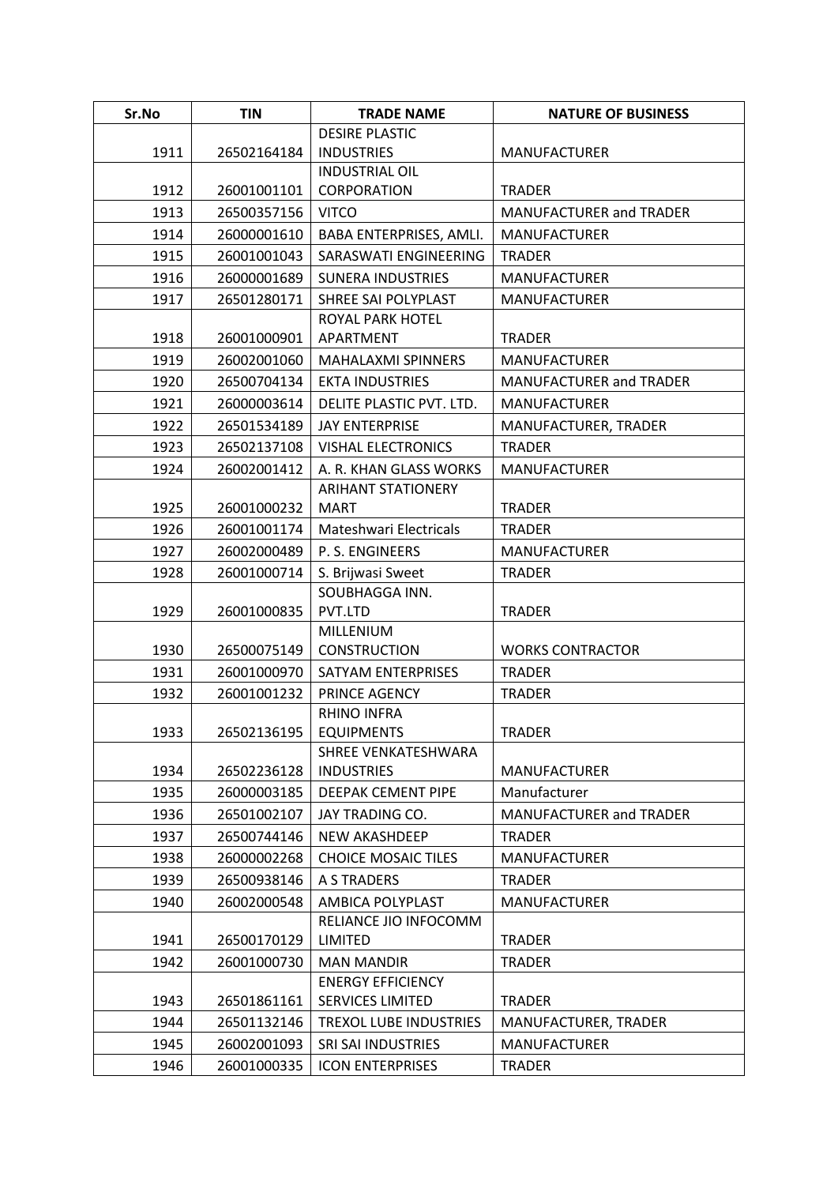| Sr.No | TIN | TRADE NAME | NATURE OF BUSINESS |
|---|---|---|---|
| 1911 | 26502164184 | DESIRE PLASTIC INDUSTRIES | MANUFACTURER |
| 1912 | 26001001101 | INDUSTRIAL OIL CORPORATION | TRADER |
| 1913 | 26500357156 | VITCO | MANUFACTURER and TRADER |
| 1914 | 26000001610 | BABA ENTERPRISES, AMLI. | MANUFACTURER |
| 1915 | 26001001043 | SARASWATI ENGINEERING | TRADER |
| 1916 | 26000001689 | SUNERA INDUSTRIES | MANUFACTURER |
| 1917 | 26501280171 | SHREE SAI POLYPLAST | MANUFACTURER |
| 1918 | 26001000901 | ROYAL PARK HOTEL APARTMENT | TRADER |
| 1919 | 26002001060 | MAHALAXMI SPINNERS | MANUFACTURER |
| 1920 | 26500704134 | EKTA INDUSTRIES | MANUFACTURER and TRADER |
| 1921 | 26000003614 | DELITE PLASTIC PVT. LTD. | MANUFACTURER |
| 1922 | 26501534189 | JAY ENTERPRISE | MANUFACTURER, TRADER |
| 1923 | 26502137108 | VISHAL ELECTRONICS | TRADER |
| 1924 | 26002001412 | A. R. KHAN GLASS WORKS | MANUFACTURER |
| 1925 | 26001000232 | ARIHANT STATIONERY MART | TRADER |
| 1926 | 26001001174 | Mateshwari Electricals | TRADER |
| 1927 | 26002000489 | P. S. ENGINEERS | MANUFACTURER |
| 1928 | 26001000714 | S. Brijwasi Sweet | TRADER |
| 1929 | 26001000835 | SOUBHAGGA INN. PVT.LTD | TRADER |
| 1930 | 26500075149 | MILLENIUM CONSTRUCTION | WORKS CONTRACTOR |
| 1931 | 26001000970 | SATYAM ENTERPRISES | TRADER |
| 1932 | 26001001232 | PRINCE AGENCY | TRADER |
| 1933 | 26502136195 | RHINO INFRA EQUIPMENTS | TRADER |
| 1934 | 26502236128 | SHREE VENKATESHWARA INDUSTRIES | MANUFACTURER |
| 1935 | 26000003185 | DEEPAK CEMENT PIPE | Manufacturer |
| 1936 | 26501002107 | JAY TRADING CO. | MANUFACTURER and TRADER |
| 1937 | 26500744146 | NEW AKASHDEEP | TRADER |
| 1938 | 26000002268 | CHOICE MOSAIC TILES | MANUFACTURER |
| 1939 | 26500938146 | A S TRADERS | TRADER |
| 1940 | 26002000548 | AMBICA POLYPLAST | MANUFACTURER |
| 1941 | 26500170129 | RELIANCE JIO INFOCOMM LIMITED | TRADER |
| 1942 | 26001000730 | MAN MANDIR | TRADER |
| 1943 | 26501861161 | ENERGY EFFICIENCY SERVICES LIMITED | TRADER |
| 1944 | 26501132146 | TREXOL LUBE INDUSTRIES | MANUFACTURER, TRADER |
| 1945 | 26002001093 | SRI SAI INDUSTRIES | MANUFACTURER |
| 1946 | 26001000335 | ICON ENTERPRISES | TRADER |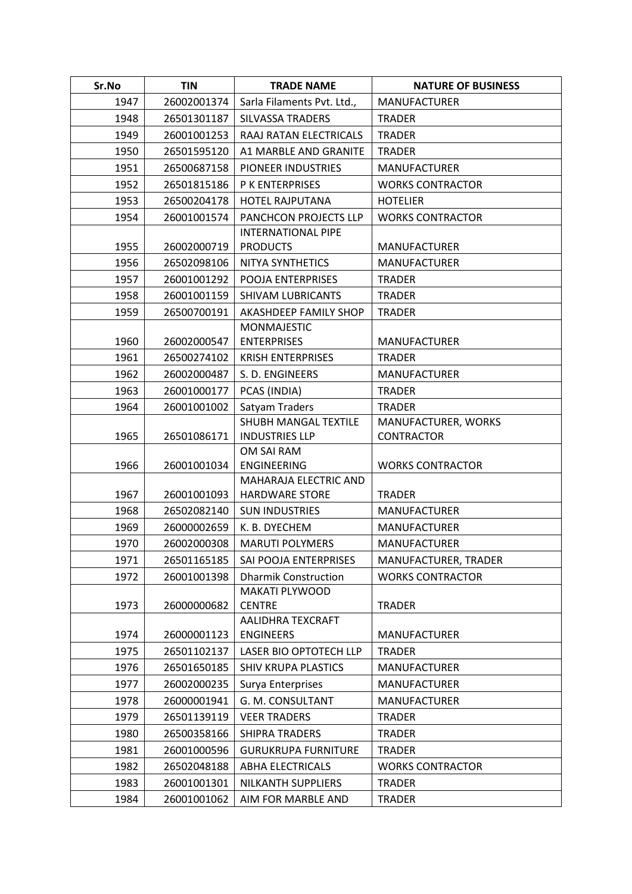| Sr.No | TIN | TRADE NAME | NATURE OF BUSINESS |
|---|---|---|---|
| 1947 | 26002001374 | Sarla Filaments Pvt. Ltd., | MANUFACTURER |
| 1948 | 26501301187 | SILVASSA TRADERS | TRADER |
| 1949 | 26001001253 | RAAJ RATAN ELECTRICALS | TRADER |
| 1950 | 26501595120 | A1 MARBLE AND GRANITE | TRADER |
| 1951 | 26500687158 | PIONEER INDUSTRIES | MANUFACTURER |
| 1952 | 26501815186 | P K ENTERPRISES | WORKS CONTRACTOR |
| 1953 | 26500204178 | HOTEL RAJPUTANA | HOTELIER |
| 1954 | 26001001574 | PANCHCON PROJECTS LLP | WORKS CONTRACTOR |
| 1955 | 26002000719 | INTERNATIONAL PIPE PRODUCTS | MANUFACTURER |
| 1956 | 26502098106 | NITYA SYNTHETICS | MANUFACTURER |
| 1957 | 26001001292 | POOJA ENTERPRISES | TRADER |
| 1958 | 26001001159 | SHIVAM LUBRICANTS | TRADER |
| 1959 | 26500700191 | AKASHDEEP FAMILY SHOP | TRADER |
| 1960 | 26002000547 | MONMAJESTIC ENTERPRISES | MANUFACTURER |
| 1961 | 26500274102 | KRISH ENTERPRISES | TRADER |
| 1962 | 26002000487 | S. D. ENGINEERS | MANUFACTURER |
| 1963 | 26001000177 | PCAS (INDIA) | TRADER |
| 1964 | 26001001002 | Satyam Traders | TRADER |
| 1965 | 26501086171 | SHUBH MANGAL TEXTILE INDUSTRIES LLP | MANUFACTURER, WORKS CONTRACTOR |
| 1966 | 26001001034 | OM SAI RAM ENGINEERING | WORKS CONTRACTOR |
| 1967 | 26001001093 | MAHARAJA ELECTRIC AND HARDWARE STORE | TRADER |
| 1968 | 26502082140 | SUN INDUSTRIES | MANUFACTURER |
| 1969 | 26000002659 | K. B. DYECHEM | MANUFACTURER |
| 1970 | 26002000308 | MARUTI POLYMERS | MANUFACTURER |
| 1971 | 26501165185 | SAI POOJA ENTERPRISES | MANUFACTURER, TRADER |
| 1972 | 26001001398 | Dharmik Construction | WORKS CONTRACTOR |
| 1973 | 26000000682 | MAKATI PLYWOOD CENTRE | TRADER |
| 1974 | 26000001123 | AALIDHRA TEXCRAFT ENGINEERS | MANUFACTURER |
| 1975 | 26501102137 | LASER BIO OPTOTECH LLP | TRADER |
| 1976 | 26501650185 | SHIV KRUPA PLASTICS | MANUFACTURER |
| 1977 | 26002000235 | Surya Enterprises | MANUFACTURER |
| 1978 | 26000001941 | G. M. CONSULTANT | MANUFACTURER |
| 1979 | 26501139119 | VEER TRADERS | TRADER |
| 1980 | 26500358166 | SHIPRA TRADERS | TRADER |
| 1981 | 26001000596 | GURUKRUPA FURNITURE | TRADER |
| 1982 | 26502048188 | ABHA ELECTRICALS | WORKS CONTRACTOR |
| 1983 | 26001001301 | NILKANTH SUPPLIERS | TRADER |
| 1984 | 26001001062 | AIM FOR MARBLE AND | TRADER |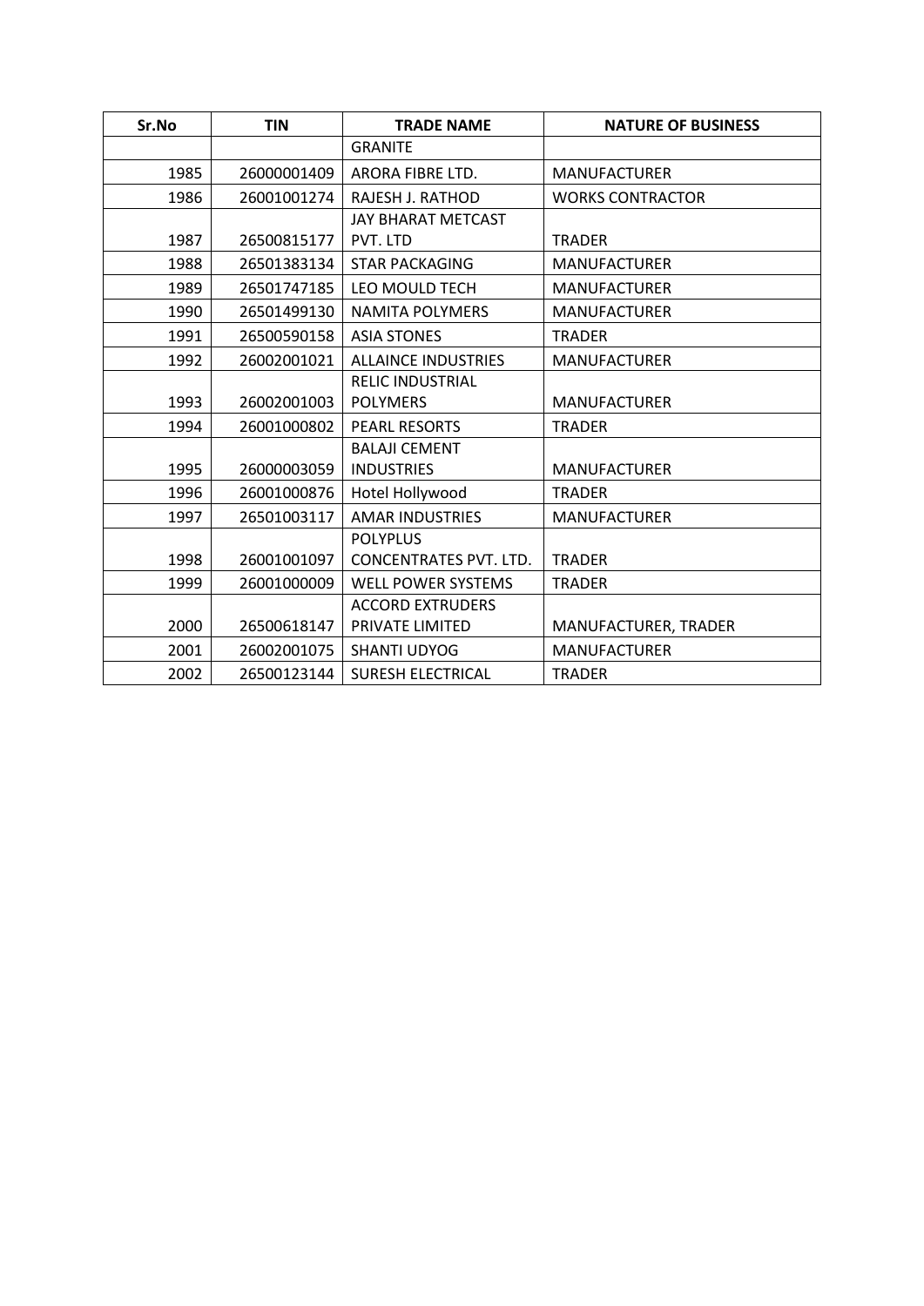| Sr.No | TIN | TRADE NAME | NATURE OF BUSINESS |
|---|---|---|---|
| | | GRANITE | |
| 1985 | 26000001409 | ARORA FIBRE LTD. | MANUFACTURER |
| 1986 | 26001001274 | RAJESH J. RATHOD | WORKS CONTRACTOR |
| 1987 | 26500815177 | JAY BHARAT METCAST PVT. LTD | TRADER |
| 1988 | 26501383134 | STAR PACKAGING | MANUFACTURER |
| 1989 | 26501747185 | LEO MOULD TECH | MANUFACTURER |
| 1990 | 26501499130 | NAMITA POLYMERS | MANUFACTURER |
| 1991 | 26500590158 | ASIA STONES | TRADER |
| 1992 | 26002001021 | ALLAINCE INDUSTRIES | MANUFACTURER |
| 1993 | 26002001003 | RELIC INDUSTRIAL POLYMERS | MANUFACTURER |
| 1994 | 26001000802 | PEARL RESORTS | TRADER |
| 1995 | 26000003059 | BALAJI CEMENT INDUSTRIES | MANUFACTURER |
| 1996 | 26001000876 | Hotel Hollywood | TRADER |
| 1997 | 26501003117 | AMAR INDUSTRIES | MANUFACTURER |
| 1998 | 26001001097 | POLYPLUS CONCENTRATES PVT. LTD. | TRADER |
| 1999 | 26001000009 | WELL POWER SYSTEMS | TRADER |
| 2000 | 26500618147 | ACCORD EXTRUDERS PRIVATE LIMITED | MANUFACTURER, TRADER |
| 2001 | 26002001075 | SHANTI UDYOG | MANUFACTURER |
| 2002 | 26500123144 | SURESH ELECTRICAL | TRADER |